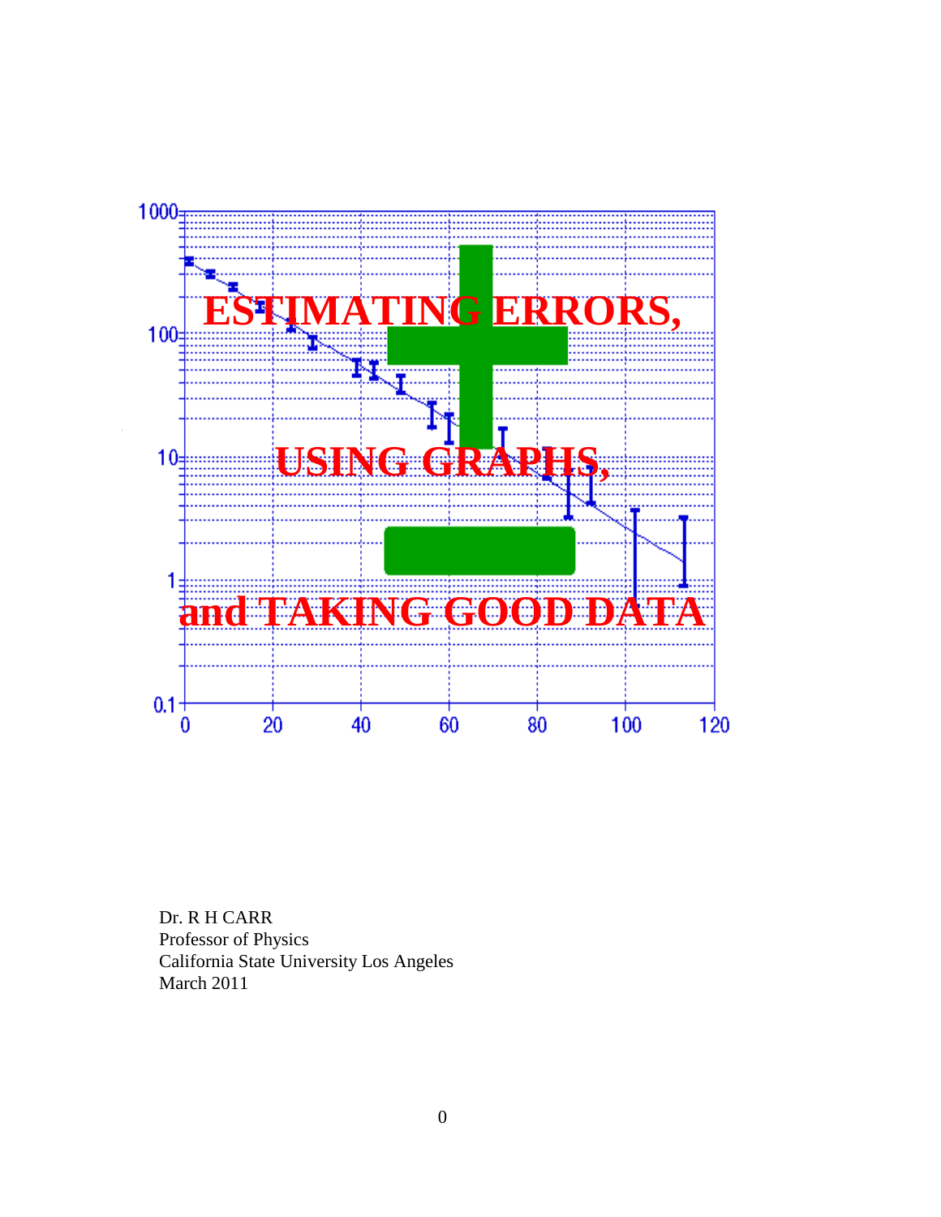# ESTIMATING ERRORS, USING GRAPHS, and TAKING GOOD DATA

Dr. R H CARR
Professor of Physics
California State University Los Angeles
March 2011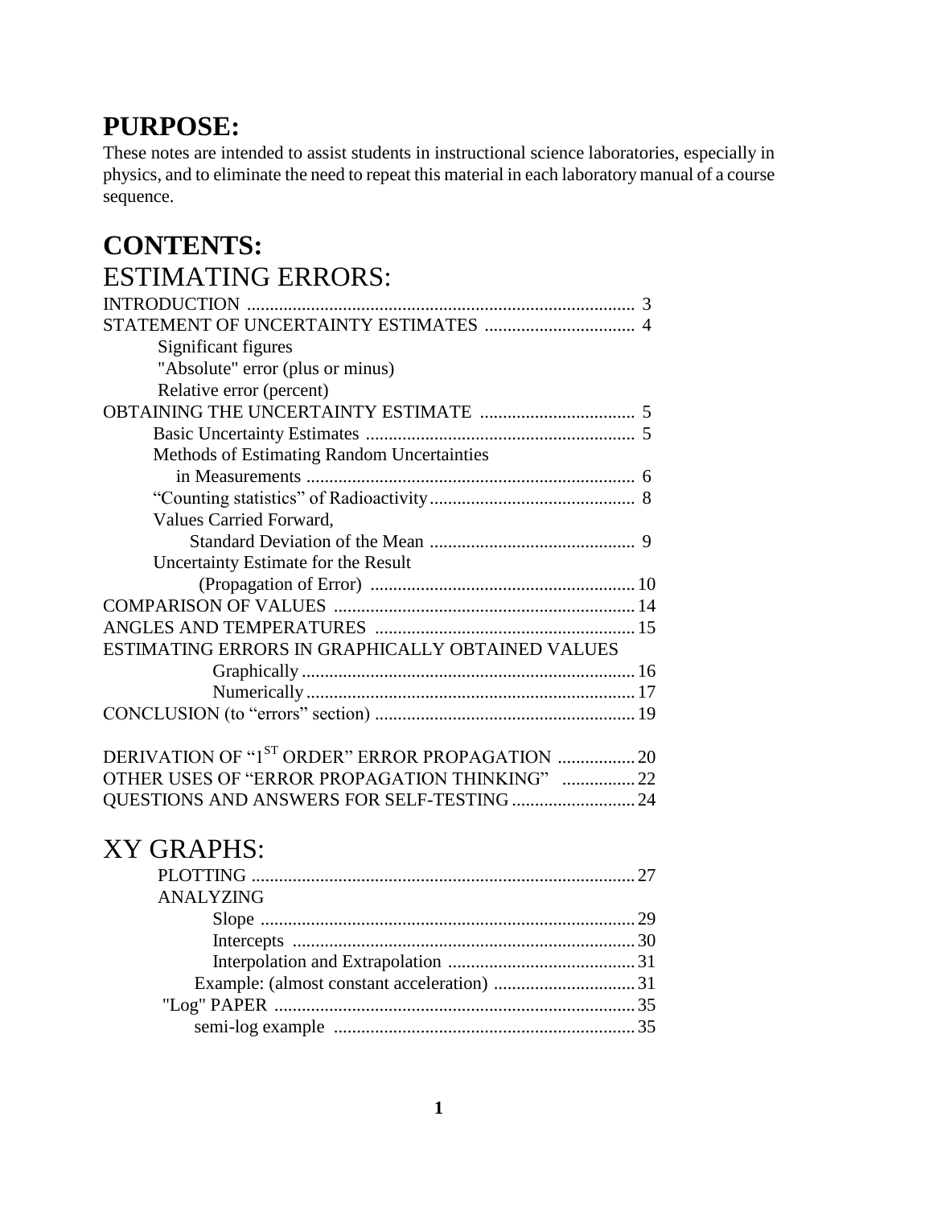# PURPOSE:

These notes are intended to assist students in instructional science laboratories, especially in physics, and to eliminate the need to repeat this material in each laboratory manual of a course sequence.

# CONTENTS:

## ESTIMATING ERRORS:

INTRODUCTION .................................................................................... 3
STATEMENT OF UNCERTAINTY ESTIMATES ................................. 4
- Significant figures
- "Absolute" error (plus or minus)
- Relative error (percent)

OBTAINING THE UNCERTAINTY ESTIMATE .................................. 5
- Basic Uncertainty Estimates ........................................................... 5
- Methods of Estimating Random Uncertainties in Measurements ........................................................................ 6
- "Counting statistics" of Radioactivity............................................. 8
- Values Carried Forward, Standard Deviation of the Mean ............................................. 9
- Uncertainty Estimate for the Result (Propagation of Error) .......................................................... 10

COMPARISON OF VALUES .................................................................. 14
ANGLES AND TEMPERATURES ......................................................... 15
ESTIMATING ERRORS IN GRAPHICALLY OBTAINED VALUES
- Graphically ........................................................................... 16
- Numerically .......................................................................... 17

CONCLUSION (to "errors" section) ......................................................... 19

DERIVATION OF "1ST ORDER" ERROR PROPAGATION ................. 20
OTHER USES OF "ERROR PROPAGATION THINKING" ................ 22
QUESTIONS AND ANSWERS FOR SELF-TESTING ........................... 24

## XY GRAPHS:

PLOTTING .................................................................................... 27
ANALYZING
- Slope .................................................................................. 29
- Intercepts ........................................................................... 30
- Interpolation and Extrapolation ......................................... 31
- Example: (almost constant acceleration) ............................... 31

"Log" PAPER ............................................................................... 35
- semi-log example .................................................................. 35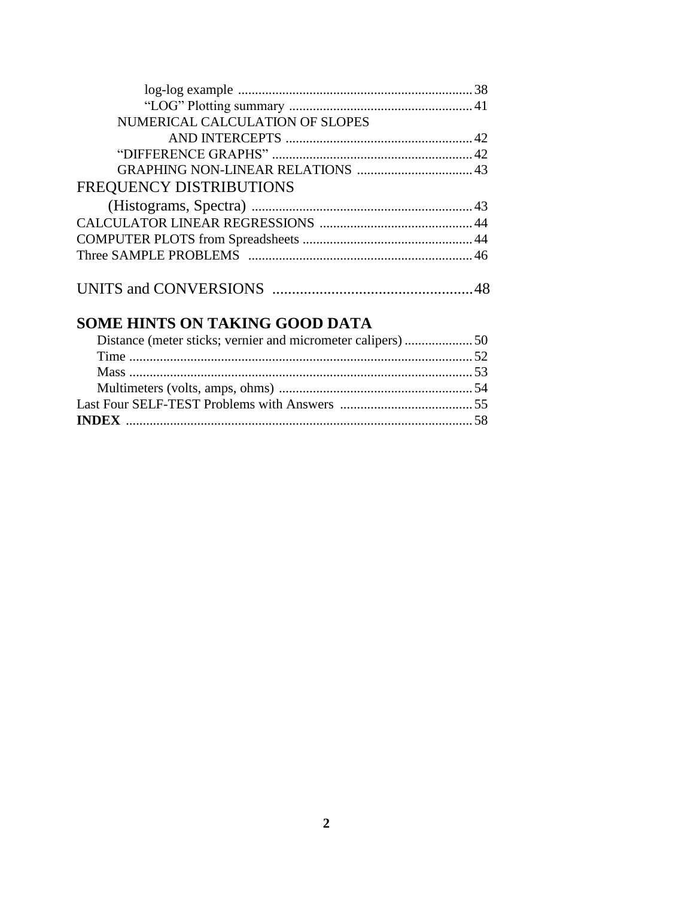log-log example ..................................................................... 38

"LOG" Plotting summary ...................................................... 41

NUMERICAL CALCULATION OF SLOPES AND INTERCEPTS ....................................................... 42

"DIFFERENCE GRAPHS" ........................................................... 42

GRAPHING NON-LINEAR RELATIONS .................................. 43

FREQUENCY DISTRIBUTIONS (Histograms, Spectra) ................................................................ 43

CALCULATOR LINEAR REGRESSIONS ............................................. 44

COMPUTER PLOTS from Spreadsheets .................................................. 44

Three SAMPLE PROBLEMS .................................................................. 46

UNITS and CONVERSIONS .................................................... 48

## SOME HINTS ON TAKING GOOD DATA

Distance (meter sticks; vernier and micrometer calipers) .................... 50

Time ..................................................................................................... 52

Mass ..................................................................................................... 53

Multimeters (volts, amps, ohms) .......................................................... 54

Last Four SELF-TEST Problems with Answers ....................................... 55

**INDEX** ..................................................................................................... 58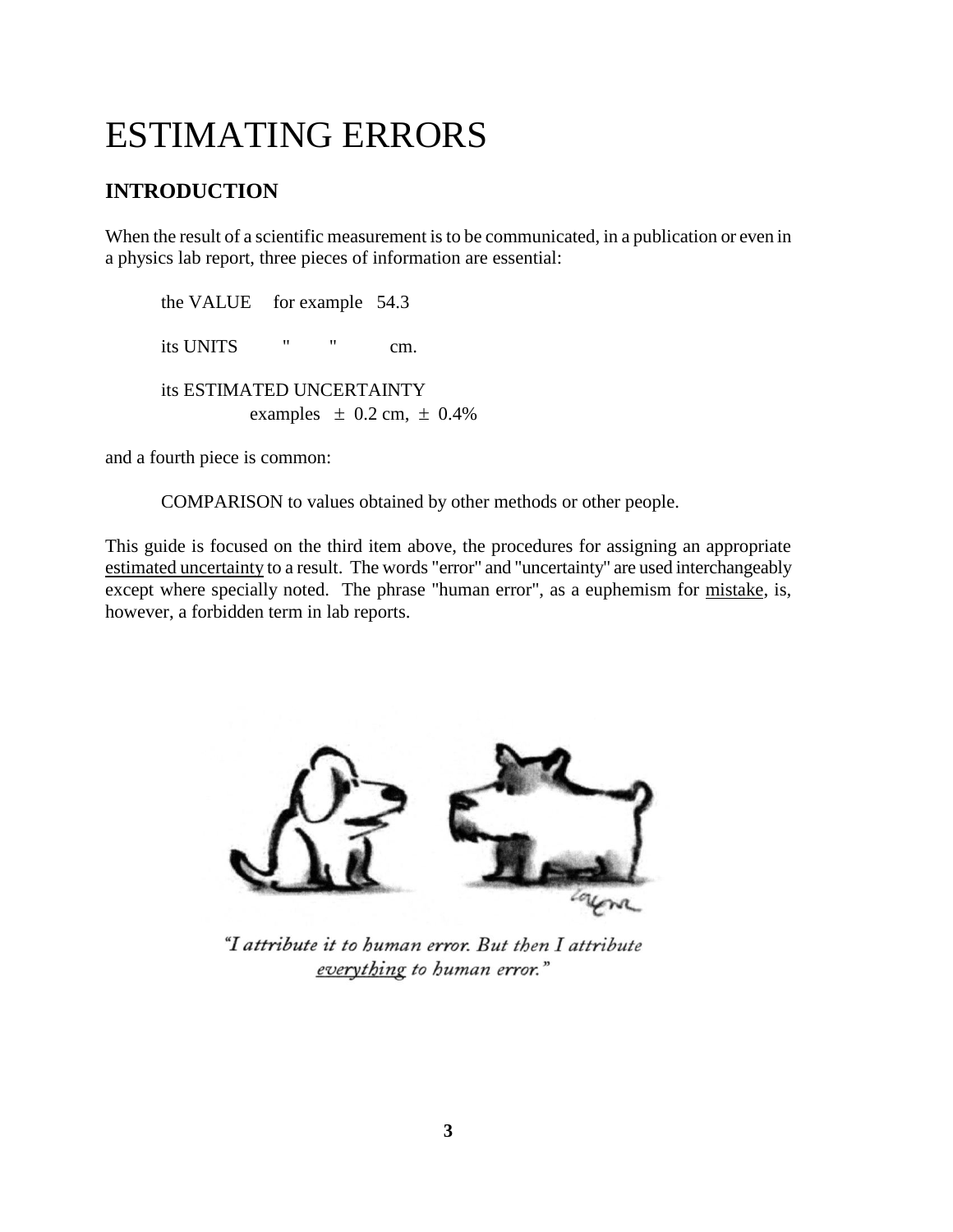# ESTIMATING ERRORS

## INTRODUCTION

When the result of a scientific measurement is to be communicated, in a publication or even in a physics lab report, three pieces of information are essential:

the VALUE for example 54.3

its UNITS " " cm.

its ESTIMATED UNCERTAINTY
examples $\pm$ 0.2 cm, $\pm$ 0.4%

and a fourth piece is common:

COMPARISON to values obtained by other methods or other people.

This guide is focused on the third item above, the procedures for assigning an appropriate estimated uncertainty to a result. The words "error" and "uncertainty" are used interchangeably except where specially noted. The phrase "human error", as a euphemism for mistake, is, however, a forbidden term in lab reports.

"I attribute it to human error. But then I attribute *everything* to human error."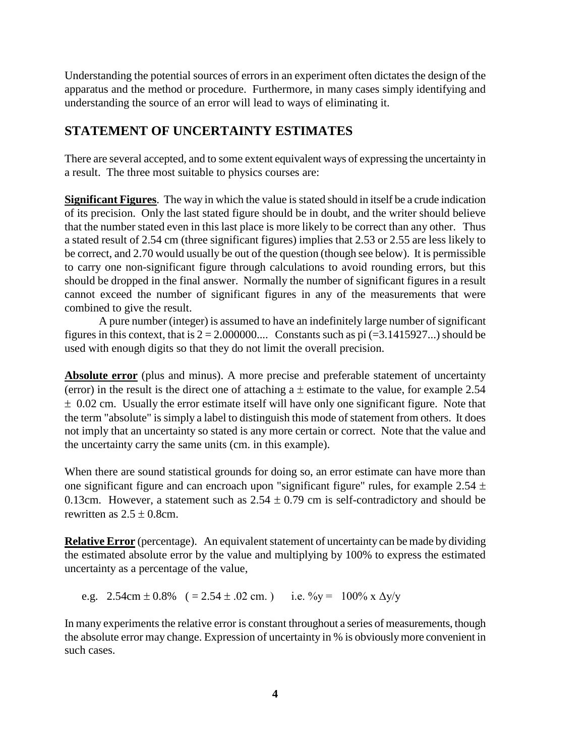Understanding the potential sources of errors in an experiment often dictates the design of the apparatus and the method or procedure. Furthermore, in many cases simply identifying and understanding the source of an error will lead to ways of eliminating it.

## STATEMENT OF UNCERTAINTY ESTIMATES

There are several accepted, and to some extent equivalent ways of expressing the uncertainty in a result. The three most suitable to physics courses are:

**Significant Figures**. The way in which the value is stated should in itself be a crude indication of its precision. Only the last stated figure should be in doubt, and the writer should believe that the number stated even in this last place is more likely to be correct than any other. Thus a stated result of 2.54 cm (three significant figures) implies that 2.53 or 2.55 are less likely to be correct, and 2.70 would usually be out of the question (though see below). It is permissible to carry one non-significant figure through calculations to avoid rounding errors, but this should be dropped in the final answer. Normally the number of significant figures in a result cannot exceed the number of significant figures in any of the measurements that were combined to give the result.

A pure number (integer) is assumed to have an indefinitely large number of significant figures in this context, that is 2 = 2.000000.... Constants such as pi (=3.1415927...) should be used with enough digits so that they do not limit the overall precision.

**Absolute error** (plus and minus). A more precise and preferable statement of uncertainty (error) in the result is the direct one of attaching a $\pm$ estimate to the value, for example 2.54 $\pm$ 0.02 cm. Usually the error estimate itself will have only one significant figure. Note that the term "absolute" is simply a label to distinguish this mode of statement from others. It does not imply that an uncertainty so stated is any more certain or correct. Note that the value and the uncertainty carry the same units (cm. in this example).

When there are sound statistical grounds for doing so, an error estimate can have more than one significant figure and can encroach upon "significant figure" rules, for example 2.54 $\pm$ 0.13cm. However, a statement such as 2.54 $\pm$ 0.79 cm is self-contradictory and should be rewritten as 2.5 $\pm$ 0.8cm.

**Relative Error** (percentage). An equivalent statement of uncertainty can be made by dividing the estimated absolute error by the value and multiplying by 100% to express the estimated uncertainty as a percentage of the value,

e.g. 2.54cm $\pm$ 0.8% ( = 2.54 $\pm$ .02 cm. ) i.e. $\%y = 100\% \times \Delta y/y$

In many experiments the relative error is constant throughout a series of measurements, though the absolute error may change. Expression of uncertainty in % is obviously more convenient in such cases.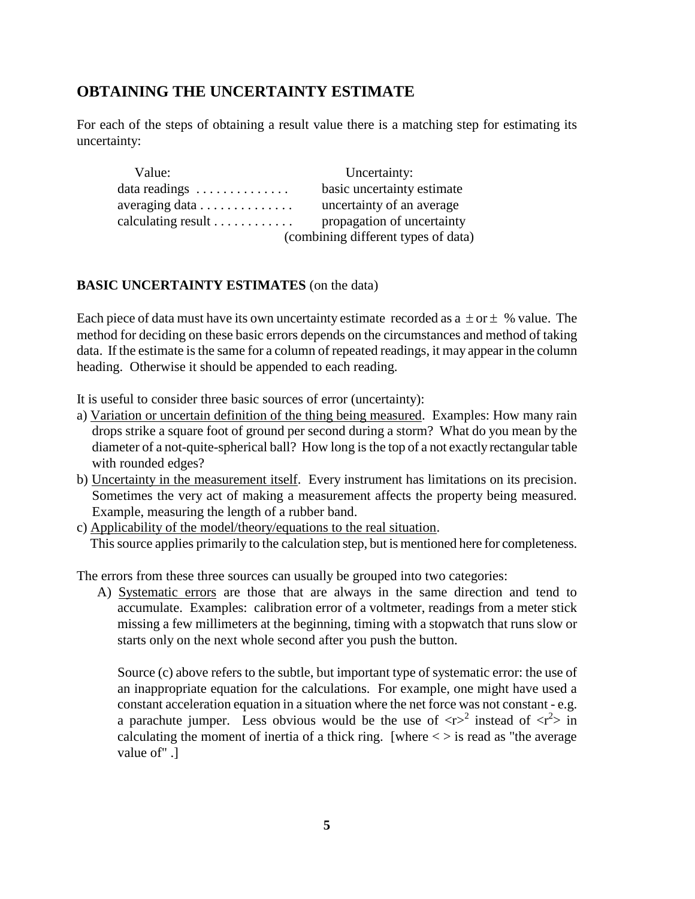## OBTAINING THE UNCERTAINTY ESTIMATE

For each of the steps of obtaining a result value there is a matching step for estimating its uncertainty:

| Value: | Uncertainty: |
|---|---|
| data readings . . . . . . . . . . . . . . | basic uncertainty estimate |
| averaging data . . . . . . . . . . . . . . | uncertainty of an average |
| calculating result . . . . . . . . . . . . | propagation of uncertainty |
| | (combining different types of data) |

**BASIC UNCERTAINTY ESTIMATES** (on the data)

Each piece of data must have its own uncertainty estimate recorded as a $\pm$ or $\pm$ % value. The method for deciding on these basic errors depends on the circumstances and method of taking data. If the estimate is the same for a column of repeated readings, it may appear in the column heading. Otherwise it should be appended to each reading.

It is useful to consider three basic sources of error (uncertainty):

a) Variation or uncertain definition of the thing being measured. Examples: How many rain drops strike a square foot of ground per second during a storm? What do you mean by the diameter of a not-quite-spherical ball? How long is the top of a not exactly rectangular table with rounded edges?

b) Uncertainty in the measurement itself. Every instrument has limitations on its precision. Sometimes the very act of making a measurement affects the property being measured. Example, measuring the length of a rubber band.

c) Applicability of the model/theory/equations to the real situation. This source applies primarily to the calculation step, but is mentioned here for completeness.

The errors from these three sources can usually be grouped into two categories:

A) Systematic errors are those that are always in the same direction and tend to accumulate. Examples: calibration error of a voltmeter, readings from a meter stick missing a few millimeters at the beginning, timing with a stopwatch that runs slow or starts only on the next whole second after you push the button.

Source (c) above refers to the subtle, but important type of systematic error: the use of an inappropriate equation for the calculations. For example, one might have used a constant acceleration equation in a situation where the net force was not constant - e.g. a parachute jumper. Less obvious would be the use of $\langle r \rangle^2$ instead of $\langle r^2 \rangle$ in calculating the moment of inertia of a thick ring. [where < > is read as "the average value of" .]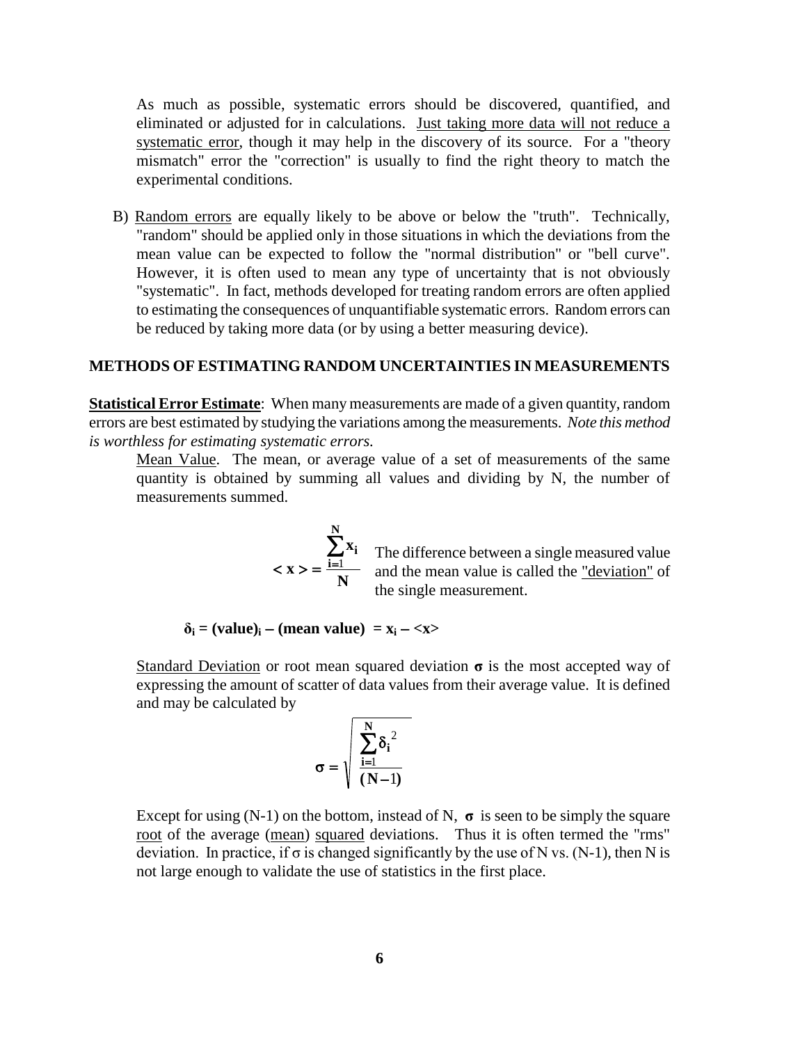As much as possible, systematic errors should be discovered, quantified, and eliminated or adjusted for in calculations. Just taking more data will not reduce a systematic error, though it may help in the discovery of its source. For a "theory mismatch" error the "correction" is usually to find the right theory to match the experimental conditions.

B) Random errors are equally likely to be above or below the "truth". Technically, "random" should be applied only in those situations in which the deviations from the mean value can be expected to follow the "normal distribution" or "bell curve". However, it is often used to mean any type of uncertainty that is not obviously "systematic". In fact, methods developed for treating random errors are often applied to estimating the consequences of unquantifiable systematic errors. Random errors can be reduced by taking more data (or by using a better measuring device).

## METHODS OF ESTIMATING RANDOM UNCERTAINTIES IN MEASUREMENTS

**Statistical Error Estimate**: When many measurements are made of a given quantity, random errors are best estimated by studying the variations among the measurements. *Note this method is worthless for estimating systematic errors.*

Mean Value. The mean, or average value of a set of measurements of the same quantity is obtained by summing all values and dividing by N, the number of measurements summed.

$$< x > = \frac{\sum_{i=1}^{N} x_i}{N}$$

The difference between a single measured value and the mean value is called the "deviation" of the single measurement.

$$\delta_i = (\text{value})_i - (\text{mean value}) = x_i - <x>$$

Standard Deviation or root mean squared deviation $\sigma$ is the most accepted way of expressing the amount of scatter of data values from their average value. It is defined and may be calculated by

$$\sigma = \sqrt{\frac{\sum_{i=1}^{N} \delta_i^{\ 2}}{(N-1)}}$$

Except for using (N-1) on the bottom, instead of N, $\sigma$ is seen to be simply the square root of the average (mean) squared deviations. Thus it is often termed the "rms" deviation. In practice, if $\sigma$ is changed significantly by the use of N vs. (N-1), then N is not large enough to validate the use of statistics in the first place.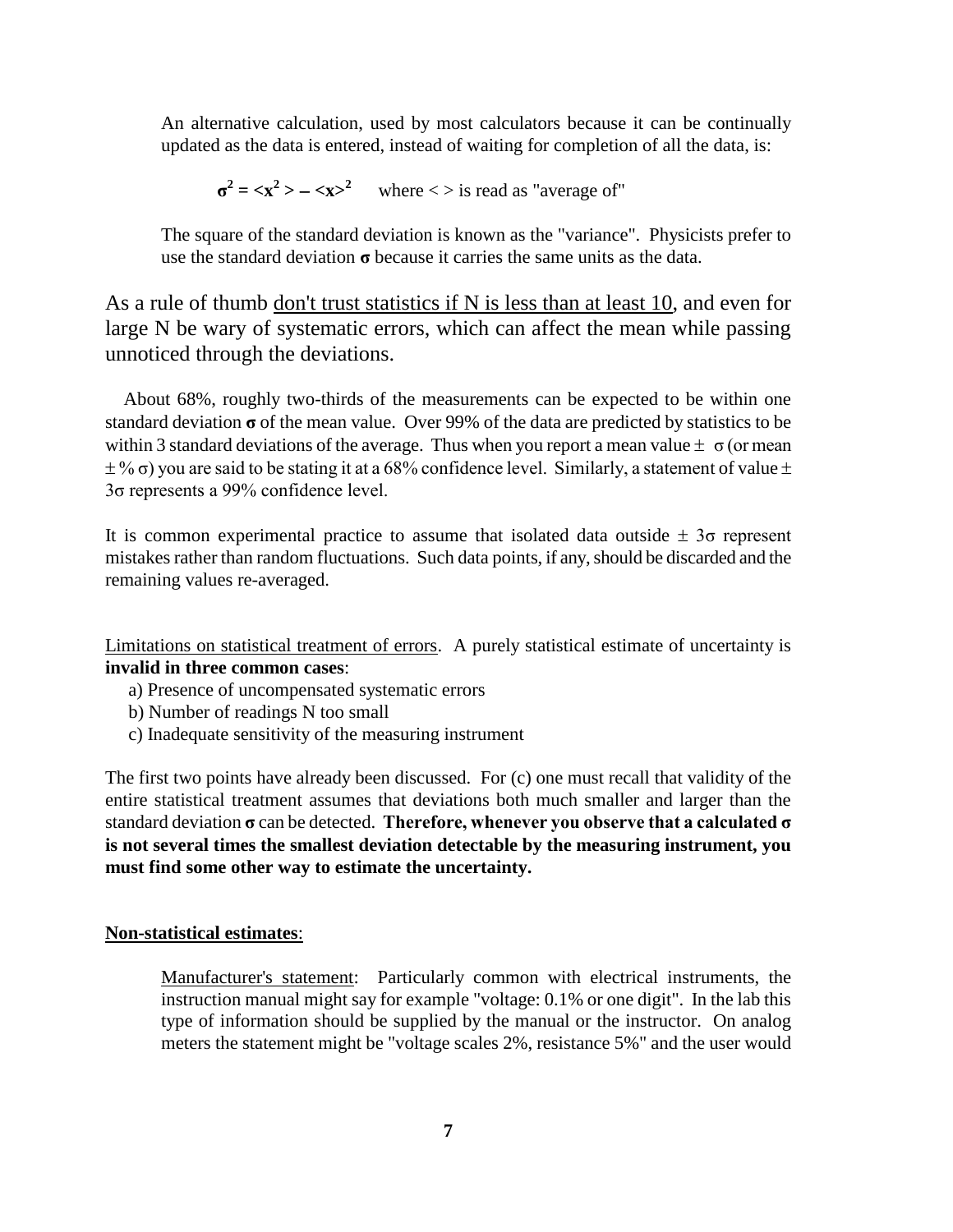An alternative calculation, used by most calculators because it can be continually updated as the data is entered, instead of waiting for completion of all the data, is:

$$\sigma^2 = \langle x^2 \rangle - \langle x \rangle^2$$ where < > is read as "average of"

The square of the standard deviation is known as the "variance". Physicists prefer to use the standard deviation **σ** because it carries the same units as the data.

As a rule of thumb don't trust statistics if N is less than at least 10, and even for large N be wary of systematic errors, which can affect the mean while passing unnoticed through the deviations.

About 68%, roughly two-thirds of the measurements can be expected to be within one standard deviation **σ** of the mean value. Over 99% of the data are predicted by statistics to be within 3 standard deviations of the average. Thus when you report a mean value ± σ (or mean ± % σ) you are said to be stating it at a 68% confidence level. Similarly, a statement of value ± 3σ represents a 99% confidence level.

It is common experimental practice to assume that isolated data outside ± 3σ represent mistakes rather than random fluctuations. Such data points, if any, should be discarded and the remaining values re-averaged.

Limitations on statistical treatment of errors. A purely statistical estimate of uncertainty is **invalid in three common cases**:

a) Presence of uncompensated systematic errors
b) Number of readings N too small
c) Inadequate sensitivity of the measuring instrument

The first two points have already been discussed. For (c) one must recall that validity of the entire statistical treatment assumes that deviations both much smaller and larger than the standard deviation **σ** can be detected. **Therefore, whenever you observe that a calculated σ is not several times the smallest deviation detectable by the measuring instrument, you must find some other way to estimate the uncertainty.**

**Non-statistical estimates**:

Manufacturer's statement: Particularly common with electrical instruments, the instruction manual might say for example "voltage: 0.1% or one digit". In the lab this type of information should be supplied by the manual or the instructor. On analog meters the statement might be "voltage scales 2%, resistance 5%" and the user would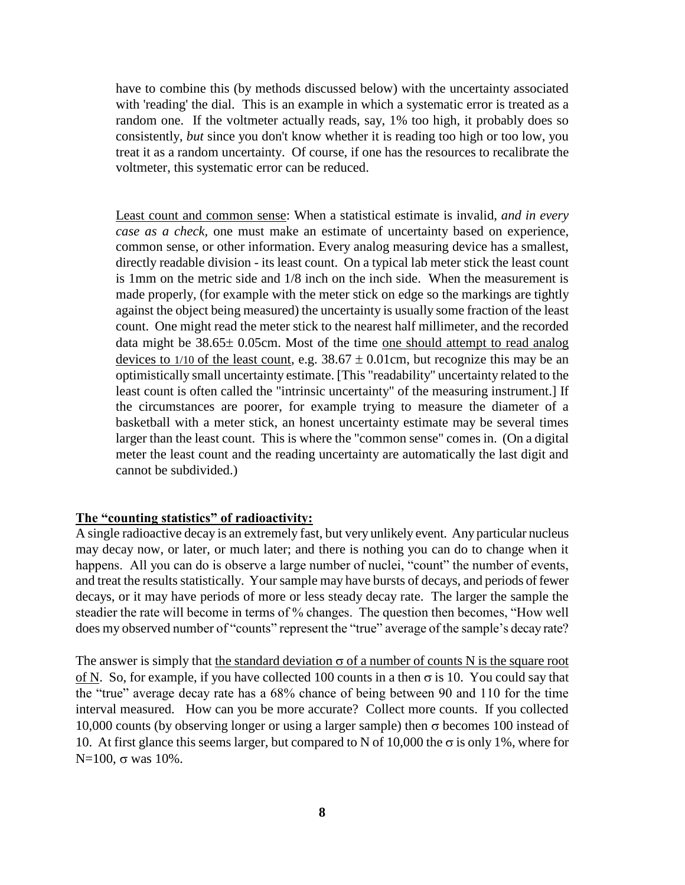have to combine this (by methods discussed below) with the uncertainty associated with 'reading' the dial. This is an example in which a systematic error is treated as a random one. If the voltmeter actually reads, say, 1% too high, it probably does so consistently, *but* since you don't know whether it is reading too high or too low, you treat it as a random uncertainty. Of course, if one has the resources to recalibrate the voltmeter, this systematic error can be reduced.

<u>Least count and common sense</u>: When a statistical estimate is invalid, *and in every case as a check,* one must make an estimate of uncertainty based on experience, common sense, or other information. Every analog measuring device has a smallest, directly readable division - its least count. On a typical lab meter stick the least count is 1mm on the metric side and 1/8 inch on the inch side. When the measurement is made properly, (for example with the meter stick on edge so the markings are tightly against the object being measured) the uncertainty is usually some fraction of the least count. One might read the meter stick to the nearest half millimeter, and the recorded data might be $38.65 \pm 0.05$cm. Most of the time <u>one should attempt to read analog devices to 1/10 of the least count</u>, e.g. $38.67 \pm 0.01$cm, but recognize this may be an optimistically small uncertainty estimate. [This "readability" uncertainty related to the least count is often called the "intrinsic uncertainty" of the measuring instrument.] If the circumstances are poorer, for example trying to measure the diameter of a basketball with a meter stick, an honest uncertainty estimate may be several times larger than the least count. This is where the "common sense" comes in. (On a digital meter the least count and the reading uncertainty are automatically the last digit and cannot be subdivided.)

**<u>The "counting statistics" of radioactivity:</u>**

A single radioactive decay is an extremely fast, but very unlikely event. Any particular nucleus may decay now, or later, or much later; and there is nothing you can do to change when it happens. All you can do is observe a large number of nuclei, "count" the number of events, and treat the results statistically. Your sample may have bursts of decays, and periods of fewer decays, or it may have periods of more or less steady decay rate. The larger the sample the steadier the rate will become in terms of % changes. The question then becomes, "How well does my observed number of "counts" represent the "true" average of the sample's decay rate?

The answer is simply that <u>the standard deviation $\sigma$ of a number of counts N is the square root of N</u>. So, for example, if you have collected 100 counts in a then $\sigma$ is 10. You could say that the "true" average decay rate has a 68% chance of being between 90 and 110 for the time interval measured. How can you be more accurate? Collect more counts. If you collected 10,000 counts (by observing longer or using a larger sample) then $\sigma$ becomes 100 instead of 10. At first glance this seems larger, but compared to N of 10,000 the $\sigma$ is only 1%, where for N=100, $\sigma$ was 10%.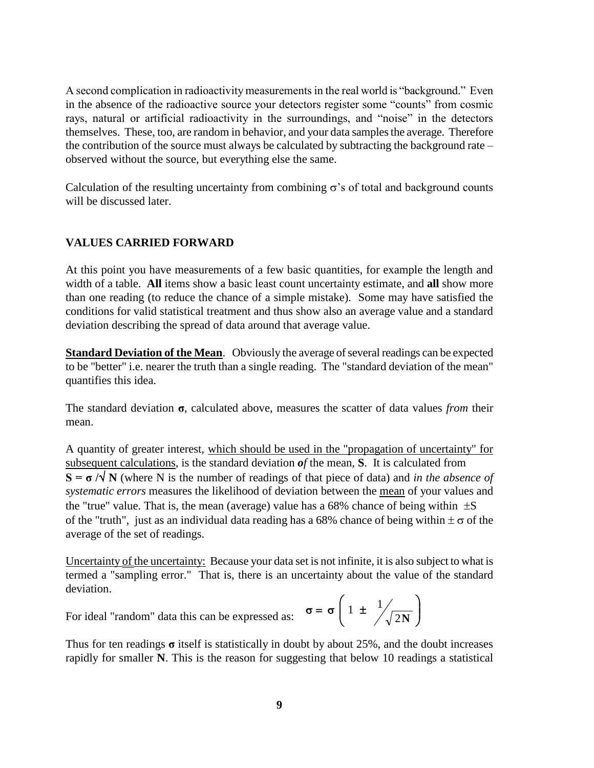A second complication in radioactivity measurements in the real world is "background." Even in the absence of the radioactive source your detectors register some "counts" from cosmic rays, natural or artificial radioactivity in the surroundings, and "noise" in the detectors themselves. These, too, are random in behavior, and your data samples the average. Therefore the contribution of the source must always be calculated by subtracting the background rate – observed without the source, but everything else the same.

Calculation of the resulting uncertainty from combining $\sigma$'s of total and background counts will be discussed later.

## VALUES CARRIED FORWARD

At this point you have measurements of a few basic quantities, for example the length and width of a table. **All** items show a basic least count uncertainty estimate, and **all** show more than one reading (to reduce the chance of a simple mistake). Some may have satisfied the conditions for valid statistical treatment and thus show also an average value and a standard deviation describing the spread of data around that average value.

**Standard Deviation of the Mean**. Obviously the average of several readings can be expected to be "better" i.e. nearer the truth than a single reading. The "standard deviation of the mean" quantifies this idea.

The standard deviation $\boldsymbol{\sigma}$, calculated above, measures the scatter of data values *from* their mean.

A quantity of greater interest, which should be used in the "propagation of uncertainty" for subsequent calculations, is the standard deviation ***of*** the mean, **S**. It is calculated from $\mathbf{S} = \boldsymbol{\sigma} / \sqrt{\mathbf{N}}$ (where N is the number of readings of that piece of data) and *in the absence of systematic errors* measures the likelihood of deviation between the mean of your values and the "true" value. That is, the mean (average) value has a 68% chance of being within $\pm$S of the "truth", just as an individual data reading has a 68% chance of being within $\pm\,\sigma$ of the average of the set of readings.

Uncertainty of the uncertainty: Because your data set is not infinite, it is also subject to what is termed a "sampling error." That is, there is an uncertainty about the value of the standard deviation.

For ideal "random" data this can be expressed as: $$\boldsymbol{\sigma} = \boldsymbol{\sigma}\left(1 \pm \frac{1}{\sqrt{2\mathbf{N}}}\right)$$

Thus for ten readings $\boldsymbol{\sigma}$ itself is statistically in doubt by about 25%, and the doubt increases rapidly for smaller **N**. This is the reason for suggesting that below 10 readings a statistical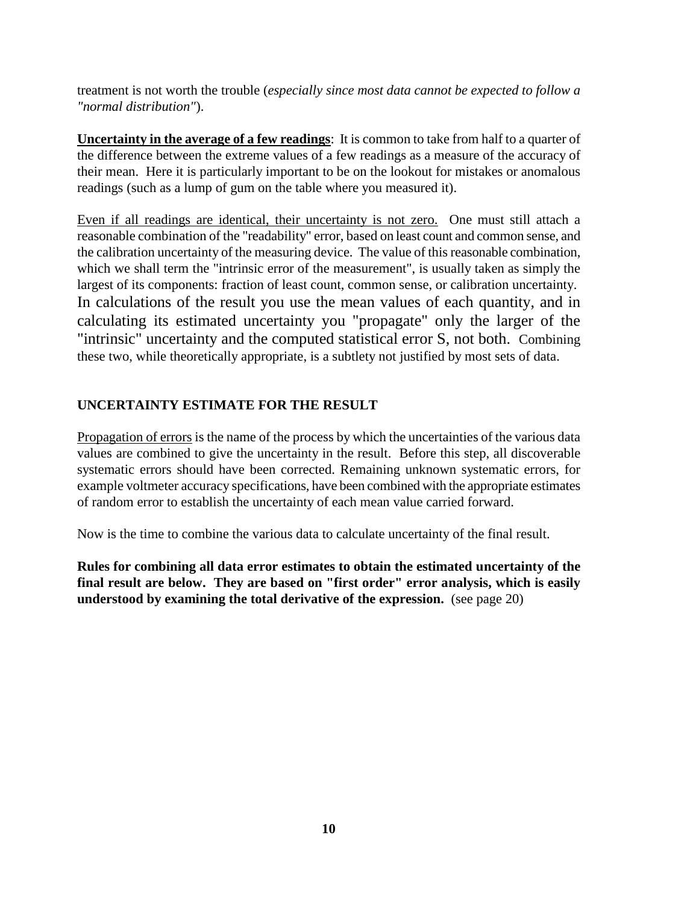treatment is not worth the trouble (*especially since most data cannot be expected to follow a "normal distribution"*).

**<u>Uncertainty in the average of a few readings</u>**: It is common to take from half to a quarter of the difference between the extreme values of a few readings as a measure of the accuracy of their mean. Here it is particularly important to be on the lookout for mistakes or anomalous readings (such as a lump of gum on the table where you measured it).

<u>Even if all readings are identical, their uncertainty is not zero.</u> One must still attach a reasonable combination of the "readability" error, based on least count and common sense, and the calibration uncertainty of the measuring device. The value of this reasonable combination, which we shall term the "intrinsic error of the measurement", is usually taken as simply the largest of its components: fraction of least count, common sense, or calibration uncertainty. In calculations of the result you use the mean values of each quantity, and in calculating its estimated uncertainty you "propagate" only the larger of the "intrinsic" uncertainty and the computed statistical error S, not both. Combining these two, while theoretically appropriate, is a subtlety not justified by most sets of data.

## UNCERTAINTY ESTIMATE FOR THE RESULT

<u>Propagation of errors</u> is the name of the process by which the uncertainties of the various data values are combined to give the uncertainty in the result. Before this step, all discoverable systematic errors should have been corrected. Remaining unknown systematic errors, for example voltmeter accuracy specifications, have been combined with the appropriate estimates of random error to establish the uncertainty of each mean value carried forward.

Now is the time to combine the various data to calculate uncertainty of the final result.

**Rules for combining all data error estimates to obtain the estimated uncertainty of the final result are below. They are based on "first order" error analysis, which is easily understood by examining the total derivative of the expression.** (see page 20)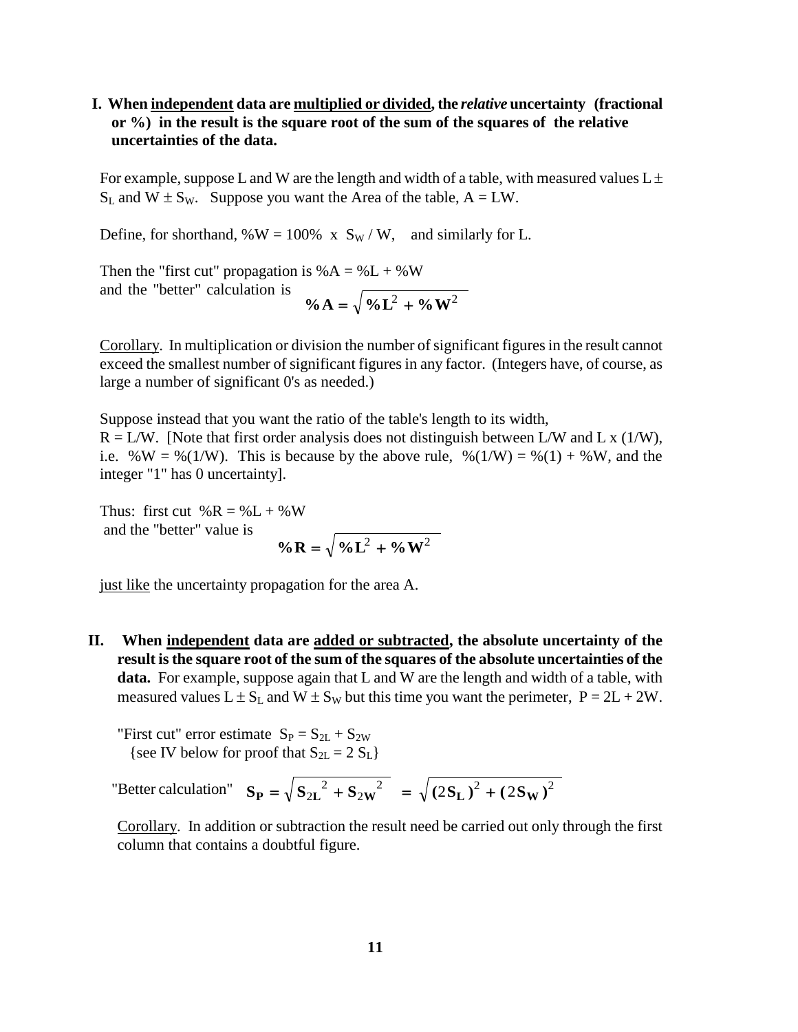**I. When <u>independent</u> data are <u>multiplied or divided</u>, the *relative* uncertainty (fractional or %) in the result is the square root of the sum of the squares of the relative uncertainties of the data.**

For example, suppose L and W are the length and width of a table, with measured values $L \pm S_L$ and $W \pm S_W$. Suppose you want the Area of the table, $A = LW$.

Define, for shorthand, $\%W = 100\% \times S_W / W$, and similarly for L.

Then the "first cut" propagation is $\%A = \%L + \%W$
and the "better" calculation is

$$\%\mathbf{A} = \sqrt{\%\mathbf{L}^2 + \%\mathbf{W}^2}$$

<u>Corollary</u>. In multiplication or division the number of significant figures in the result cannot exceed the smallest number of significant figures in any factor. (Integers have, of course, as large a number of significant 0's as needed.)

Suppose instead that you want the ratio of the table's length to its width,
$R = L/W$. [Note that first order analysis does not distinguish between $L/W$ and $L \times (1/W)$, i.e. $\%W = \%(1/W)$. This is because by the above rule, $\%(1/W) = \%(1) + \%W$, and the integer "1" has 0 uncertainty].

Thus: first cut $\%R = \%L + \%W$
and the "better" value is

$$\%\mathbf{R} = \sqrt{\%\mathbf{L}^2 + \%\mathbf{W}^2}$$

<u>just like</u> the uncertainty propagation for the area A.

**II. When <u>independent</u> data are <u>added or subtracted</u>, the absolute uncertainty of the result is the square root of the sum of the squares of the absolute uncertainties of the data.** For example, suppose again that L and W are the length and width of a table, with measured values $L \pm S_L$ and $W \pm S_W$ but this time you want the perimeter, $P = 2L + 2W$.

"First cut" error estimate $S_P = S_{2L} + S_{2W}$
{see IV below for proof that $S_{2L} = 2\,S_L$}

"Better calculation" $$\mathbf{S_P} = \sqrt{\mathbf{S_{2L}}^2 + \mathbf{S_{2W}}^2} = \sqrt{(2\mathbf{S_L})^2 + (2\mathbf{S_W})^2}$$

<u>Corollary</u>. In addition or subtraction the result need be carried out only through the first column that contains a doubtful figure.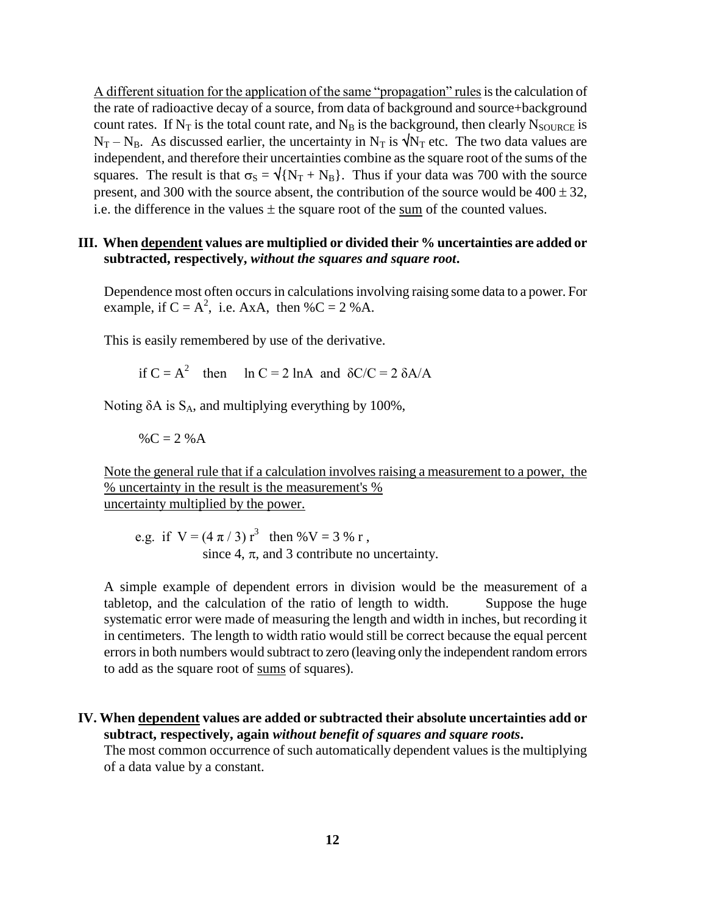<u>A different situation for the application of the same "propagation" rules</u> is the calculation of the rate of radioactive decay of a source, from data of background and source+background count rates. If $N_T$ is the total count rate, and $N_B$ is the background, then clearly $N_{SOURCE}$ is $N_T - N_B$. As discussed earlier, the uncertainty in $N_T$ is $\sqrt{N_T}$ etc. The two data values are independent, and therefore their uncertainties combine as the square root of the sums of the squares. The result is that $\sigma_S = \sqrt{\{N_T + N_B\}}$. Thus if your data was 700 with the source present, and 300 with the source absent, the contribution of the source would be $400 \pm 32$, i.e. the difference in the values $\pm$ the square root of the <u>sum</u> of the counted values.

**III. When <u>dependent</u> values are multiplied or divided their % uncertainties are added or subtracted, respectively, *without the squares and square root*.**

Dependence most often occurs in calculations involving raising some data to a power. For example, if $C = A^2$, i.e. AxA, then %C = 2 %A.

This is easily remembered by use of the derivative.

if $C = A^2$ then $\ln C = 2 \ln A$ and $\delta C/C = 2\, \delta A/A$

Noting $\delta A$ is $S_A$, and multiplying everything by 100%,

%C = 2 %A

<u>Note the general rule that if a calculation involves raising a measurement to a power, the % uncertainty in the result is the measurement's % uncertainty multiplied by the power.</u>

e.g. if $V = (4\,\pi / 3)\, r^3$ then %V = 3 % r ,
since 4, $\pi$, and 3 contribute no uncertainty.

A simple example of dependent errors in division would be the measurement of a tabletop, and the calculation of the ratio of length to width. Suppose the huge systematic error were made of measuring the length and width in inches, but recording it in centimeters. The length to width ratio would still be correct because the equal percent errors in both numbers would subtract to zero (leaving only the independent random errors to add as the square root of <u>sums</u> of squares).

**IV. When <u>dependent</u> values are added or subtracted their absolute uncertainties add or subtract, respectively, again *without benefit of squares and square roots*.**

The most common occurrence of such automatically dependent values is the multiplying of a data value by a constant.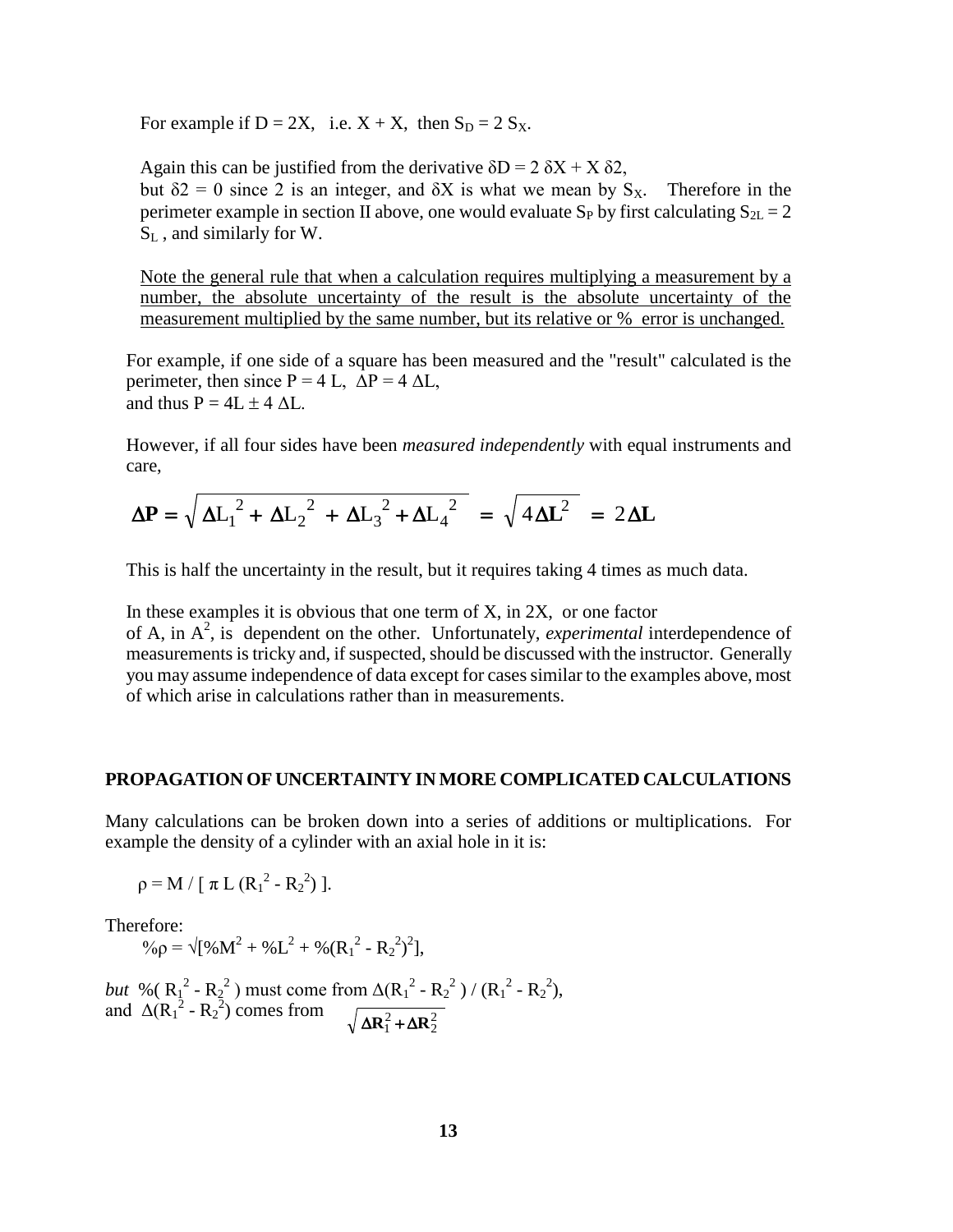For example if $D = 2X$, i.e. $X + X$, then $S_D = 2\ S_X$.

Again this can be justified from the derivative $\delta D = 2\ \delta X + X\ \delta 2$, but $\delta 2 = 0$ since 2 is an integer, and $\delta X$ is what we mean by $S_X$. Therefore in the perimeter example in section II above, one would evaluate $S_P$ by first calculating $S_{2L} = 2\ S_L$ , and similarly for W.

Note the general rule that when a calculation requires multiplying a measurement by a number, the absolute uncertainty of the result is the absolute uncertainty of the measurement multiplied by the same number, but its relative or % error is unchanged.

For example, if one side of a square has been measured and the "result" calculated is the perimeter, then since $P = 4\ L$, $\Delta P = 4\ \Delta L$, and thus $P = 4L \pm 4\ \Delta L$.

However, if all four sides have been *measured independently* with equal instruments and care,

$$\mathbf{\Delta P} = \sqrt{\Delta L_1{}^2 + \Delta L_2{}^2 + \Delta L_3{}^2 + \Delta L_4{}^2} = \sqrt{4\mathbf{\Delta L}^2} = 2\mathbf{\Delta L}$$

This is half the uncertainty in the result, but it requires taking 4 times as much data.

In these examples it is obvious that one term of X, in 2X, or one factor of A, in $A^2$, is dependent on the other. Unfortunately, *experimental* interdependence of measurements is tricky and, if suspected, should be discussed with the instructor. Generally you may assume independence of data except for cases similar to the examples above, most of which arise in calculations rather than in measurements.

**PROPAGATION OF UNCERTAINTY IN MORE COMPLICATED CALCULATIONS**

Many calculations can be broken down into a series of additions or multiplications. For example the density of a cylinder with an axial hole in it is:

$\rho = M / [\ \pi\ L\ (R_1{}^2 - R_2{}^2)\ ]$.

Therefore:

$\%\rho = \sqrt{[\%M^2 + \%L^2 + \%(R_1{}^2 - R_2{}^2)^2]}$,

*but* $\%(\ R_1{}^2 - R_2{}^2\ )$ must come from $\Delta(R_1{}^2 - R_2{}^2\ ) / (R_1{}^2 - R_2{}^2)$, and $\Delta(R_1{}^2 - R_2{}^2)$ comes from $\sqrt{\mathbf{\Delta R}_1^2 + \mathbf{\Delta R}_2^2}$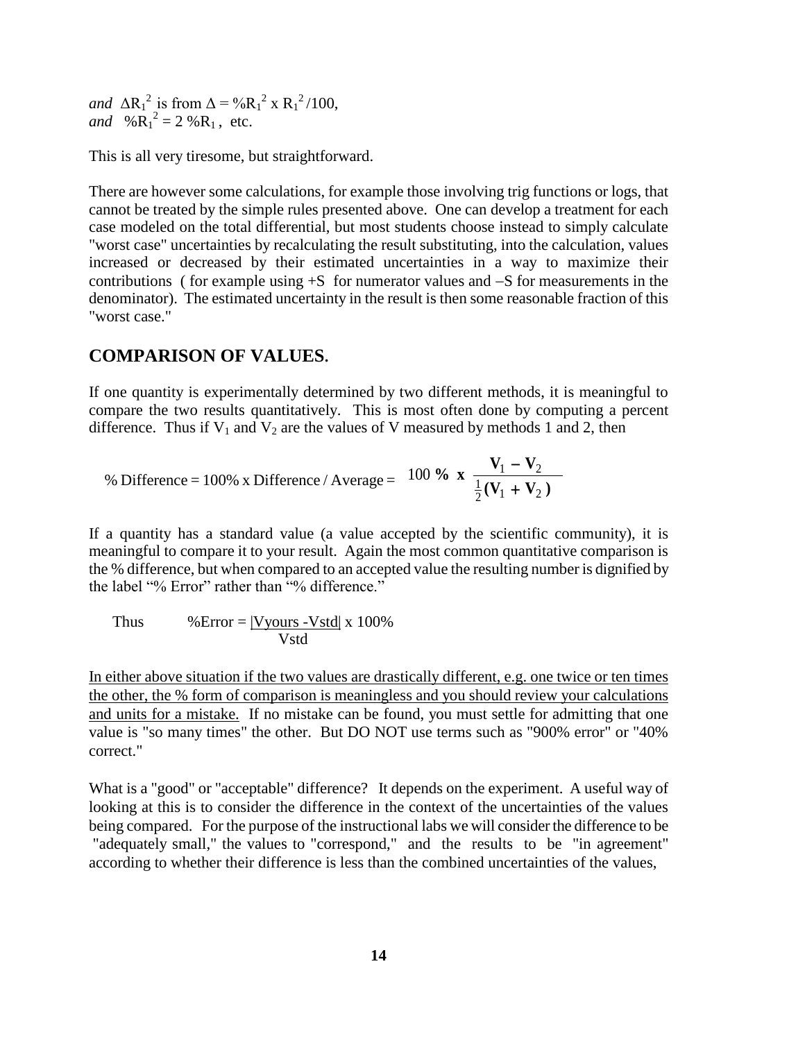*and* $\Delta R_1^2$ is from $\Delta = \%R_1^2 \times R_1^2/100$,
*and* $\%R_1^2 = 2\ \%R_1$, etc.

This is all very tiresome, but straightforward.

There are however some calculations, for example those involving trig functions or logs, that cannot be treated by the simple rules presented above. One can develop a treatment for each case modeled on the total differential, but most students choose instead to simply calculate "worst case" uncertainties by recalculating the result substituting, into the calculation, values increased or decreased by their estimated uncertainties in a way to maximize their contributions ( for example using +S for numerator values and −S for measurements in the denominator). The estimated uncertainty in the result is then some reasonable fraction of this "worst case."

## COMPARISON OF VALUES.

If one quantity is experimentally determined by two different methods, it is meaningful to compare the two results quantitatively. This is most often done by computing a percent difference. Thus if $V_1$ and $V_2$ are the values of V measured by methods 1 and 2, then

$$\%\ \text{Difference} = 100\%\ \text{x Difference / Average} = 100\ \%\ \text{x}\ \frac{\mathbf{V_1 - V_2}}{\frac{1}{2}(\mathbf{V_1 + V_2})}$$

If a quantity has a standard value (a value accepted by the scientific community), it is meaningful to compare it to your result. Again the most common quantitative comparison is the % difference, but when compared to an accepted value the resulting number is dignified by the label "% Error" rather than "% difference."

Thus $\quad \%\text{Error} = \dfrac{|V_{yours} - V_{std}|}{V_{std}} \times 100\%$

<u>In either above situation if the two values are drastically different, e.g. one twice or ten times the other, the % form of comparison is meaningless and you should review your calculations and units for a mistake.</u> If no mistake can be found, you must settle for admitting that one value is "so many times" the other. But DO NOT use terms such as "900% error" or "40% correct."

What is a "good" or "acceptable" difference? It depends on the experiment. A useful way of looking at this is to consider the difference in the context of the uncertainties of the values being compared. For the purpose of the instructional labs we will consider the difference to be "adequately small," the values to "correspond," and the results to be "in agreement" according to whether their difference is less than the combined uncertainties of the values,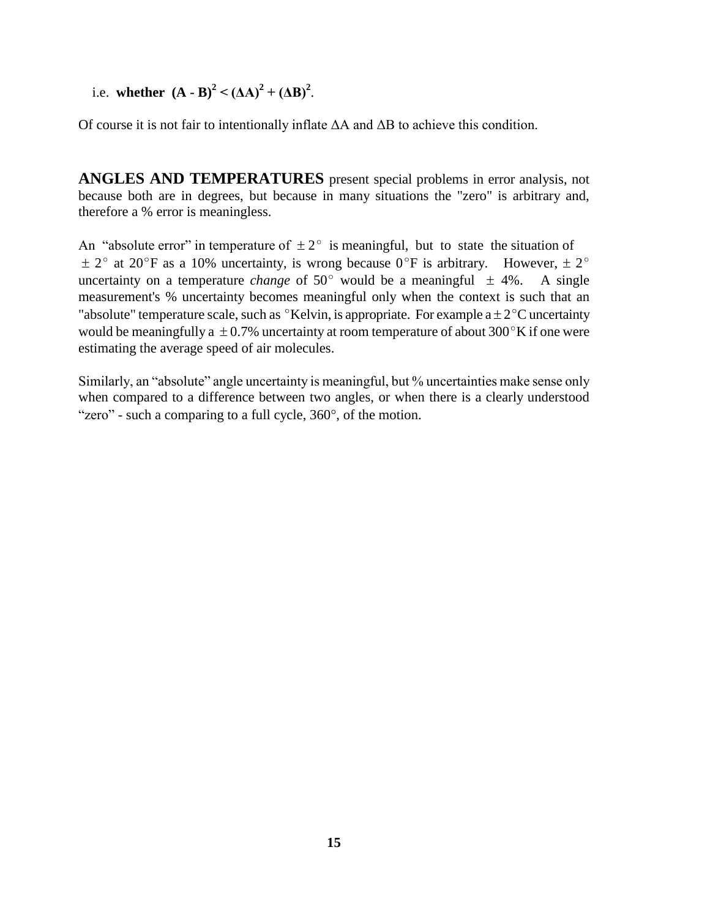i.e. **whether** $(\mathbf{A - B})^2 < (\Delta\mathbf{A})^2 + (\Delta\mathbf{B})^2$.

Of course it is not fair to intentionally inflate ΔA and ΔB to achieve this condition.

**ANGLES AND TEMPERATURES** present special problems in error analysis, not because both are in degrees, but because in many situations the "zero" is arbitrary and, therefore a % error is meaningless.

An "absolute error" in temperature of $\pm 2^\circ$ is meaningful, but to state the situation of $\pm 2^\circ$ at $20^\circ$F as a 10% uncertainty, is wrong because $0^\circ$F is arbitrary. However, $\pm 2^\circ$ uncertainty on a temperature *change* of $50^\circ$ would be a meaningful $\pm$ 4%. A single measurement's % uncertainty becomes meaningful only when the context is such that an "absolute" temperature scale, such as $^\circ$Kelvin, is appropriate. For example a $\pm 2^\circ$C uncertainty would be meaningfully a $\pm 0.7\%$ uncertainty at room temperature of about $300^\circ$K if one were estimating the average speed of air molecules.

Similarly, an "absolute" angle uncertainty is meaningful, but % uncertainties make sense only when compared to a difference between two angles, or when there is a clearly understood "zero" - such a comparing to a full cycle, 360°, of the motion.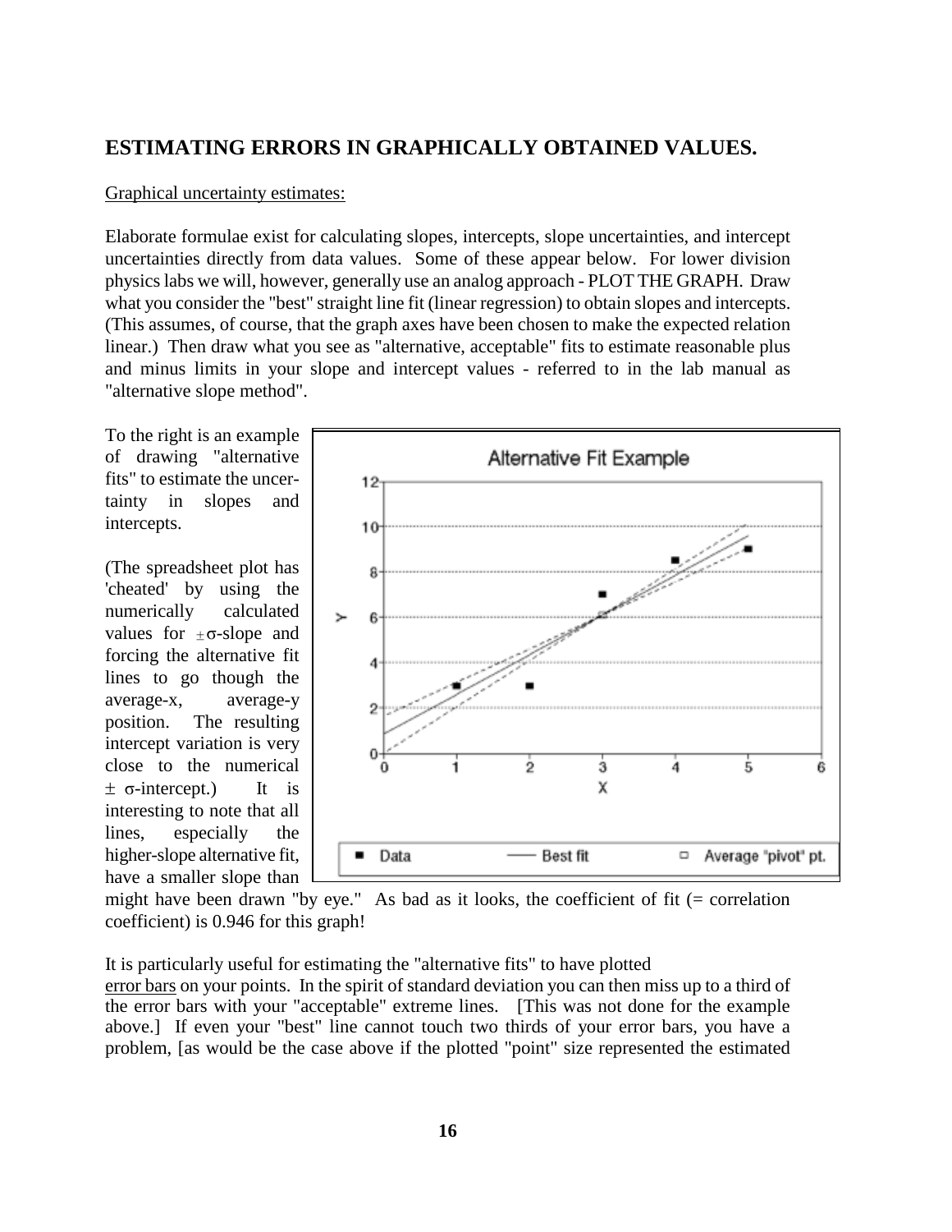## ESTIMATING ERRORS IN GRAPHICALLY OBTAINED VALUES.

Graphical uncertainty estimates:

Elaborate formulae exist for calculating slopes, intercepts, slope uncertainties, and intercept uncertainties directly from data values. Some of these appear below. For lower division physics labs we will, however, generally use an analog approach - PLOT THE GRAPH. Draw what you consider the "best" straight line fit (linear regression) to obtain slopes and intercepts. (This assumes, of course, that the graph axes have been chosen to make the expected relation linear.) Then draw what you see as "alternative, acceptable" fits to estimate reasonable plus and minus limits in your slope and intercept values - referred to in the lab manual as "alternative slope method".

To the right is an example of drawing "alternative fits" to estimate the uncertainty in slopes and intercepts.

(The spreadsheet plot has 'cheated' by using the numerically calculated values for $\pm\sigma$-slope and forcing the alternative fit lines to go though the average-x, average-y position. The resulting intercept variation is very close to the numerical $\pm$ $\sigma$-intercept.) It is interesting to note that all lines, especially the higher-slope alternative fit, have a smaller slope than might have been drawn "by eye." As bad as it looks, the coefficient of fit (= correlation coefficient) is 0.946 for this graph!

It is particularly useful for estimating the "alternative fits" to have plotted error bars on your points. In the spirit of standard deviation you can then miss up to a third of the error bars with your "acceptable" extreme lines. [This was not done for the example above.] If even your "best" line cannot touch two thirds of your error bars, you have a problem, [as would be the case above if the plotted "point" size represented the estimated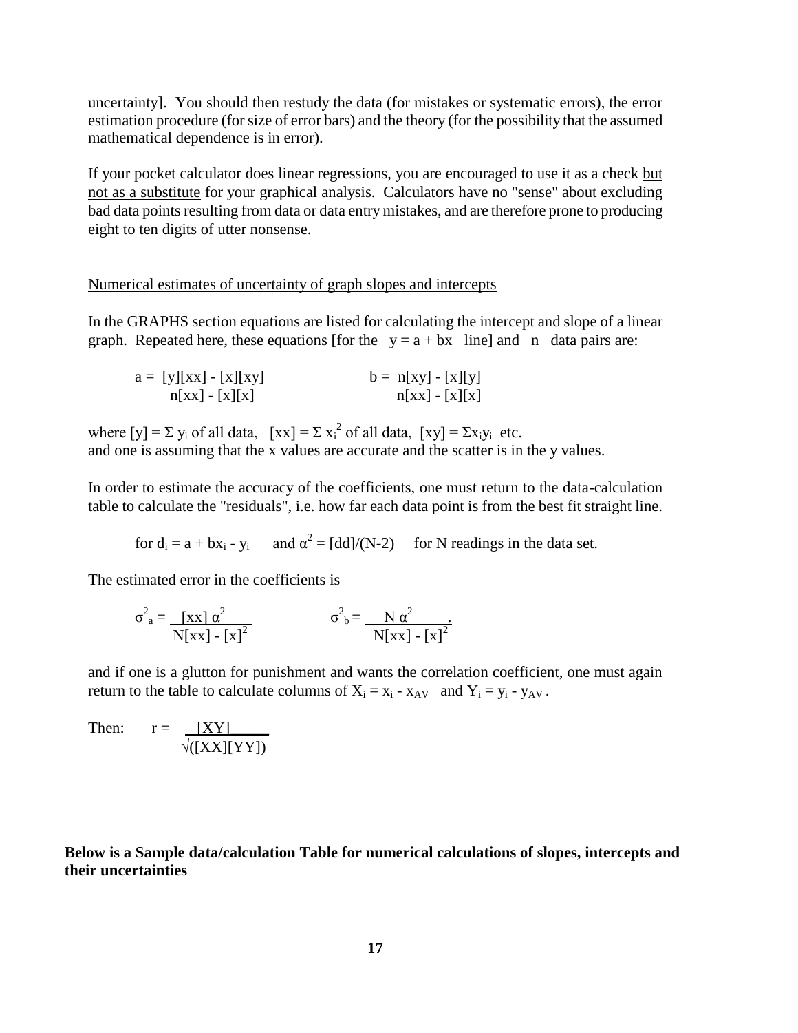uncertainty]. You should then restudy the data (for mistakes or systematic errors), the error estimation procedure (for size of error bars) and the theory (for the possibility that the assumed mathematical dependence is in error).

If your pocket calculator does linear regressions, you are encouraged to use it as a check but not as a substitute for your graphical analysis. Calculators have no "sense" about excluding bad data points resulting from data or data entry mistakes, and are therefore prone to producing eight to ten digits of utter nonsense.

Numerical estimates of uncertainty of graph slopes and intercepts

In the GRAPHS section equations are listed for calculating the intercept and slope of a linear graph. Repeated here, these equations [for the $y = a + bx$ line] and $n$ data pairs are:

$$a = \frac{[y][xx] - [x][xy]}{n[xx] - [x][x]} \qquad\qquad b = \frac{n[xy] - [x][y]}{n[xx] - [x][x]}$$

where $[y] = \Sigma\, y_i$ of all data, $[xx] = \Sigma\, x_i^2$ of all data, $[xy] = \Sigma x_i y_i$ etc. and one is assuming that the x values are accurate and the scatter is in the y values.

In order to estimate the accuracy of the coefficients, one must return to the data-calculation table to calculate the "residuals", i.e. how far each data point is from the best fit straight line.

for $d_i = a + bx_i - y_i$ and $\alpha^2 = [dd]/(N\text{-}2)$ for N readings in the data set.

The estimated error in the coefficients is

$$\sigma^2_a = \frac{[xx]\,\alpha^2}{N[xx] - [x]^2} \qquad\qquad \sigma^2_b = \frac{N\,\alpha^2}{N[xx] - [x]^2}.$$

and if one is a glutton for punishment and wants the correlation coefficient, one must again return to the table to calculate columns of $X_i = x_i - x_{AV}$ and $Y_i = y_i - y_{AV}$.

Then: $$r = \frac{[XY]}{\sqrt{([XX][YY])}}$$

**Below is a Sample data/calculation Table for numerical calculations of slopes, intercepts and their uncertainties**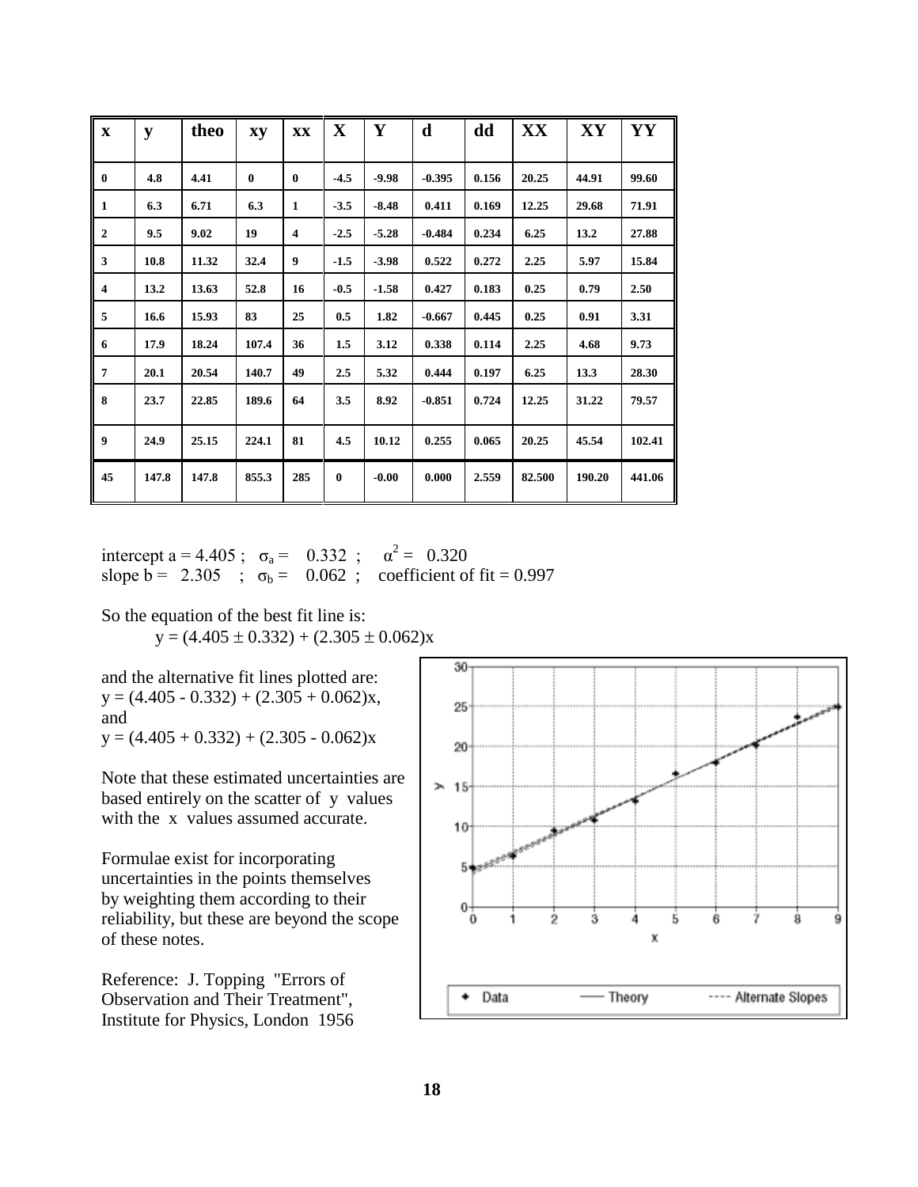| x | y | theo | xy | xx | X | Y | d | dd | XX | XY | YY |
|---|---|---|---|---|---|---|---|---|---|---|---|
| 0 | 4.8 | 4.41 | 0 | 0 | -4.5 | -9.98 | -0.395 | 0.156 | 20.25 | 44.91 | 99.60 |
| 1 | 6.3 | 6.71 | 6.3 | 1 | -3.5 | -8.48 | 0.411 | 0.169 | 12.25 | 29.68 | 71.91 |
| 2 | 9.5 | 9.02 | 19 | 4 | -2.5 | -5.28 | -0.484 | 0.234 | 6.25 | 13.2 | 27.88 |
| 3 | 10.8 | 11.32 | 32.4 | 9 | -1.5 | -3.98 | 0.522 | 0.272 | 2.25 | 5.97 | 15.84 |
| 4 | 13.2 | 13.63 | 52.8 | 16 | -0.5 | -1.58 | 0.427 | 0.183 | 0.25 | 0.79 | 2.50 |
| 5 | 16.6 | 15.93 | 83 | 25 | 0.5 | 1.82 | -0.667 | 0.445 | 0.25 | 0.91 | 3.31 |
| 6 | 17.9 | 18.24 | 107.4 | 36 | 1.5 | 3.12 | 0.338 | 0.114 | 2.25 | 4.68 | 9.73 |
| 7 | 20.1 | 20.54 | 140.7 | 49 | 2.5 | 5.32 | 0.444 | 0.197 | 6.25 | 13.3 | 28.30 |
| 8 | 23.7 | 22.85 | 189.6 | 64 | 3.5 | 8.92 | -0.851 | 0.724 | 12.25 | 31.22 | 79.57 |
| 9 | 24.9 | 25.15 | 224.1 | 81 | 4.5 | 10.12 | 0.255 | 0.065 | 20.25 | 45.54 | 102.41 |
| 45 | 147.8 | 147.8 | 855.3 | 285 | 0 | -0.00 | 0.000 | 2.559 | 82.500 | 190.20 | 441.06 |

intercept a = 4.405 ; $\sigma_a$ = 0.332 ; $\alpha^2$ = 0.320
slope b = 2.305 ; $\sigma_b$ = 0.062 ; coefficient of fit = 0.997

So the equation of the best fit line is:

$$y = (4.405 \pm 0.332) + (2.305 \pm 0.062)x$$

and the alternative fit lines plotted are:
$y = (4.405 - 0.332) + (2.305 + 0.062)x$,
and
$y = (4.405 + 0.332) + (2.305 - 0.062)x$

Note that these estimated uncertainties are based entirely on the scatter of y values with the x values assumed accurate.

Formulae exist for incorporating uncertainties in the points themselves by weighting them according to their reliability, but these are beyond the scope of these notes.

Reference: J. Topping "Errors of Observation and Their Treatment", Institute for Physics, London 1956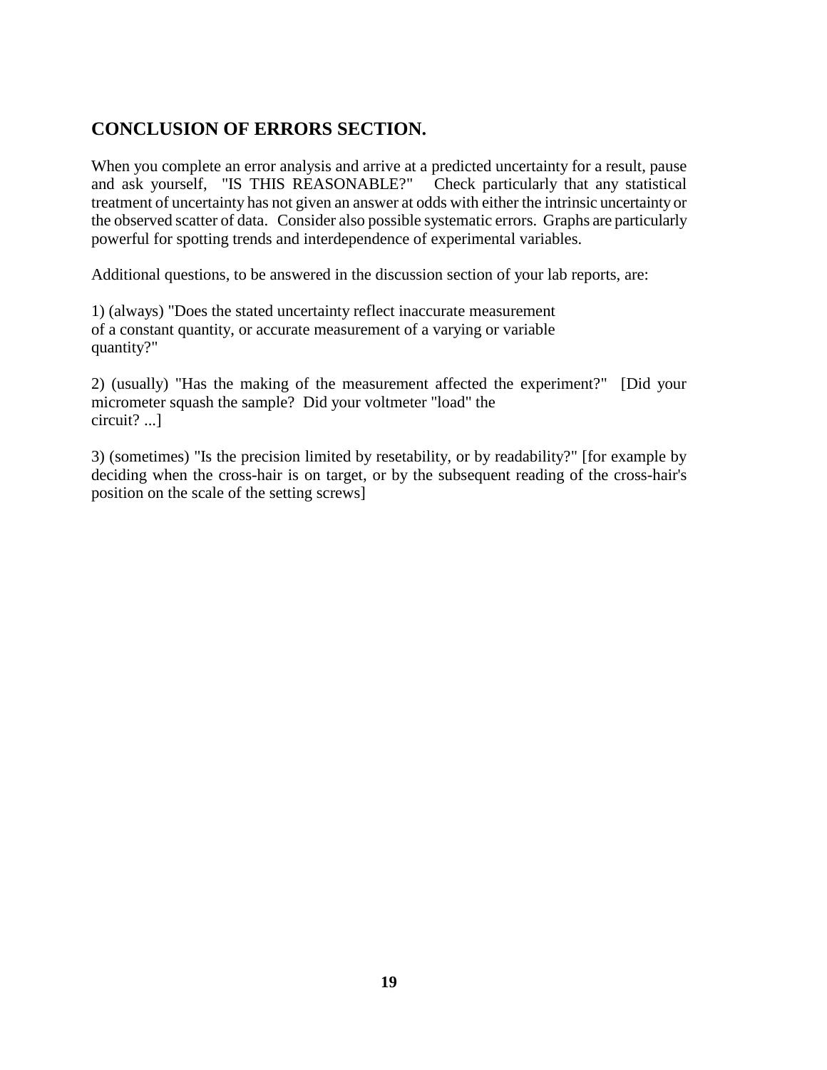## CONCLUSION OF ERRORS SECTION.

When you complete an error analysis and arrive at a predicted uncertainty for a result, pause and ask yourself, "IS THIS REASONABLE?" Check particularly that any statistical treatment of uncertainty has not given an answer at odds with either the intrinsic uncertainty or the observed scatter of data. Consider also possible systematic errors. Graphs are particularly powerful for spotting trends and interdependence of experimental variables.

Additional questions, to be answered in the discussion section of your lab reports, are:

1) (always) "Does the stated uncertainty reflect inaccurate measurement of a constant quantity, or accurate measurement of a varying or variable quantity?"

2) (usually) "Has the making of the measurement affected the experiment?" [Did your micrometer squash the sample? Did your voltmeter "load" the circuit? ...]

3) (sometimes) "Is the precision limited by resetability, or by readability?" [for example by deciding when the cross-hair is on target, or by the subsequent reading of the cross-hair's position on the scale of the setting screws]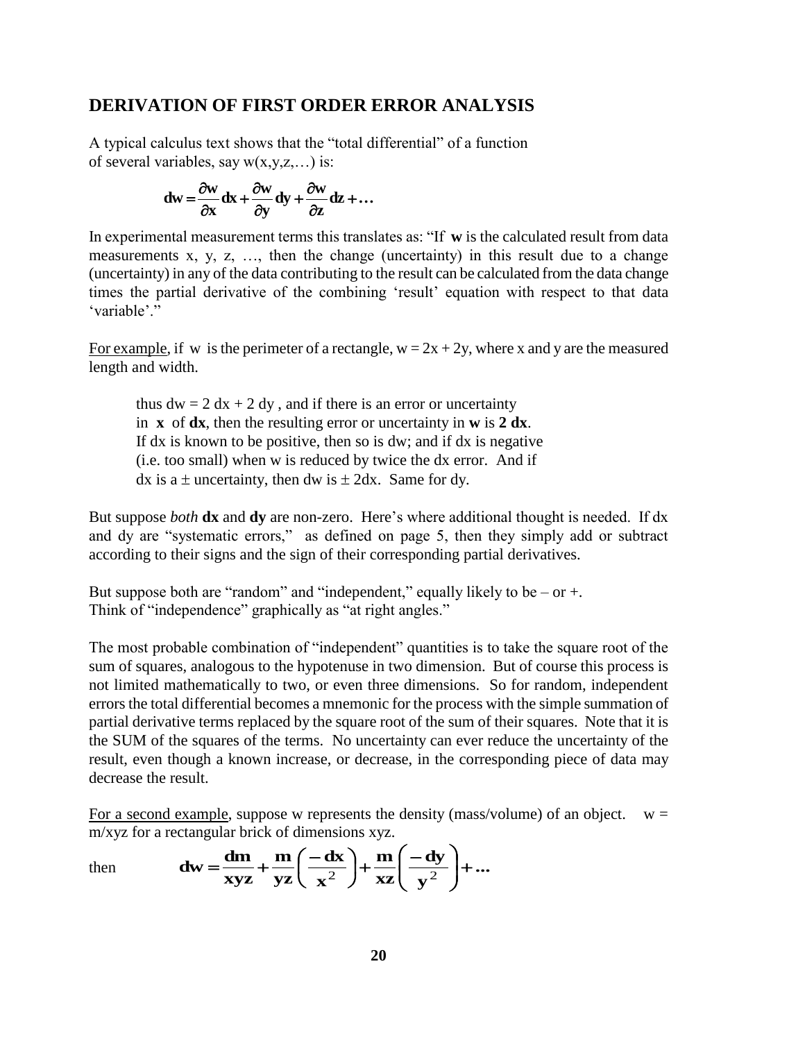## DERIVATION OF FIRST ORDER ERROR ANALYSIS

A typical calculus text shows that the "total differential" of a function of several variables, say w(x,y,z,…) is:

$$\mathbf{dw} = \frac{\partial \mathbf{w}}{\partial \mathbf{x}}\mathbf{dx} + \frac{\partial \mathbf{w}}{\partial \mathbf{y}}\mathbf{dy} + \frac{\partial \mathbf{w}}{\partial \mathbf{z}}\mathbf{dz} + \ldots$$

In experimental measurement terms this translates as: "If **w** is the calculated result from data measurements x, y, z, …, then the change (uncertainty) in this result due to a change (uncertainty) in any of the data contributing to the result can be calculated from the data change times the partial derivative of the combining 'result' equation with respect to that data 'variable'."

For example, if w is the perimeter of a rectangle, w = 2x + 2y, where x and y are the measured length and width.

> thus dw = 2 dx + 2 dy , and if there is an error or uncertainty in **x** of **dx**, then the resulting error or uncertainty in **w** is **2 dx**. If dx is known to be positive, then so is dw; and if dx is negative (i.e. too small) when w is reduced by twice the dx error. And if dx is a ± uncertainty, then dw is ± 2dx. Same for dy.

But suppose *both* **dx** and **dy** are non-zero. Here's where additional thought is needed. If dx and dy are "systematic errors," as defined on page 5, then they simply add or subtract according to their signs and the sign of their corresponding partial derivatives.

But suppose both are "random" and "independent," equally likely to be – or +. Think of "independence" graphically as "at right angles."

The most probable combination of "independent" quantities is to take the square root of the sum of squares, analogous to the hypotenuse in two dimension. But of course this process is not limited mathematically to two, or even three dimensions. So for random, independent errors the total differential becomes a mnemonic for the process with the simple summation of partial derivative terms replaced by the square root of the sum of their squares. Note that it is the SUM of the squares of the terms. No uncertainty can ever reduce the uncertainty of the result, even though a known increase, or decrease, in the corresponding piece of data may decrease the result.

For a second example, suppose w represents the density (mass/volume) of an object. w = m/xyz for a rectangular brick of dimensions xyz.

then $$\mathbf{dw} = \frac{\mathbf{dm}}{\mathbf{xyz}} + \frac{\mathbf{m}}{\mathbf{yz}}\left(\frac{-\mathbf{dx}}{\mathbf{x}^2}\right) + \frac{\mathbf{m}}{\mathbf{xz}}\left(\frac{-\mathbf{dy}}{\mathbf{y}^2}\right) + \ldots$$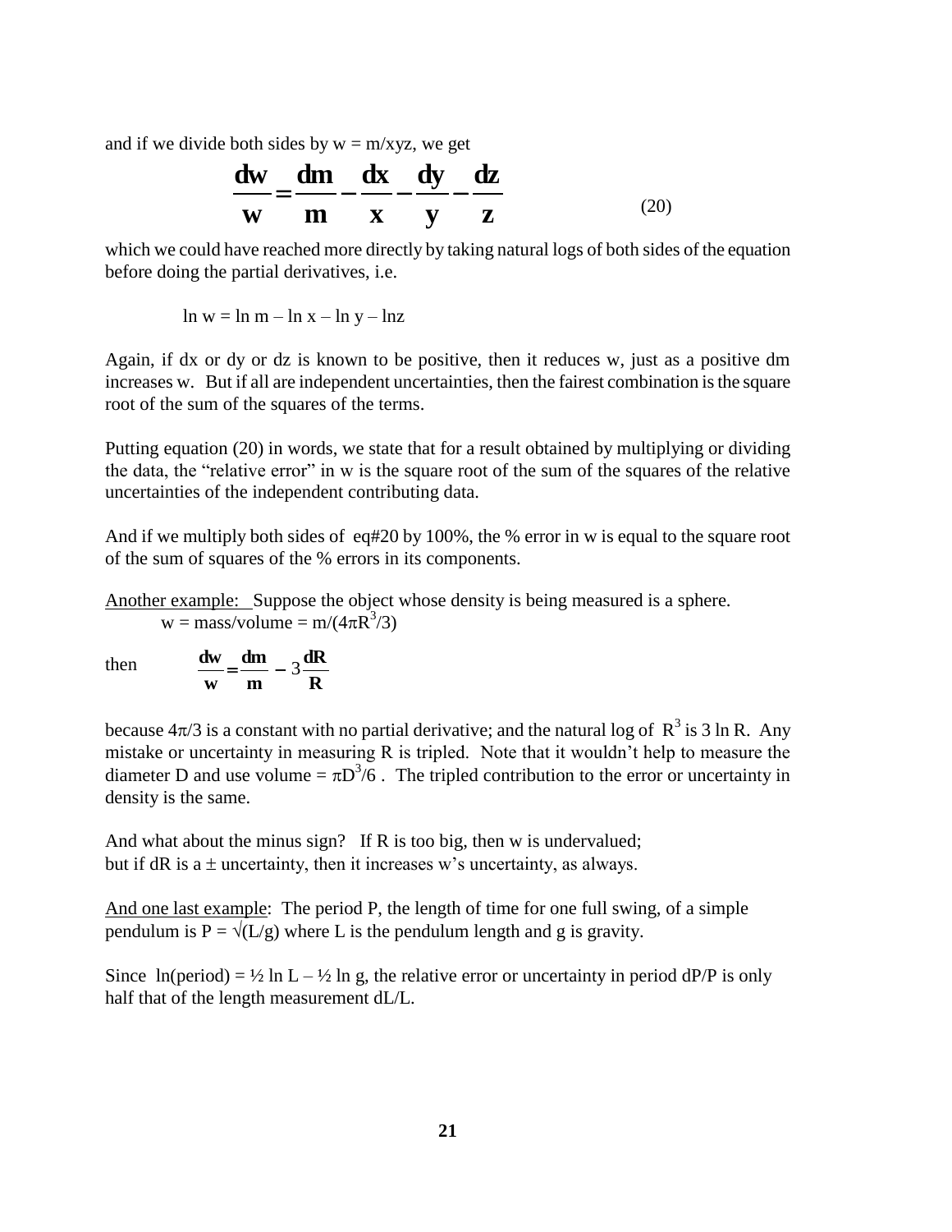and if we divide both sides by $w = m/xyz$, we get

$$\frac{dw}{w} = \frac{dm}{m} - \frac{dx}{x} - \frac{dy}{y} - \frac{dz}{z} \qquad (20)$$

which we could have reached more directly by taking natural logs of both sides of the equation before doing the partial derivatives, i.e.

$$\ln w = \ln m - \ln x - \ln y - \ln z$$

Again, if dx or dy or dz is known to be positive, then it reduces w, just as a positive dm increases w. But if all are independent uncertainties, then the fairest combination is the square root of the sum of the squares of the terms.

Putting equation (20) in words, we state that for a result obtained by multiplying or dividing the data, the "relative error" in w is the square root of the sum of the squares of the relative uncertainties of the independent contributing data.

And if we multiply both sides of eq#20 by 100%, the % error in w is equal to the square root of the sum of squares of the % errors in its components.

<u>Another example:</u> Suppose the object whose density is being measured is a sphere.

$w = \text{mass/volume} = m/(4\pi R^3/3)$

then $$\frac{dw}{w} = \frac{dm}{m} - 3\frac{dR}{R}$$

because $4\pi/3$ is a constant with no partial derivative; and the natural log of $R^3$ is $3 \ln R$. Any mistake or uncertainty in measuring R is tripled. Note that it wouldn't help to measure the diameter D and use volume $= \pi D^3/6$ . The tripled contribution to the error or uncertainty in density is the same.

And what about the minus sign? If R is too big, then w is undervalued; but if dR is a $\pm$ uncertainty, then it increases w's uncertainty, as always.

<u>And one last example</u>: The period P, the length of time for one full swing, of a simple pendulum is $P = \sqrt{(L/g)}$ where L is the pendulum length and g is gravity.

Since $\ln(\text{period}) = \frac{1}{2} \ln L - \frac{1}{2} \ln g$, the relative error or uncertainty in period dP/P is only half that of the length measurement dL/L.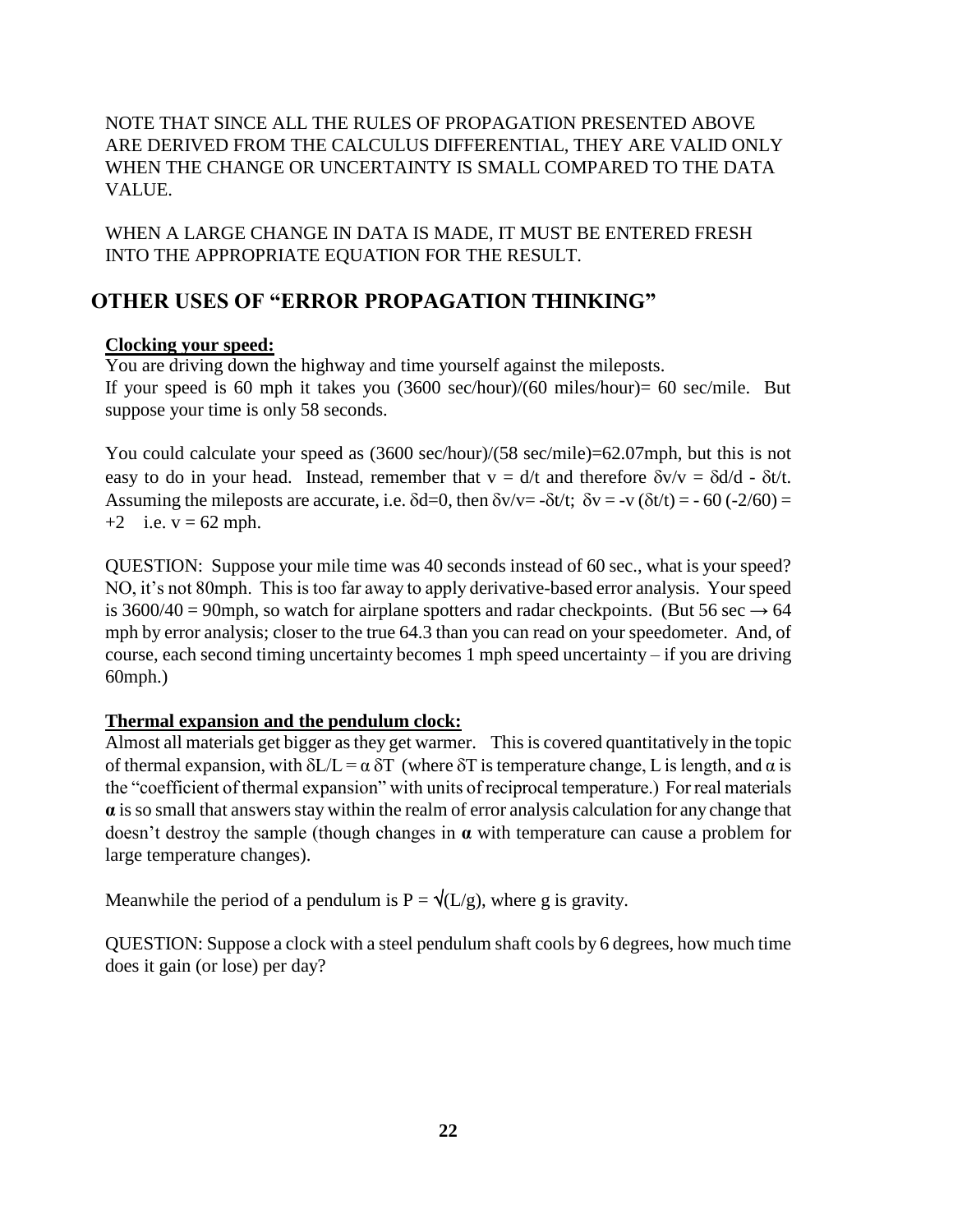NOTE THAT SINCE ALL THE RULES OF PROPAGATION PRESENTED ABOVE ARE DERIVED FROM THE CALCULUS DIFFERENTIAL, THEY ARE VALID ONLY WHEN THE CHANGE OR UNCERTAINTY IS SMALL COMPARED TO THE DATA VALUE.

WHEN A LARGE CHANGE IN DATA IS MADE, IT MUST BE ENTERED FRESH INTO THE APPROPRIATE EQUATION FOR THE RESULT.

## OTHER USES OF "ERROR PROPAGATION THINKING"

**Clocking your speed:**

You are driving down the highway and time yourself against the mileposts.
If your speed is 60 mph it takes you (3600 sec/hour)/(60 miles/hour)= 60 sec/mile. But suppose your time is only 58 seconds.

You could calculate your speed as (3600 sec/hour)/(58 sec/mile)=62.07mph, but this is not easy to do in your head. Instead, remember that $v = d/t$ and therefore $\delta v/v = \delta d/d - \delta t/t$. Assuming the mileposts are accurate, i.e. $\delta d=0$, then $\delta v/v= -\delta t/t$; $\delta v = -v\,(\delta t/t) = -60\,(-2/60) = +2$ i.e. $v = 62$ mph.

QUESTION: Suppose your mile time was 40 seconds instead of 60 sec., what is your speed? NO, it's not 80mph. This is too far away to apply derivative-based error analysis. Your speed is 3600/40 = 90mph, so watch for airplane spotters and radar checkpoints. (But 56 sec → 64 mph by error analysis; closer to the true 64.3 than you can read on your speedometer. And, of course, each second timing uncertainty becomes 1 mph speed uncertainty – if you are driving 60mph.)

**Thermal expansion and the pendulum clock:**

Almost all materials get bigger as they get warmer. This is covered quantitatively in the topic of thermal expansion, with $\delta L/L = \alpha\,\delta T$ (where $\delta T$ is temperature change, L is length, and $\alpha$ is the "coefficient of thermal expansion" with units of reciprocal temperature.) For real materials $\boldsymbol{\alpha}$ is so small that answers stay within the realm of error analysis calculation for any change that doesn't destroy the sample (though changes in $\boldsymbol{\alpha}$ with temperature can cause a problem for large temperature changes).

Meanwhile the period of a pendulum is $P = \sqrt{(L/g)}$, where g is gravity.

QUESTION: Suppose a clock with a steel pendulum shaft cools by 6 degrees, how much time does it gain (or lose) per day?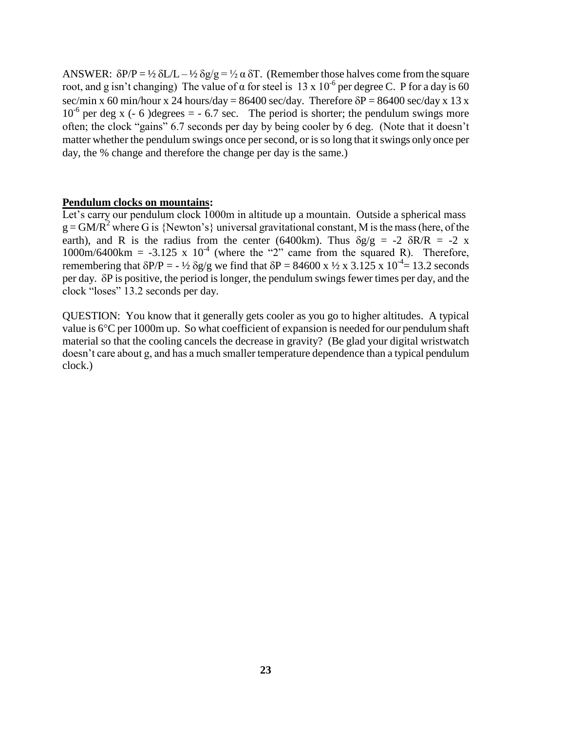ANSWER: $\delta P/P = ½\, \delta L/L - ½\, \delta g/g = ½\, \alpha\, \delta T$. (Remember those halves come from the square root, and g isn't changing) The value of α for steel is $13 \times 10^{-6}$ per degree C. P for a day is 60 sec/min x 60 min/hour x 24 hours/day = 86400 sec/day. Therefore $\delta P$ = 86400 sec/day x 13 x $10^{-6}$ per deg x (- 6 )degrees = - 6.7 sec. The period is shorter; the pendulum swings more often; the clock "gains" 6.7 seconds per day by being cooler by 6 deg. (Note that it doesn't matter whether the pendulum swings once per second, or is so long that it swings only once per day, the % change and therefore the change per day is the same.)

**Pendulum clocks on mountains:**

Let's carry our pendulum clock 1000m in altitude up a mountain. Outside a spherical mass $g = GM/R^2$ where G is {Newton's} universal gravitational constant, M is the mass (here, of the earth), and R is the radius from the center (6400km). Thus $\delta g/g = -2\, \delta R/R = -2 \times 1000\text{m}/6400\text{km} = -3.125 \times 10^{-4}$ (where the "2" came from the squared R). Therefore, remembering that $\delta P/P = -½\, \delta g/g$ we find that $\delta P = 84600 \times ½ \times 3.125 \times 10^{-4} = 13.2$ seconds per day. $\delta P$ is positive, the period is longer, the pendulum swings fewer times per day, and the clock "loses" 13.2 seconds per day.

QUESTION: You know that it generally gets cooler as you go to higher altitudes. A typical value is 6°C per 1000m up. So what coefficient of expansion is needed for our pendulum shaft material so that the cooling cancels the decrease in gravity? (Be glad your digital wristwatch doesn't care about g, and has a much smaller temperature dependence than a typical pendulum clock.)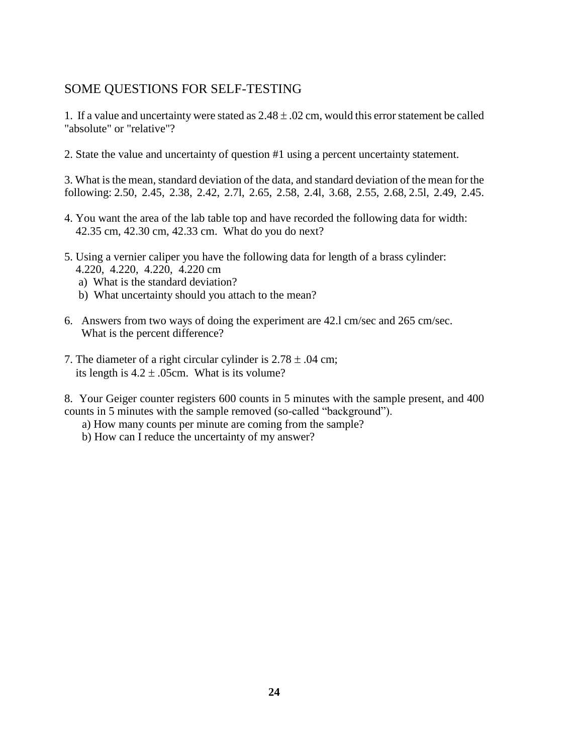## SOME QUESTIONS FOR SELF-TESTING

1. If a value and uncertainty were stated as $2.48 \pm .02$ cm, would this error statement be called "absolute" or "relative"?

2. State the value and uncertainty of question #1 using a percent uncertainty statement.

3. What is the mean, standard deviation of the data, and standard deviation of the mean for the following: 2.50, 2.45, 2.38, 2.42, 2.7l, 2.65, 2.58, 2.4l, 3.68, 2.55, 2.68, 2.5l, 2.49, 2.45.

4. You want the area of the lab table top and have recorded the following data for width: 42.35 cm, 42.30 cm, 42.33 cm. What do you do next?

5. Using a vernier caliper you have the following data for length of a brass cylinder: 4.220, 4.220, 4.220, 4.220 cm
   a) What is the standard deviation?
   b) What uncertainty should you attach to the mean?

6. Answers from two ways of doing the experiment are 42.l cm/sec and 265 cm/sec. What is the percent difference?

7. The diameter of a right circular cylinder is $2.78 \pm .04$ cm; its length is $4.2 \pm .05$cm. What is its volume?

8. Your Geiger counter registers 600 counts in 5 minutes with the sample present, and 400 counts in 5 minutes with the sample removed (so-called "background").
   a) How many counts per minute are coming from the sample?
   b) How can I reduce the uncertainty of my answer?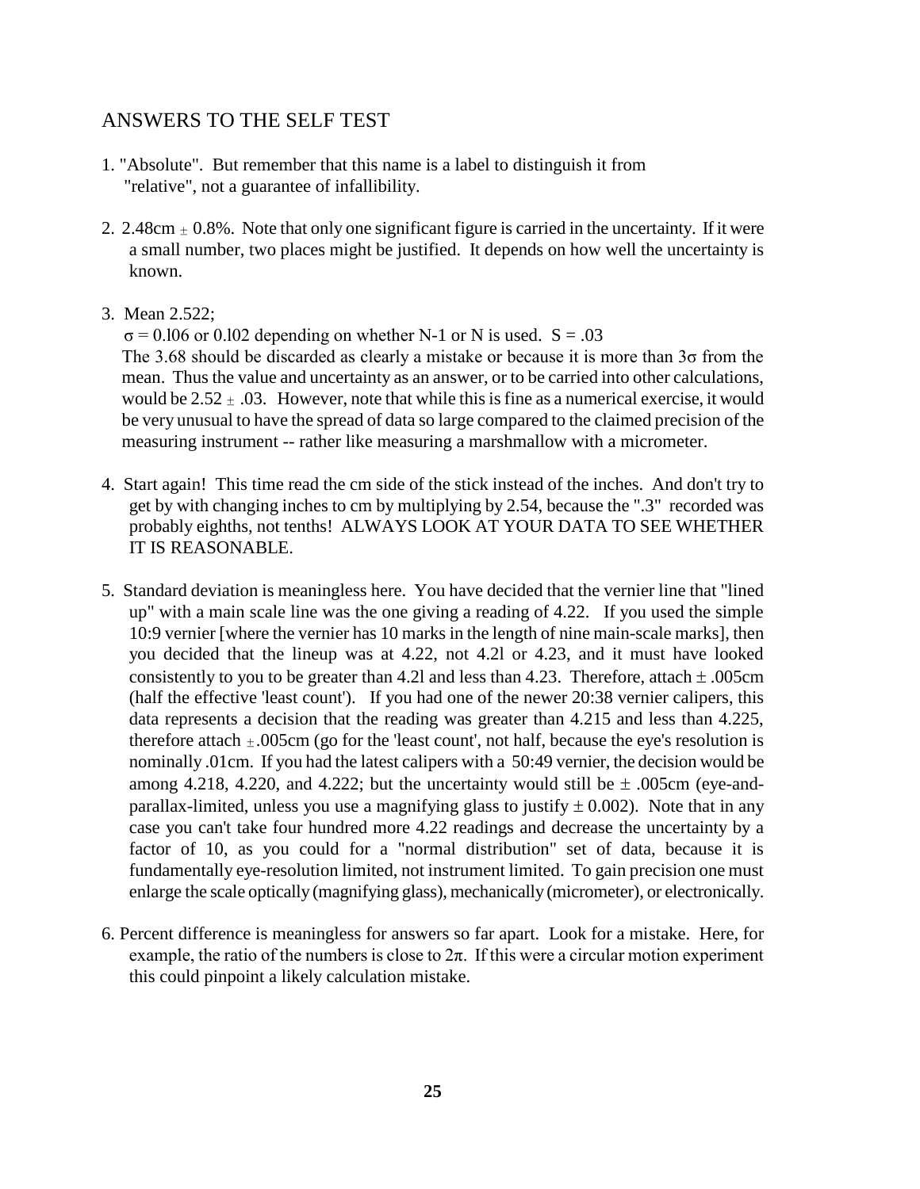## ANSWERS TO THE SELF TEST

1. "Absolute". But remember that this name is a label to distinguish it from "relative", not a guarantee of infallibility.

2. 2.48cm $\pm$ 0.8%. Note that only one significant figure is carried in the uncertainty. If it were a small number, two places might be justified. It depends on how well the uncertainty is known.

3. Mean 2.522;
   $\sigma$ = 0.l06 or 0.l02 depending on whether N-1 or N is used. S = .03
   The 3.68 should be discarded as clearly a mistake or because it is more than $3\sigma$ from the mean. Thus the value and uncertainty as an answer, or to be carried into other calculations, would be 2.52 $\pm$ .03. However, note that while this is fine as a numerical exercise, it would be very unusual to have the spread of data so large compared to the claimed precision of the measuring instrument -- rather like measuring a marshmallow with a micrometer.

4. Start again! This time read the cm side of the stick instead of the inches. And don't try to get by with changing inches to cm by multiplying by 2.54, because the ".3" recorded was probably eighths, not tenths! ALWAYS LOOK AT YOUR DATA TO SEE WHETHER IT IS REASONABLE.

5. Standard deviation is meaningless here. You have decided that the vernier line that "lined up" with a main scale line was the one giving a reading of 4.22. If you used the simple 10:9 vernier [where the vernier has 10 marks in the length of nine main-scale marks], then you decided that the lineup was at 4.22, not 4.2l or 4.23, and it must have looked consistently to you to be greater than 4.2l and less than 4.23. Therefore, attach $\pm$ .005cm (half the effective 'least count'). If you had one of the newer 20:38 vernier calipers, this data represents a decision that the reading was greater than 4.215 and less than 4.225, therefore attach $\pm$.005cm (go for the 'least count', not half, because the eye's resolution is nominally .01cm. If you had the latest calipers with a 50:49 vernier, the decision would be among 4.218, 4.220, and 4.222; but the uncertainty would still be $\pm$ .005cm (eye-and-parallax-limited, unless you use a magnifying glass to justify $\pm$ 0.002). Note that in any case you can't take four hundred more 4.22 readings and decrease the uncertainty by a factor of 10, as you could for a "normal distribution" set of data, because it is fundamentally eye-resolution limited, not instrument limited. To gain precision one must enlarge the scale optically (magnifying glass), mechanically (micrometer), or electronically.

6. Percent difference is meaningless for answers so far apart. Look for a mistake. Here, for example, the ratio of the numbers is close to $2\pi$. If this were a circular motion experiment this could pinpoint a likely calculation mistake.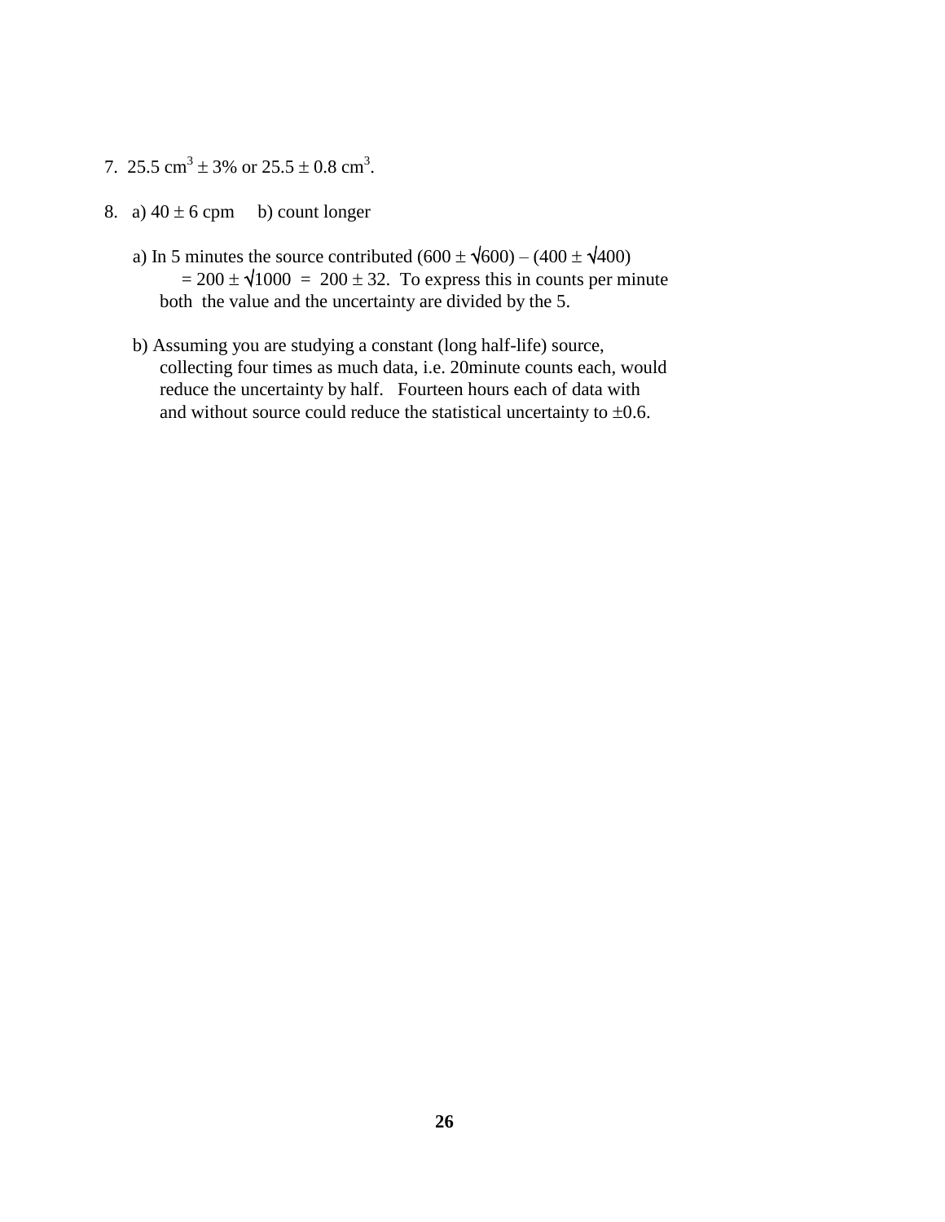7. 25.5 $cm^3 \pm 3\%$ or $25.5 \pm 0.8$ $cm^3$.

8. a) $40 \pm 6$ cpm  b) count longer

   a) In 5 minutes the source contributed $(600 \pm \sqrt{600}) - (400 \pm \sqrt{400})$
   $= 200 \pm \sqrt{1000} = 200 \pm 32$. To express this in counts per minute both the value and the uncertainty are divided by the 5.

   b) Assuming you are studying a constant (long half-life) source, collecting four times as much data, i.e. 20minute counts each, would reduce the uncertainty by half. Fourteen hours each of data with and without source could reduce the statistical uncertainty to $\pm 0.6$.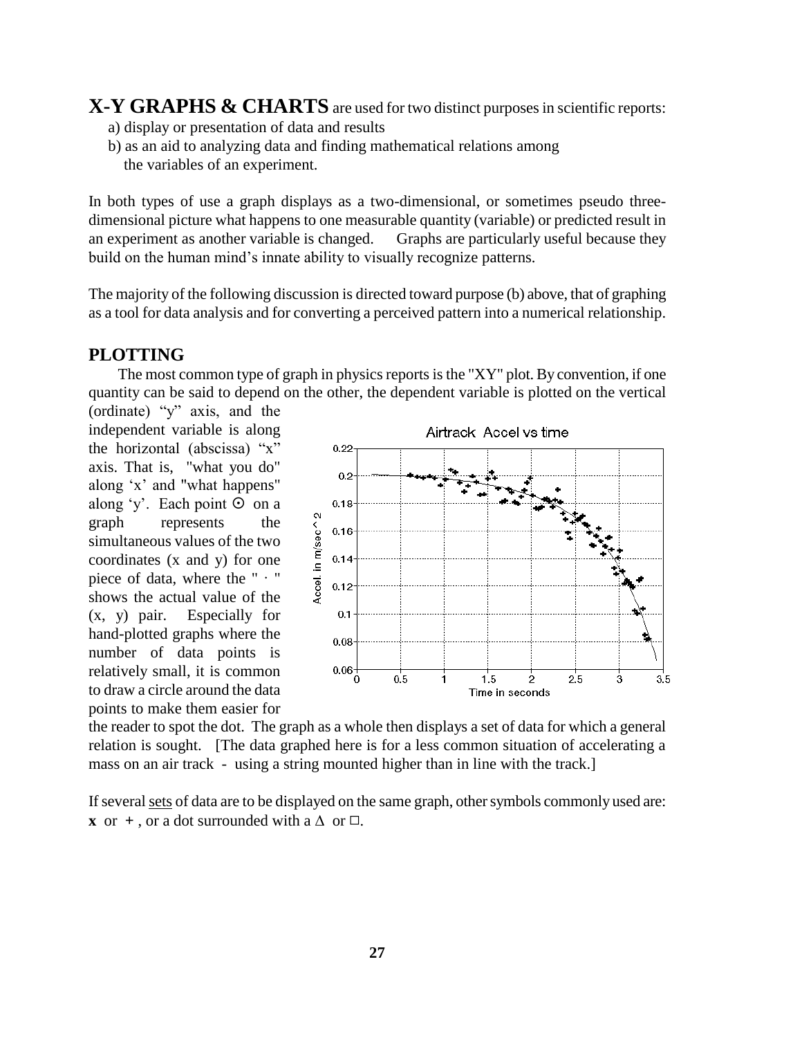**X-Y GRAPHS & CHARTS** are used for two distinct purposes in scientific reports:

a) display or presentation of data and results

b) as an aid to analyzing data and finding mathematical relations among the variables of an experiment.

In both types of use a graph displays as a two-dimensional, or sometimes pseudo three-dimensional picture what happens to one measurable quantity (variable) or predicted result in an experiment as another variable is changed. Graphs are particularly useful because they build on the human mind's innate ability to visually recognize patterns.

The majority of the following discussion is directed toward purpose (b) above, that of graphing as a tool for data analysis and for converting a perceived pattern into a numerical relationship.

## PLOTTING

The most common type of graph in physics reports is the "XY" plot. By convention, if one quantity can be said to depend on the other, the dependent variable is plotted on the vertical (ordinate) "y" axis, and the independent variable is along the horizontal (abscissa) "x" axis. That is, "what you do" along 'x' and "what happens" along 'y'. Each point ⊙ on a graph represents the simultaneous values of the two coordinates (x and y) for one piece of data, where the " · " shows the actual value of the (x, y) pair. Especially for hand-plotted graphs where the number of data points is relatively small, it is common to draw a circle around the data points to make them easier for the reader to spot the dot. The graph as a whole then displays a set of data for which a general relation is sought. [The data graphed here is for a less common situation of accelerating a mass on an air track - using a string mounted higher than in line with the track.]

If several <u>sets</u> of data are to be displayed on the same graph, other symbols commonly used are: **x** or **+**, or a dot surrounded with a Δ or □.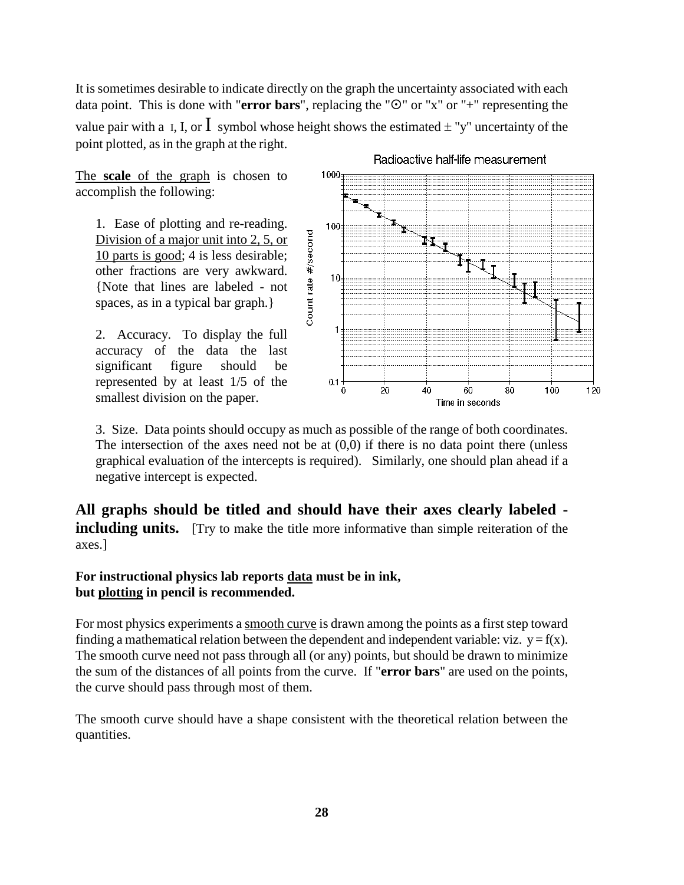It is sometimes desirable to indicate directly on the graph the uncertainty associated with each data point. This is done with "**error bars**", replacing the "⊙" or "x" or "+" representing the value pair with a I, I, or I symbol whose height shows the estimated ± "y" uncertainty of the point plotted, as in the graph at the right.

The **scale** of the graph is chosen to accomplish the following:

1. Ease of plotting and re-reading. Division of a major unit into 2, 5, or 10 parts is good; 4 is less desirable; other fractions are very awkward. {Note that lines are labeled - not spaces, as in a typical bar graph.}

2. Accuracy. To display the full accuracy of the data the last significant figure should be represented by at least 1/5 of the smallest division on the paper.

3. Size. Data points should occupy as much as possible of the range of both coordinates. The intersection of the axes need not be at (0,0) if there is no data point there (unless graphical evaluation of the intercepts is required). Similarly, one should plan ahead if a negative intercept is expected.

**All graphs should be titled and should have their axes clearly labeled - including units.** [Try to make the title more informative than simple reiteration of the axes.]

**For instructional physics lab reports data must be in ink, but plotting in pencil is recommended.**

For most physics experiments a smooth curve is drawn among the points as a first step toward finding a mathematical relation between the dependent and independent variable: viz. $y = f(x)$. The smooth curve need not pass through all (or any) points, but should be drawn to minimize the sum of the distances of all points from the curve. If "**error bars**" are used on the points, the curve should pass through most of them.

The smooth curve should have a shape consistent with the theoretical relation between the quantities.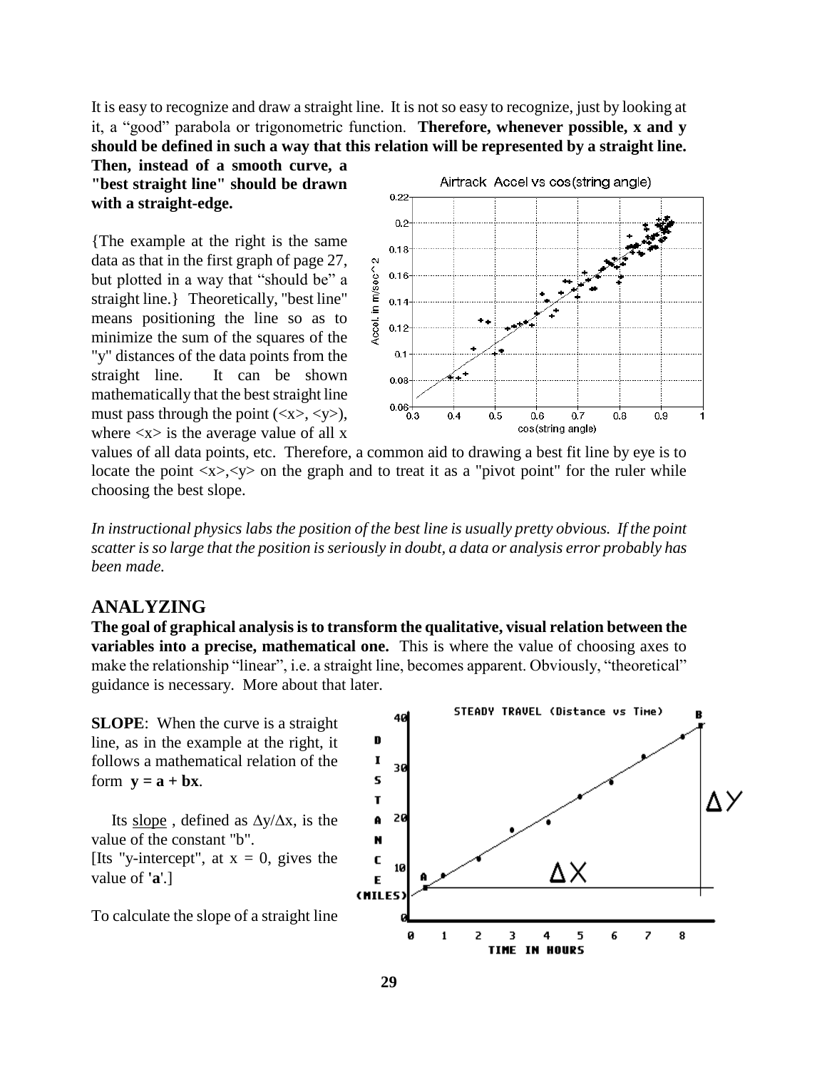It is easy to recognize and draw a straight line. It is not so easy to recognize, just by looking at it, a "good" parabola or trigonometric function. **Therefore, whenever possible, x and y should be defined in such a way that this relation will be represented by a straight line. Then, instead of a smooth curve, a "best straight line" should be drawn with a straight-edge.**

{The example at the right is the same data as that in the first graph of page 27, but plotted in a way that "should be" a straight line.} Theoretically, "best line" means positioning the line so as to minimize the sum of the squares of the "y" distances of the data points from the straight line. It can be shown mathematically that the best straight line must pass through the point (<x>, <y>), where <x> is the average value of all x values of all data points, etc. Therefore, a common aid to drawing a best fit line by eye is to locate the point <x>,<y> on the graph and to treat it as a "pivot point" for the ruler while choosing the best slope.

*In instructional physics labs the position of the best line is usually pretty obvious. If the point scatter is so large that the position is seriously in doubt, a data or analysis error probably has been made.*

## ANALYZING

**The goal of graphical analysis is to transform the qualitative, visual relation between the variables into a precise, mathematical one.** This is where the value of choosing axes to make the relationship "linear", i.e. a straight line, becomes apparent. Obviously, "theoretical" guidance is necessary. More about that later.

**SLOPE**: When the curve is a straight line, as in the example at the right, it follows a mathematical relation of the form **y = a + bx**.

Its slope, defined as $\Delta y/\Delta x$, is the value of the constant "b".
[Its "y-intercept", at x = 0, gives the value of '**a**'.]

To calculate the slope of a straight line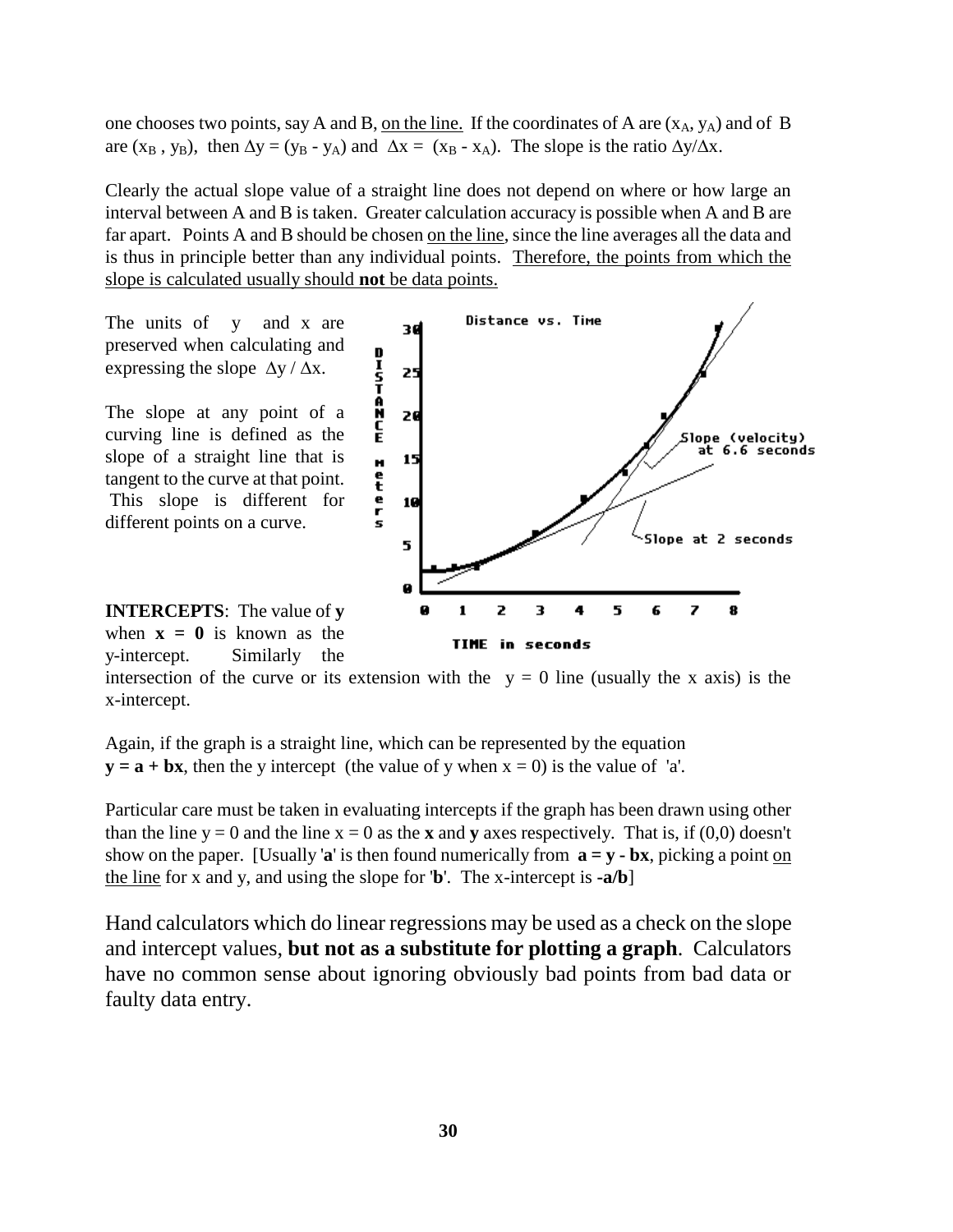one chooses two points, say A and B, <u>on the line.</u> If the coordinates of A are $(x_A, y_A)$ and of B are $(x_B , y_B)$, then $\Delta y = (y_B - y_A)$ and $\Delta x = (x_B - x_A)$. The slope is the ratio $\Delta y/\Delta x$.

Clearly the actual slope value of a straight line does not depend on where or how large an interval between A and B is taken. Greater calculation accuracy is possible when A and B are far apart. Points A and B should be chosen <u>on the line</u>, since the line averages all the data and is thus in principle better than any individual points. <u>Therefore, the points from which the slope is calculated usually should **not** be data points.</u>

The units of y and x are preserved when calculating and expressing the slope $\Delta y / \Delta x$.

The slope at any point of a curving line is defined as the slope of a straight line that is tangent to the curve at that point. This slope is different for different points on a curve.

**INTERCEPTS**: The value of **y** when **x = 0** is known as the y-intercept. Similarly the intersection of the curve or its extension with the $y = 0$ line (usually the x axis) is the x-intercept.

Again, if the graph is a straight line, which can be represented by the equation $\mathbf{y = a + bx}$, then the y intercept (the value of y when $x = 0$) is the value of 'a'.

Particular care must be taken in evaluating intercepts if the graph has been drawn using other than the line $y = 0$ and the line $x = 0$ as the **x** and **y** axes respectively. That is, if (0,0) doesn't show on the paper. [Usually '**a**' is then found numerically from $\mathbf{a = y - bx}$, picking a point <u>on the line</u> for x and y, and using the slope for '**b**'. The x-intercept is **-a/b**]

Hand calculators which do linear regressions may be used as a check on the slope and intercept values, **but not as a substitute for plotting a graph**. Calculators have no common sense about ignoring obviously bad points from bad data or faulty data entry.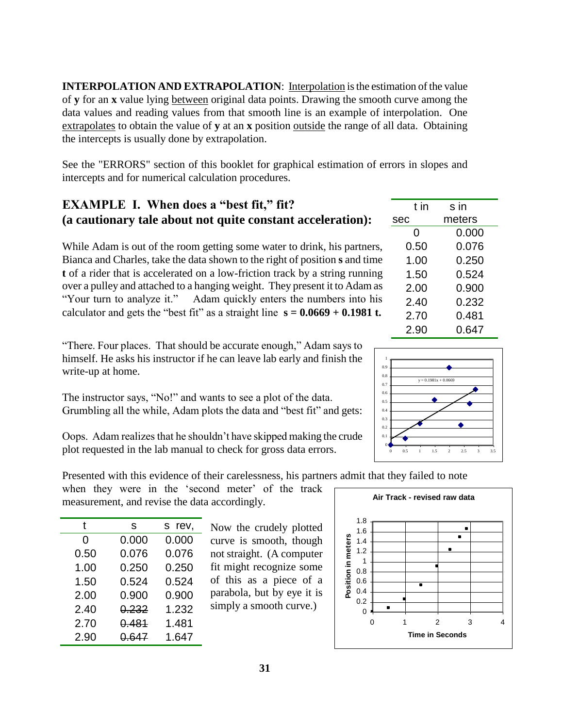**INTERPOLATION AND EXTRAPOLATION**: Interpolation is the estimation of the value of **y** for an **x** value lying between original data points. Drawing the smooth curve among the data values and reading values from that smooth line is an example of interpolation. One extrapolates to obtain the value of **y** at an **x** position outside the range of all data. Obtaining the intercepts is usually done by extrapolation.

See the "ERRORS" section of this booklet for graphical estimation of errors in slopes and intercepts and for numerical calculation procedures.

## EXAMPLE I. When does a "best fit," fit? (a cautionary tale about not quite constant acceleration):

| t in sec | s in meters |
|---|---|
| 0 | 0.000 |
| 0.50 | 0.076 |
| 1.00 | 0.250 |
| 1.50 | 0.524 |
| 2.00 | 0.900 |
| 2.40 | 0.232 |
| 2.70 | 0.481 |
| 2.90 | 0.647 |

While Adam is out of the room getting some water to drink, his partners, Bianca and Charles, take the data shown to the right of position **s** and time **t** of a rider that is accelerated on a low-friction track by a string running over a pulley and attached to a hanging weight. They present it to Adam as "Your turn to analyze it." Adam quickly enters the numbers into his calculator and gets the "best fit" as a straight line $\mathbf{s = 0.0669 + 0.1981\ t}$.

"There. Four places. That should be accurate enough," Adam says to himself. He asks his instructor if he can leave lab early and finish the write-up at home.

The instructor says, "No!" and wants to see a plot of the data. Grumbling all the while, Adam plots the data and "best fit" and gets:

Oops. Adam realizes that he shouldn't have skipped making the crude plot requested in the lab manual to check for gross data errors.

Presented with this evidence of their carelessness, his partners admit that they failed to note when they were in the 'second meter' of the track measurement, and revise the data accordingly.

| t | s | s rev, |
|---|---|---|
| 0 | 0.000 | 0.000 |
| 0.50 | 0.076 | 0.076 |
| 1.00 | 0.250 | 0.250 |
| 1.50 | 0.524 | 0.524 |
| 2.00 | 0.900 | 0.900 |
| 2.40 | ~~0.232~~ | 1.232 |
| 2.70 | ~~0.481~~ | 1.481 |
| 2.90 | ~~0.647~~ | 1.647 |

Now the crudely plotted curve is smooth, though not straight. (A computer fit might recognize some of this as a piece of a parabola, but by eye it is simply a smooth curve.)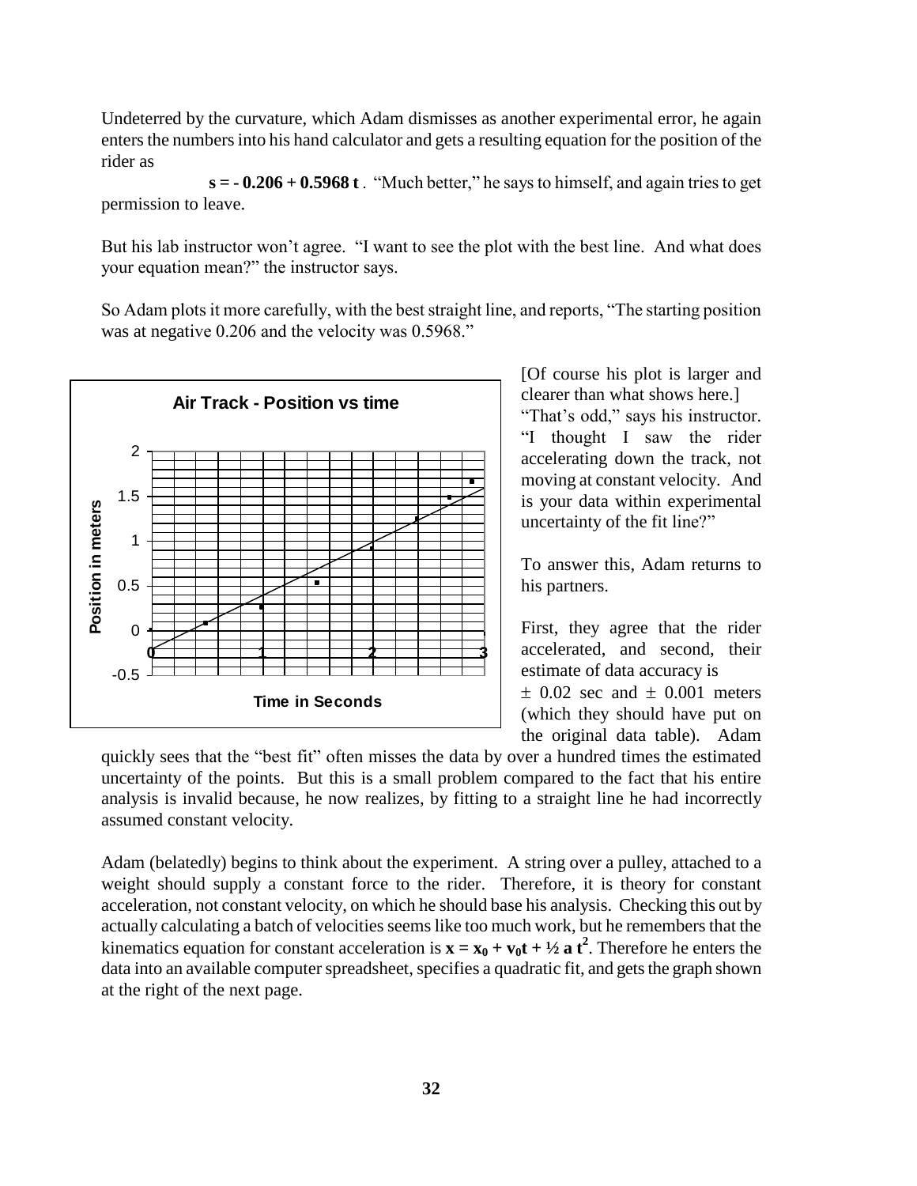Undeterred by the curvature, which Adam dismisses as another experimental error, he again enters the numbers into his hand calculator and gets a resulting equation for the position of the rider as

**s = - 0.206 + 0.5968 t** . "Much better," he says to himself, and again tries to get permission to leave.

But his lab instructor won't agree. "I want to see the plot with the best line. And what does your equation mean?" the instructor says.

So Adam plots it more carefully, with the best straight line, and reports, "The starting position was at negative 0.206 and the velocity was 0.5968."

[Of course his plot is larger and clearer than what shows here.]

"That's odd," says his instructor. "I thought I saw the rider accelerating down the track, not moving at constant velocity. And is your data within experimental uncertainty of the fit line?"

To answer this, Adam returns to his partners.

First, they agree that the rider accelerated, and second, their estimate of data accuracy is $\pm$ 0.02 sec and $\pm$ 0.001 meters (which they should have put on the original data table). Adam quickly sees that the "best fit" often misses the data by over a hundred times the estimated uncertainty of the points. But this is a small problem compared to the fact that his entire analysis is invalid because, he now realizes, by fitting to a straight line he had incorrectly assumed constant velocity.

Adam (belatedly) begins to think about the experiment. A string over a pulley, attached to a weight should supply a constant force to the rider. Therefore, it is theory for constant acceleration, not constant velocity, on which he should base his analysis. Checking this out by actually calculating a batch of velocities seems like too much work, but he remembers that the kinematics equation for constant acceleration is $\mathbf{x = x_0 + v_0 t + \frac{1}{2} a t^2}$. Therefore he enters the data into an available computer spreadsheet, specifies a quadratic fit, and gets the graph shown at the right of the next page.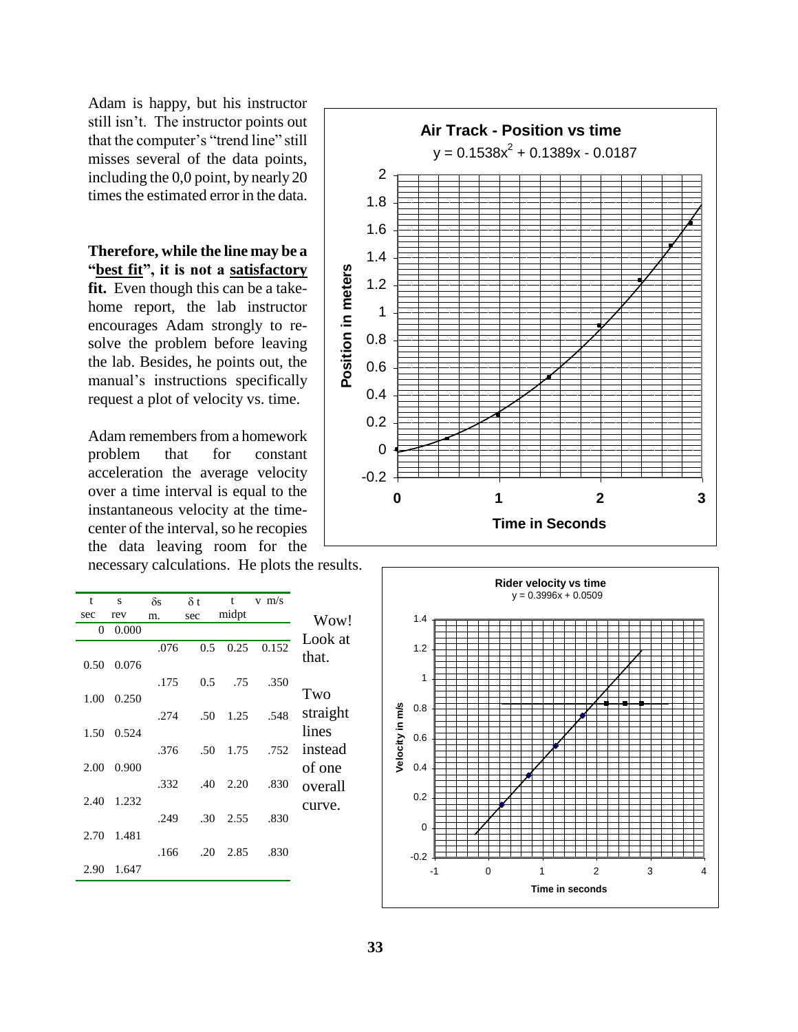Adam is happy, but his instructor still isn't. The instructor points out that the computer's "trend line" still misses several of the data points, including the 0,0 point, by nearly 20 times the estimated error in the data.

**Therefore, while the line may be a "<u>best fit</u>", it is not a <u>satisfactory</u> fit.** Even though this can be a take-home report, the lab instructor encourages Adam strongly to re-solve the problem before leaving the lab. Besides, he points out, the manual's instructions specifically request a plot of velocity vs. time.

Adam remembers from a homework problem that for constant acceleration the average velocity over a time interval is equal to the instantaneous velocity at the time-center of the interval, so he recopies the data leaving room for the necessary calculations. He plots the results.

| t sec | s rev | δs m. | δ t sec | t midpt | v m/s |
|---|---|---|---|---|---|
| 0 | 0.000 | | | | |
| | | .076 | 0.5 | 0.25 | 0.152 |
| 0.50 | 0.076 | | | | |
| | | .175 | 0.5 | .75 | .350 |
| 1.00 | 0.250 | | | | |
| | | .274 | .50 | 1.25 | .548 |
| 1.50 | 0.524 | | | | |
| | | .376 | .50 | 1.75 | .752 |
| 2.00 | 0.900 | | | | |
| | | .332 | .40 | 2.20 | .830 |
| 2.40 | 1.232 | | | | |
| | | .249 | .30 | 2.55 | .830 |
| 2.70 | 1.481 | | | | |
| | | .166 | .20 | 2.85 | .830 |
| 2.90 | 1.647 | | | | |

Wow! Look at that.

Two straight lines instead of one overall curve.

**Air Track - Position vs time**
$y = 0.1538x^2 + 0.1389x - 0.0187$

**Rider velocity vs time**
$y = 0.3996x + 0.0509$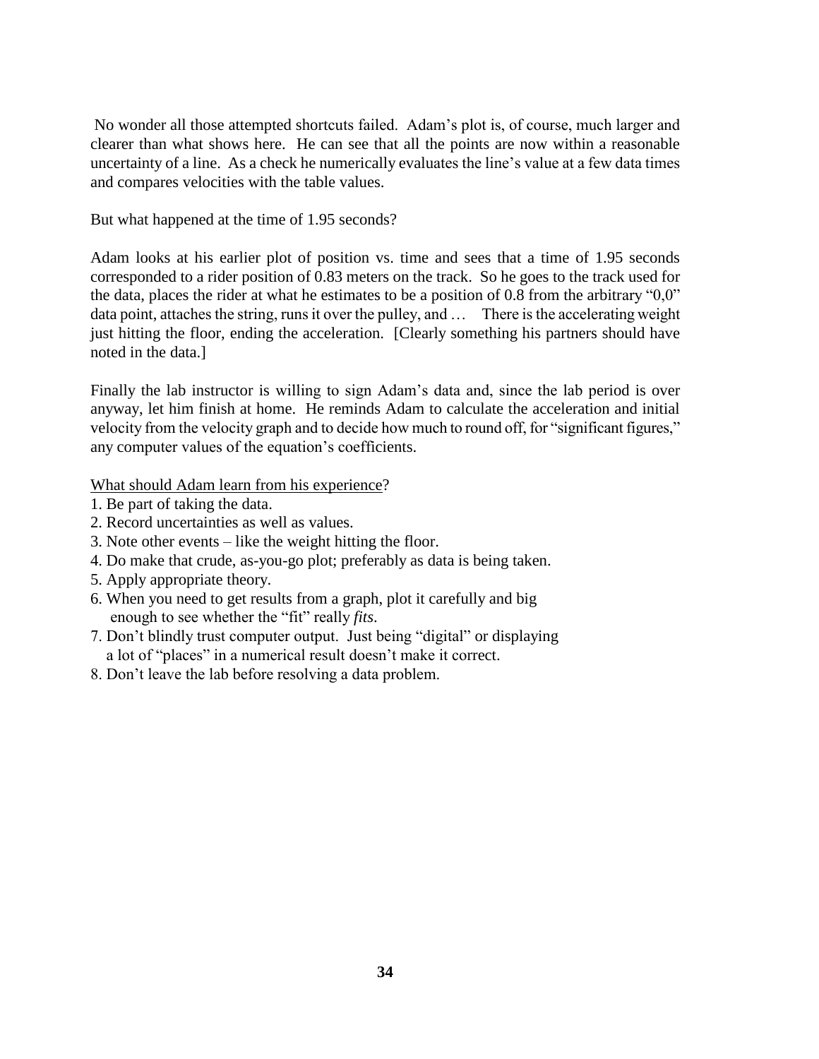No wonder all those attempted shortcuts failed. Adam's plot is, of course, much larger and clearer than what shows here. He can see that all the points are now within a reasonable uncertainty of a line. As a check he numerically evaluates the line's value at a few data times and compares velocities with the table values.

But what happened at the time of 1.95 seconds?

Adam looks at his earlier plot of position vs. time and sees that a time of 1.95 seconds corresponded to a rider position of 0.83 meters on the track. So he goes to the track used for the data, places the rider at what he estimates to be a position of 0.8 from the arbitrary "0,0" data point, attaches the string, runs it over the pulley, and … There is the accelerating weight just hitting the floor, ending the acceleration. [Clearly something his partners should have noted in the data.]

Finally the lab instructor is willing to sign Adam's data and, since the lab period is over anyway, let him finish at home. He reminds Adam to calculate the acceleration and initial velocity from the velocity graph and to decide how much to round off, for "significant figures," any computer values of the equation's coefficients.

<u>What should Adam learn from his experience</u>?

1. Be part of taking the data.
2. Record uncertainties as well as values.
3. Note other events – like the weight hitting the floor.
4. Do make that crude, as-you-go plot; preferably as data is being taken.
5. Apply appropriate theory.
6. When you need to get results from a graph, plot it carefully and big enough to see whether the "fit" really *fits*.
7. Don't blindly trust computer output. Just being "digital" or displaying a lot of "places" in a numerical result doesn't make it correct.
8. Don't leave the lab before resolving a data problem.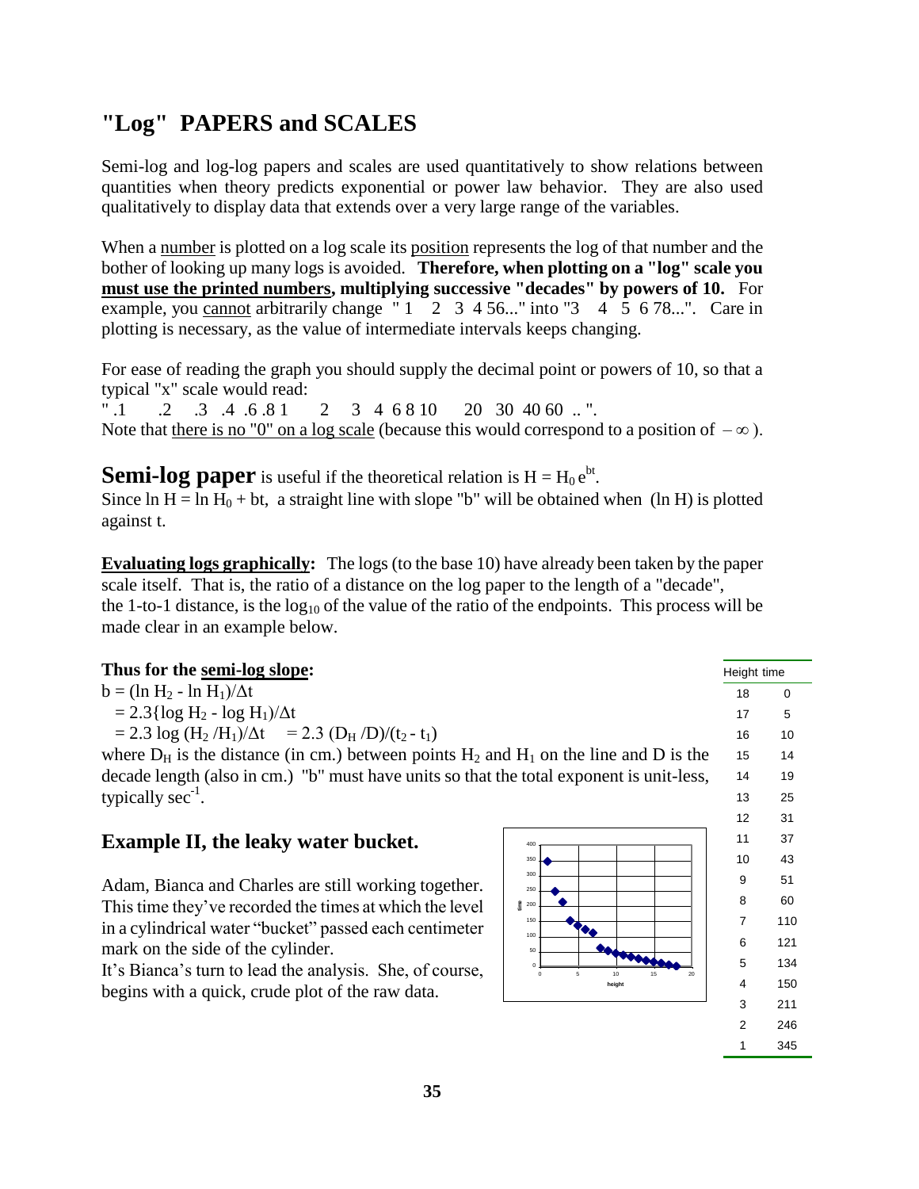# "Log" PAPERS and SCALES

Semi-log and log-log papers and scales are used quantitatively to show relations between quantities when theory predicts exponential or power law behavior. They are also used qualitatively to display data that extends over a very large range of the variables.

When a <u>number</u> is plotted on a log scale its <u>position</u> represents the log of that number and the bother of looking up many logs is avoided. **Therefore, when plotting on a "log" scale you <u>must use the printed numbers</u>, multiplying successive "decades" by powers of 10.** For example, you <u>cannot</u> arbitrarily change " 1 2 3 4 56..." into "3 4 5 6 78...". Care in plotting is necessary, as the value of intermediate intervals keeps changing.

For ease of reading the graph you should supply the decimal point or powers of 10, so that a typical "x" scale would read:
" .1 .2 .3 .4 .6 .8 1 2 3 4 6 8 10 20 30 40 60 .. ".
Note that <u>there is no "0" on a log scale</u> (because this would correspond to a position of $-\infty$).

**Semi-log paper** is useful if the theoretical relation is $H = H_0 e^{bt}$.
Since $\ln H = \ln H_0 + bt$, a straight line with slope "b" will be obtained when $(\ln H)$ is plotted against t.

**<u>Evaluating logs graphically</u>:** The logs (to the base 10) have already been taken by the paper scale itself. That is, the ratio of a distance on the log paper to the length of a "decade", the 1-to-1 distance, is the $\log_{10}$ of the value of the ratio of the endpoints. This process will be made clear in an example below.

**Thus for the <u>semi-log slope</u>:**

$b = (\ln H_2 - \ln H_1)/\Delta t$

$= 2.3\{\log H_2 - \log H_1)/\Delta t$

$= 2.3 \log (H_2 / H_1)/\Delta t \quad = 2.3\ (D_H / D)/(t_2 - t_1)$

where $D_H$ is the distance (in cm.) between points $H_2$ and $H_1$ on the line and D is the decade length (also in cm.) "b" must have units so that the total exponent is unit-less, typically $\sec^{-1}$.

## Example II, the leaky water bucket.

Adam, Bianca and Charles are still working together. This time they've recorded the times at which the level in a cylindrical water "bucket" passed each centimeter mark on the side of the cylinder.
It's Bianca's turn to lead the analysis. She, of course, begins with a quick, crude plot of the raw data.

| Height | time |
|---|---|
| 18 | 0 |
| 17 | 5 |
| 16 | 10 |
| 15 | 14 |
| 14 | 19 |
| 13 | 25 |
| 12 | 31 |
| 11 | 37 |
| 10 | 43 |
| 9 | 51 |
| 8 | 60 |
| 7 | 110 |
| 6 | 121 |
| 5 | 134 |
| 4 | 150 |
| 3 | 211 |
| 2 | 246 |
| 1 | 345 |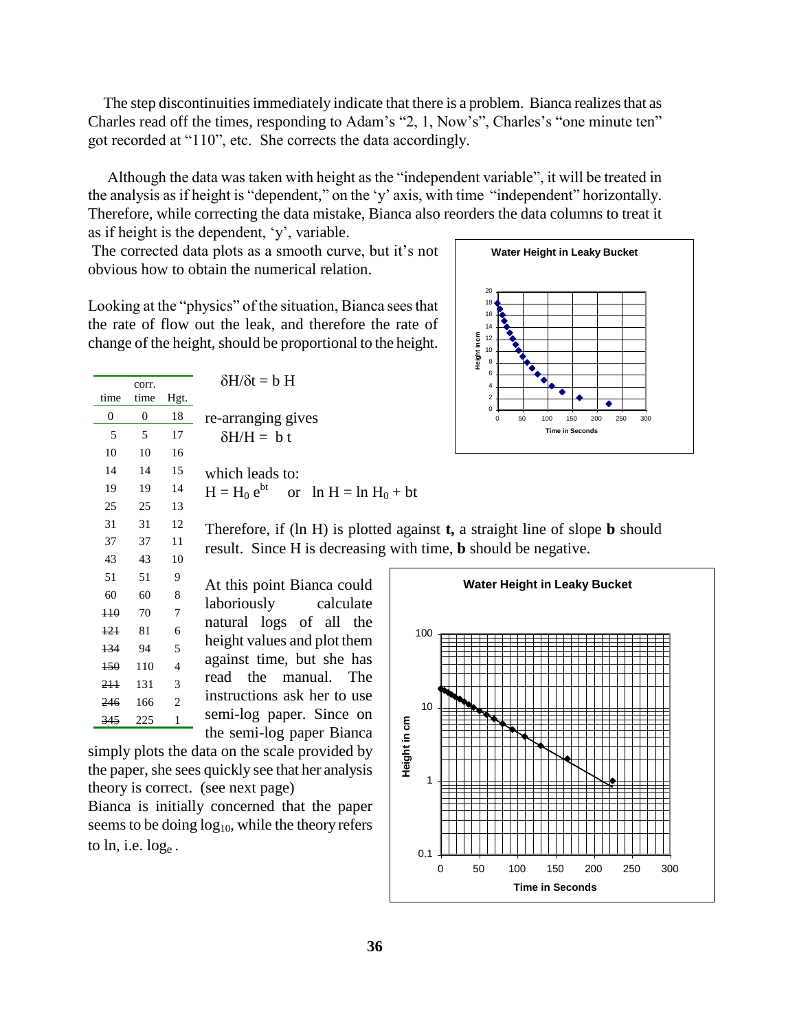The step discontinuities immediately indicate that there is a problem. Bianca realizes that as Charles read off the times, responding to Adam's "2, 1, Now's", Charles's "one minute ten" got recorded at "110", etc. She corrects the data accordingly.

Although the data was taken with height as the "independent variable", it will be treated in the analysis as if height is "dependent," on the 'y' axis, with time "independent" horizontally. Therefore, while correcting the data mistake, Bianca also reorders the data columns to treat it as if height is the dependent, 'y', variable.

The corrected data plots as a smooth curve, but it's not obvious how to obtain the numerical relation.

Looking at the "physics" of the situation, Bianca sees that the rate of flow out the leak, and therefore the rate of change of the height, should be proportional to the height.

| time | corr. time | Hgt. |
|---|---|---|
| 0 | 0 | 18 |
| 5 | 5 | 17 |
| 10 | 10 | 16 |
| 14 | 14 | 15 |
| 19 | 19 | 14 |
| 25 | 25 | 13 |
| 31 | 31 | 12 |
| 37 | 37 | 11 |
| 43 | 43 | 10 |
| 51 | 51 | 9 |
| 60 | 60 | 8 |
| ~~110~~ | 70 | 7 |
| ~~121~~ | 81 | 6 |
| ~~134~~ | 94 | 5 |
| ~~150~~ | 110 | 4 |
| ~~211~~ | 131 | 3 |
| ~~246~~ | 166 | 2 |
| ~~345~~ | 225 | 1 |

$\delta H/\delta t = b\,H$

re-arranging gives

$\delta H/H = b\,t$

which leads to:

$H = H_0\,e^{bt}$ or $\ln H = \ln H_0 + bt$

Therefore, if (ln H) is plotted against **t,** a straight line of slope **b** should result. Since H is decreasing with time, **b** should be negative.

At this point Bianca could laboriously calculate natural logs of all the height values and plot them against time, but she has read the manual. The instructions ask her to use semi-log paper. Since on the semi-log paper Bianca simply plots the data on the scale provided by the paper, she sees quickly see that her analysis theory is correct. (see next page)

Bianca is initially concerned that the paper seems to be doing $\log_{10}$, while the theory refers to ln, i.e. $\log_e$.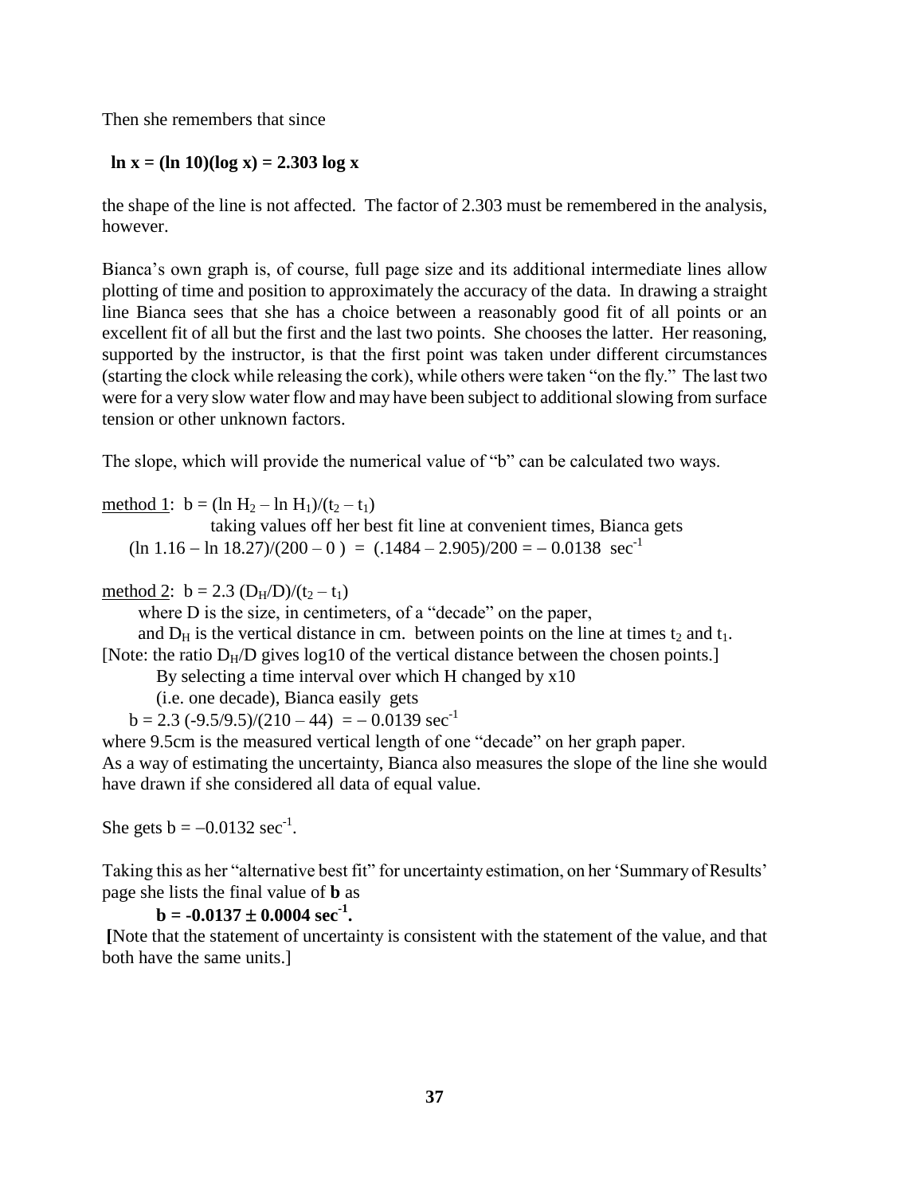Then she remembers that since

**$\ln x = (\ln 10)(\log x) = 2.303 \log x$**

the shape of the line is not affected. The factor of 2.303 must be remembered in the analysis, however.

Bianca's own graph is, of course, full page size and its additional intermediate lines allow plotting of time and position to approximately the accuracy of the data. In drawing a straight line Bianca sees that she has a choice between a reasonably good fit of all points or an excellent fit of all but the first and the last two points. She chooses the latter. Her reasoning, supported by the instructor, is that the first point was taken under different circumstances (starting the clock while releasing the cork), while others were taken "on the fly." The last two were for a very slow water flow and may have been subject to additional slowing from surface tension or other unknown factors.

The slope, which will provide the numerical value of "b" can be calculated two ways.

<u>method 1</u>: $b = (\ln H_2 - \ln H_1)/(t_2 - t_1)$

taking values off her best fit line at convenient times, Bianca gets

$(\ln 1.16 - \ln 18.27)/(200 - 0) = (.1484 - 2.905)/200 = -0.0138 \text{ sec}^{-1}$

<u>method 2</u>: $b = 2.3\,(D_H/D)/(t_2 - t_1)$

where D is the size, in centimeters, of a "decade" on the paper,

and $D_H$ is the vertical distance in cm. between points on the line at times $t_2$ and $t_1$.

[Note: the ratio $D_H/D$ gives log10 of the vertical distance between the chosen points.]

By selecting a time interval over which H changed by x10

(i.e. one decade), Bianca easily gets

$b = 2.3\,(-9.5/9.5)/(210 - 44) = -0.0139 \text{ sec}^{-1}$

where 9.5cm is the measured vertical length of one "decade" on her graph paper.

As a way of estimating the uncertainty, Bianca also measures the slope of the line she would have drawn if she considered all data of equal value.

She gets $b = -0.0132 \text{ sec}^{-1}$.

Taking this as her "alternative best fit" for uncertainty estimation, on her 'Summary of Results' page she lists the final value of **b** as

**$b = -0.0137 \pm 0.0004 \text{ sec}^{-1}$.**

**[**Note that the statement of uncertainty is consistent with the statement of the value, and that both have the same units.]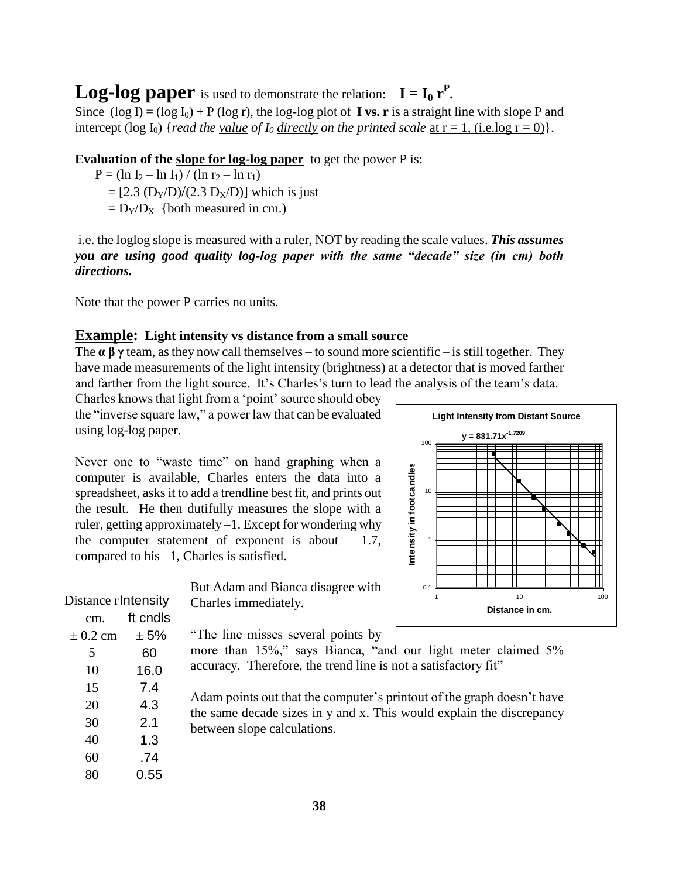## **Log-log paper** is used to demonstrate the relation: $\mathbf{I = I_0\, r^P}$.

Since $(\log I) = (\log I_0) + P (\log r)$, the log-log plot of **I vs. r** is a straight line with slope P and intercept ($\log I_0$) {*read the* *<u>value</u>* *of* $I_0$ *<u>directly</u>* *on the printed scale* <u>at r = 1, (i.e. log r = 0)</u>}.

**Evaluation of the <u>slope for log-log paper</u>** to get the power P is:

$P = (\ln I_2 - \ln I_1) / (\ln r_2 - \ln r_1)$

$= [2.3\,(D_Y/D)/(2.3\,D_X/D)]$ which is just

$= D_Y/D_X$ {both measured in cm.)

i.e. the loglog slope is measured with a ruler, NOT by reading the scale values. ***This assumes you are using good quality log-log paper with the same "decade" size (in cm) both directions.***

<u>Note that the power P carries no units.</u>

### **<u>Example</u>: Light intensity vs distance from a small source**

The **α β γ** team, as they now call themselves – to sound more scientific – is still together. They have made measurements of the light intensity (brightness) at a detector that is moved farther and farther from the light source. It's Charles's turn to lead the analysis of the team's data. Charles knows that light from a 'point' source should obey the "inverse square law," a power law that can be evaluated using log-log paper.

Never one to "waste time" on hand graphing when a computer is available, Charles enters the data into a spreadsheet, asks it to add a trendline best fit, and prints out the result. He then dutifully measures the slope with a ruler, getting approximately –1. Except for wondering why the computer statement of exponent is about –1.7, compared to his –1, Charles is satisfied.

**Light Intensity from Distant Source**

$y = 831.71x^{-1.7209}$

(Intensity in footcandles vs. Distance in cm., log-log axes: x from 1 to 100, y from 0.1 to 100)

| Distance r | Intensity |
|---|---|
| cm. | ft cndls |
| ± 0.2 cm | ± 5% |
| 5 | 60 |
| 10 | 16.0 |
| 15 | 7.4 |
| 20 | 4.3 |
| 30 | 2.1 |
| 40 | 1.3 |
| 60 | .74 |
| 80 | 0.55 |

But Adam and Bianca disagree with Charles immediately.

"The line misses several points by more than 15%," says Bianca, "and our light meter claimed 5% accuracy. Therefore, the trend line is not a satisfactory fit"

Adam points out that the computer's printout of the graph doesn't have the same decade sizes in y and x. This would explain the discrepancy between slope calculations.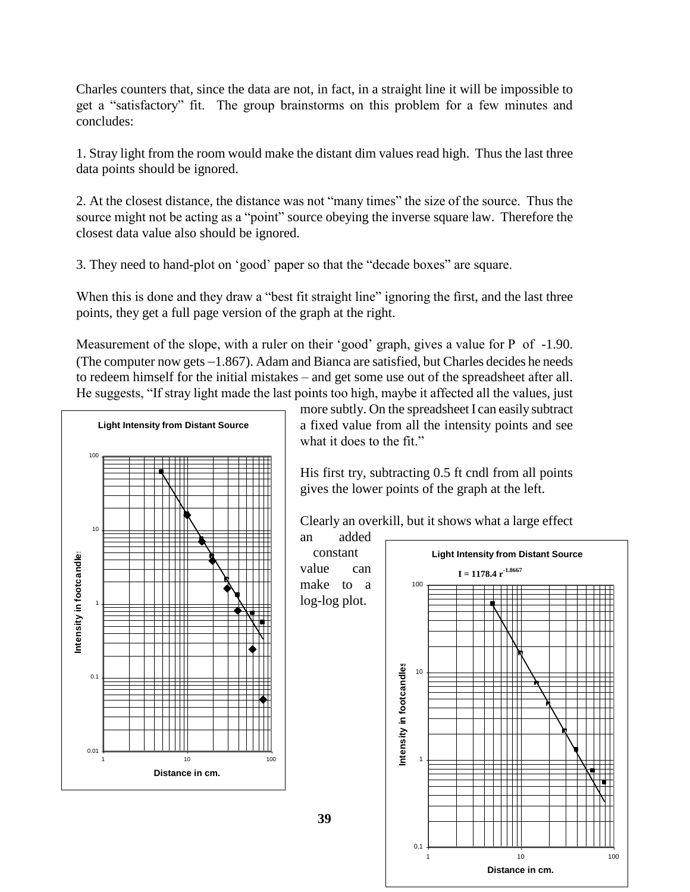Charles counters that, since the data are not, in fact, in a straight line it will be impossible to get a "satisfactory" fit. The group brainstorms on this problem for a few minutes and concludes:

1. Stray light from the room would make the distant dim values read high. Thus the last three data points should be ignored.

2. At the closest distance, the distance was not "many times" the size of the source. Thus the source might not be acting as a "point" source obeying the inverse square law. Therefore the closest data value also should be ignored.

3. They need to hand-plot on 'good' paper so that the "decade boxes" are square.

When this is done and they draw a "best fit straight line" ignoring the first, and the last three points, they get a full page version of the graph at the right.

Measurement of the slope, with a ruler on their 'good' graph, gives a value for P of -1.90. (The computer now gets –1.867). Adam and Bianca are satisfied, but Charles decides he needs to redeem himself for the initial mistakes – and get some use out of the spreadsheet after all. He suggests, "If stray light made the last points too high, maybe it affected all the values, just more subtly. On the spreadsheet I can easily subtract a fixed value from all the intensity points and see what it does to the fit."

His first try, subtracting 0.5 ft cndl from all points gives the lower points of the graph at the left.

Clearly an overkill, but it shows what a large effect an added constant value can make to a log-log plot.

**Light Intensity from Distant Source**

(Log-log graph: Intensity in footcandles vs. Distance in cm.)

**Light Intensity from Distant Source**

$I = 1178.4\ r^{-1.8667}$

(Log-log graph: Intensity in footcandles vs. Distance in cm.)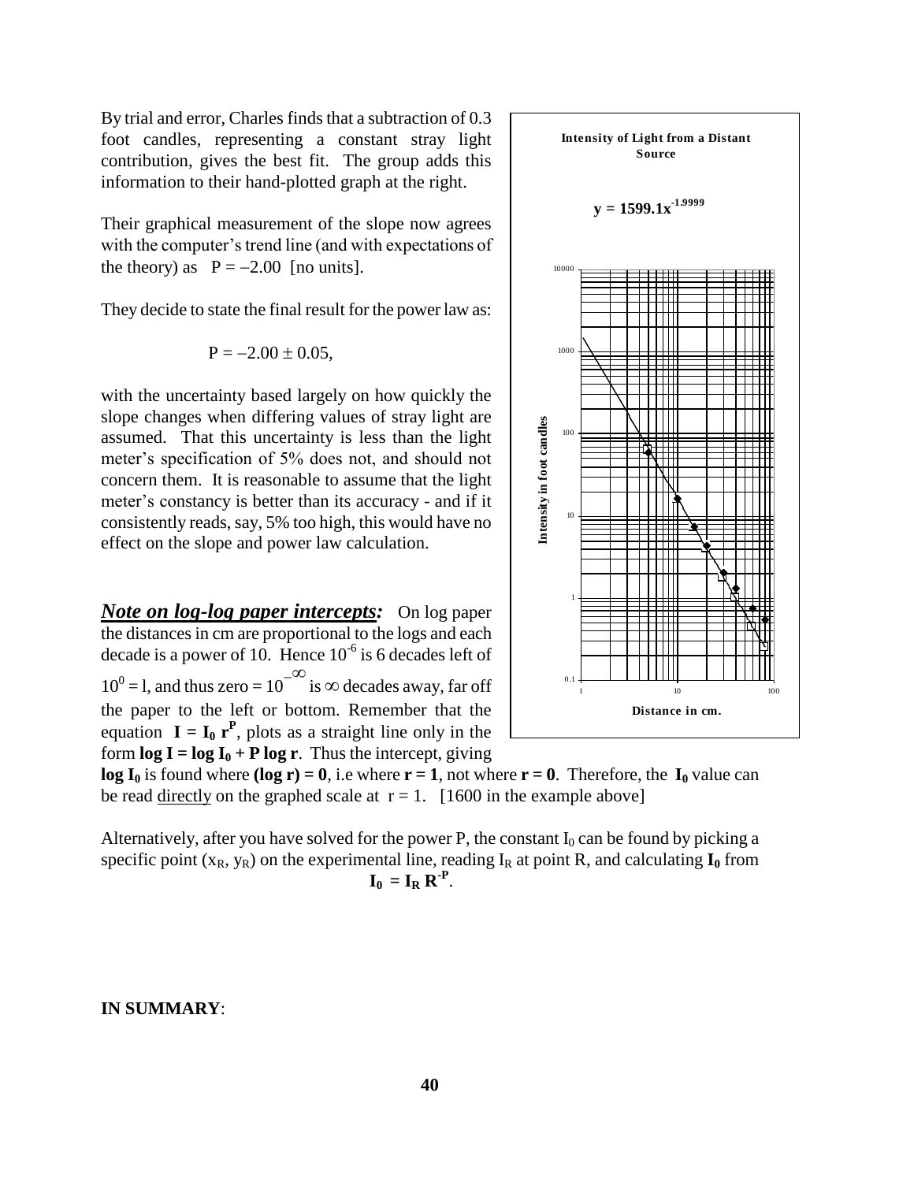By trial and error, Charles finds that a subtraction of 0.3 foot candles, representing a constant stray light contribution, gives the best fit. The group adds this information to their hand-plotted graph at the right.

Their graphical measurement of the slope now agrees with the computer's trend line (and with expectations of the theory) as $P = -2.00$ [no units].

They decide to state the final result for the power law as:

$$P = -2.00 \pm 0.05,$$

with the uncertainty based largely on how quickly the slope changes when differing values of stray light are assumed. That this uncertainty is less than the light meter's specification of 5% does not, and should not concern them. It is reasonable to assume that the light meter's constancy is better than its accuracy - and if it consistently reads, say, 5% too high, this would have no effect on the slope and power law calculation.

***Note on log-log paper intercepts:*** On log paper the distances in cm are proportional to the logs and each decade is a power of 10. Hence $10^{-6}$ is 6 decades left of $10^0 = 1$, and thus zero $= 10^{-\infty}$ is $\infty$ decades away, far off the paper to the left or bottom. Remember that the equation $\mathbf{I = I_0\, r^P}$, plots as a straight line only in the form $\mathbf{\log I = \log I_0 + P \log r}$. Thus the intercept, giving $\mathbf{\log I_0}$ is found where $\mathbf{(\log r) = 0}$, i.e where $\mathbf{r = 1}$, not where $\mathbf{r = 0}$. Therefore, the $\mathbf{I_0}$ value can be read directly on the graphed scale at $r = 1$. [1600 in the example above]

Alternatively, after you have solved for the power P, the constant $I_0$ can be found by picking a specific point $(x_R, y_R)$ on the experimental line, reading $I_R$ at point R, and calculating $\mathbf{I_0}$ from

$$\mathbf{I_0 = I_R\, R^{-P}}.$$

**IN SUMMARY**: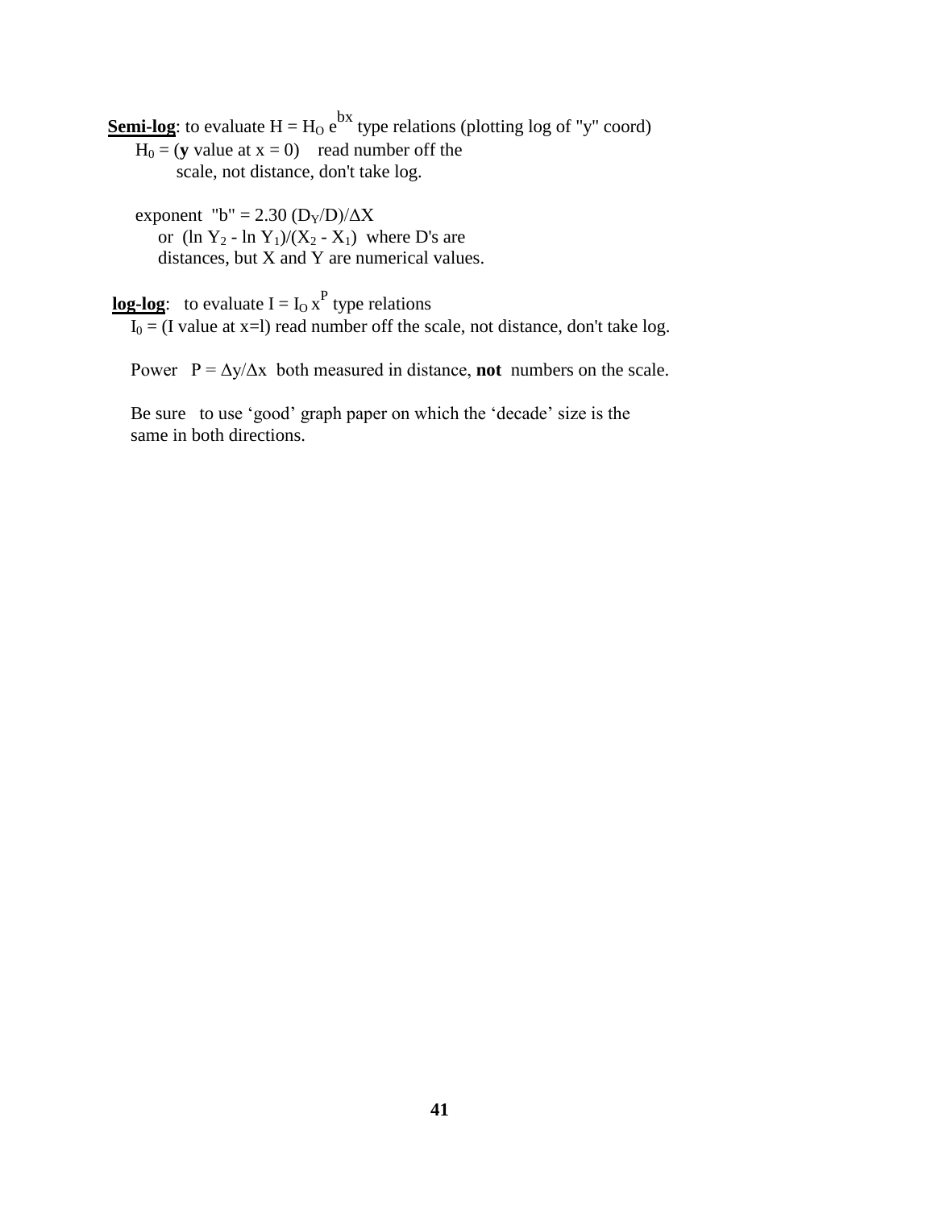**Semi-log**: to evaluate $H = H_O e^{bx}$ type relations (plotting log of "y" coord)

$H_0$ = (**y** value at x = 0) read number off the scale, not distance, don't take log.

exponent "b" = $2.30\,(D_Y/D)/\Delta X$
or $(\ln Y_2 - \ln Y_1)/(X_2 - X_1)$ where D's are distances, but X and Y are numerical values.

**log-log**: to evaluate $I = I_O x^P$ type relations

$I_0$ = (I value at x=l) read number off the scale, not distance, don't take log.

Power $P = \Delta y/\Delta x$ both measured in distance, **not** numbers on the scale.

Be sure to use 'good' graph paper on which the 'decade' size is the same in both directions.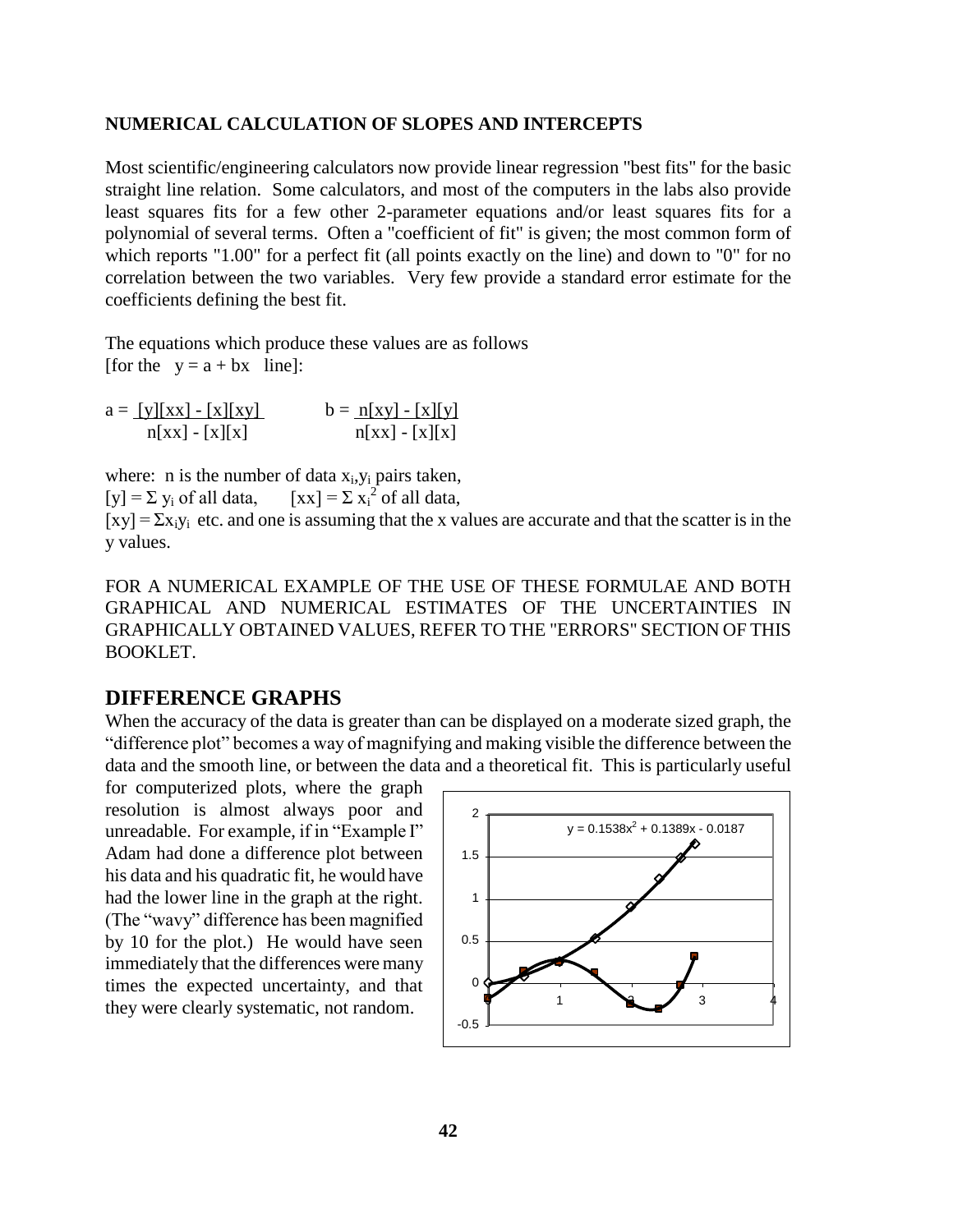**NUMERICAL CALCULATION OF SLOPES AND INTERCEPTS**

Most scientific/engineering calculators now provide linear regression "best fits" for the basic straight line relation. Some calculators, and most of the computers in the labs also provide least squares fits for a few other 2-parameter equations and/or least squares fits for a polynomial of several terms. Often a "coefficient of fit" is given; the most common form of which reports "1.00" for a perfect fit (all points exactly on the line) and down to "0" for no correlation between the two variables. Very few provide a standard error estimate for the coefficients defining the best fit.

The equations which produce these values are as follows
[for the $y = a + bx$ line]:

$$a = \frac{[y][xx] - [x][xy]}{n[xx] - [x][x]} \qquad b = \frac{n[xy] - [x][y]}{n[xx] - [x][x]}$$

where: n is the number of data $x_i, y_i$ pairs taken,
$[y] = \Sigma\, y_i$ of all data, $[xx] = \Sigma\, x_i^2$ of all data,
$[xy] = \Sigma x_i y_i$ etc. and one is assuming that the x values are accurate and that the scatter is in the y values.

FOR A NUMERICAL EXAMPLE OF THE USE OF THESE FORMULAE AND BOTH GRAPHICAL AND NUMERICAL ESTIMATES OF THE UNCERTAINTIES IN GRAPHICALLY OBTAINED VALUES, REFER TO THE "ERRORS" SECTION OF THIS BOOKLET.

## DIFFERENCE GRAPHS

When the accuracy of the data is greater than can be displayed on a moderate sized graph, the "difference plot" becomes a way of magnifying and making visible the difference between the data and the smooth line, or between the data and a theoretical fit. This is particularly useful for computerized plots, where the graph resolution is almost always poor and unreadable. For example, if in "Example I" Adam had done a difference plot between his data and his quadratic fit, he would have had the lower line in the graph at the right. (The "wavy" difference has been magnified by 10 for the plot.) He would have seen immediately that the differences were many times the expected uncertainty, and that they were clearly systematic, not random.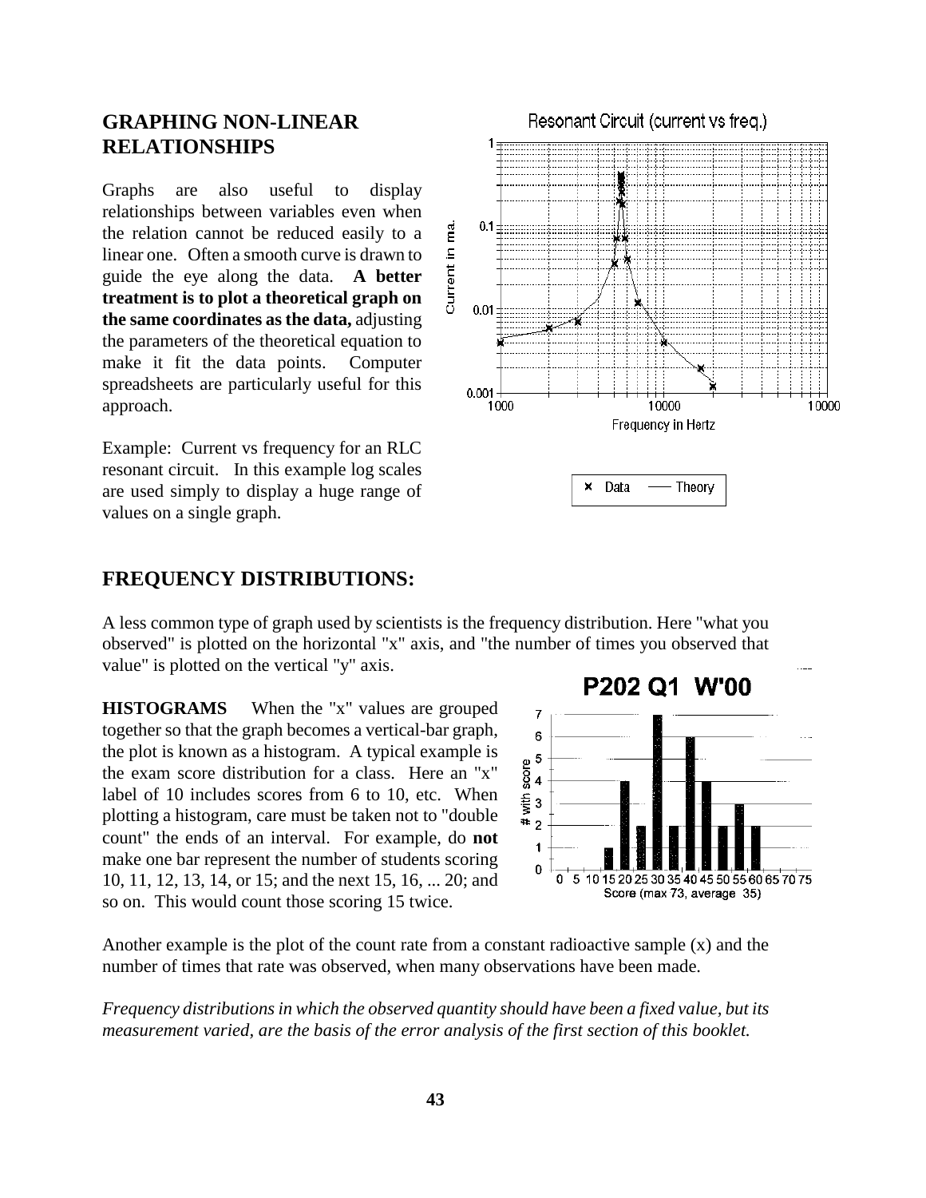## GRAPHING NON-LINEAR RELATIONSHIPS

Graphs are also useful to display relationships between variables even when the relation cannot be reduced easily to a linear one. Often a smooth curve is drawn to guide the eye along the data. **A better treatment is to plot a theoretical graph on the same coordinates as the data,** adjusting the parameters of the theoretical equation to make it fit the data points. Computer spreadsheets are particularly useful for this approach.

Example: Current vs frequency for an RLC resonant circuit. In this example log scales are used simply to display a huge range of values on a single graph.

## FREQUENCY DISTRIBUTIONS:

A less common type of graph used by scientists is the frequency distribution. Here "what you observed" is plotted on the horizontal "x" axis, and "the number of times you observed that value" is plotted on the vertical "y" axis.

**HISTOGRAMS** When the "x" values are grouped together so that the graph becomes a vertical-bar graph, the plot is known as a histogram. A typical example is the exam score distribution for a class. Here an "x" label of 10 includes scores from 6 to 10, etc. When plotting a histogram, care must be taken not to "double count" the ends of an interval. For example, do **not** make one bar represent the number of students scoring 10, 11, 12, 13, 14, or 15; and the next 15, 16, ... 20; and so on. This would count those scoring 15 twice.

Another example is the plot of the count rate from a constant radioactive sample (x) and the number of times that rate was observed, when many observations have been made.

*Frequency distributions in which the observed quantity should have been a fixed value, but its measurement varied, are the basis of the error analysis of the first section of this booklet.*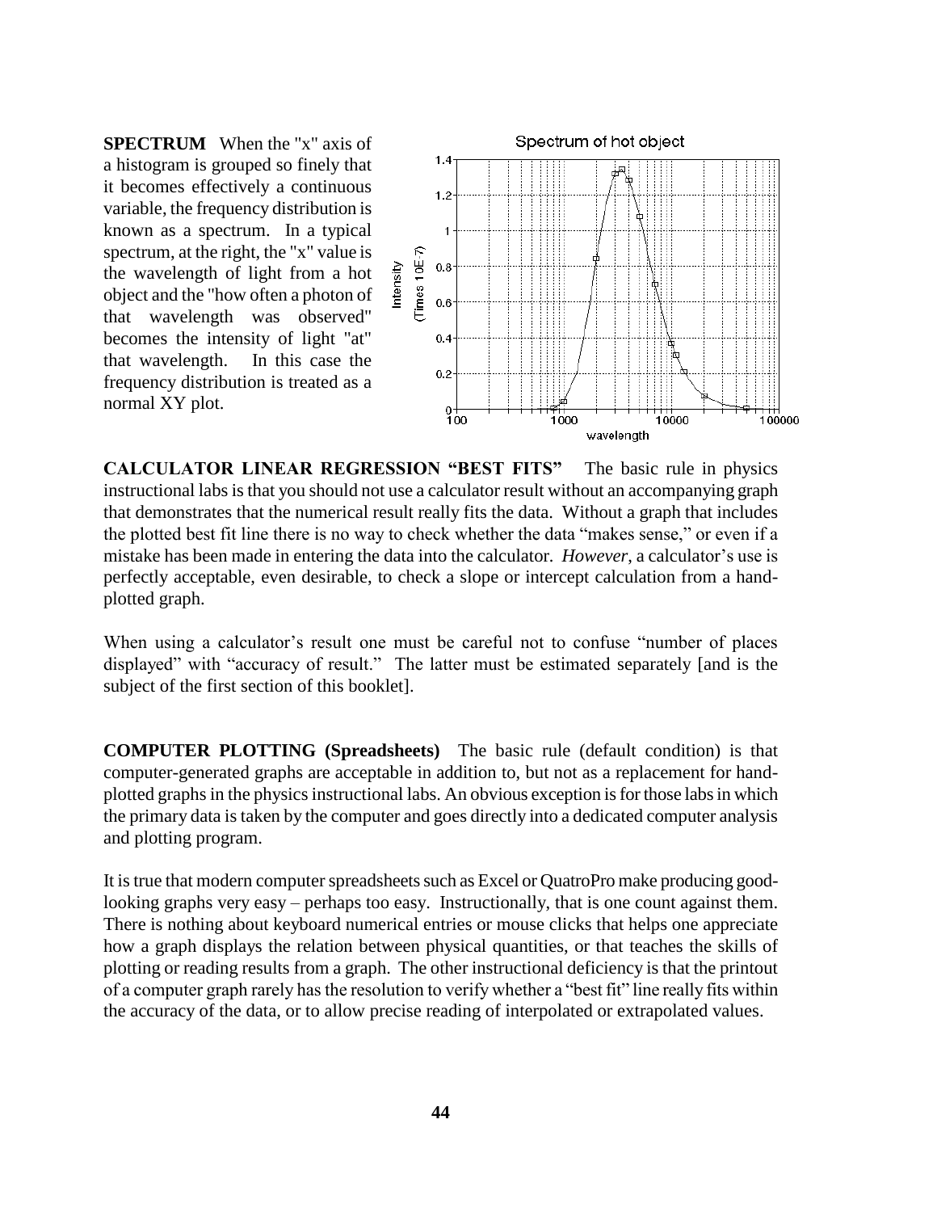**SPECTRUM** When the "x" axis of a histogram is grouped so finely that it becomes effectively a continuous variable, the frequency distribution is known as a spectrum. In a typical spectrum, at the right, the "x" value is the wavelength of light from a hot object and the "how often a photon of that wavelength was observed" becomes the intensity of light "at" that wavelength. In this case the frequency distribution is treated as a normal XY plot.

**CALCULATOR LINEAR REGRESSION "BEST FITS"** The basic rule in physics instructional labs is that you should not use a calculator result without an accompanying graph that demonstrates that the numerical result really fits the data. Without a graph that includes the plotted best fit line there is no way to check whether the data "makes sense," or even if a mistake has been made in entering the data into the calculator. *However*, a calculator's use is perfectly acceptable, even desirable, to check a slope or intercept calculation from a hand-plotted graph.

When using a calculator's result one must be careful not to confuse "number of places displayed" with "accuracy of result." The latter must be estimated separately [and is the subject of the first section of this booklet].

**COMPUTER PLOTTING (Spreadsheets)** The basic rule (default condition) is that computer-generated graphs are acceptable in addition to, but not as a replacement for hand-plotted graphs in the physics instructional labs. An obvious exception is for those labs in which the primary data is taken by the computer and goes directly into a dedicated computer analysis and plotting program.

It is true that modern computer spreadsheets such as Excel or QuatroPro make producing good-looking graphs very easy – perhaps too easy. Instructionally, that is one count against them. There is nothing about keyboard numerical entries or mouse clicks that helps one appreciate how a graph displays the relation between physical quantities, or that teaches the skills of plotting or reading results from a graph. The other instructional deficiency is that the printout of a computer graph rarely has the resolution to verify whether a "best fit" line really fits within the accuracy of the data, or to allow precise reading of interpolated or extrapolated values.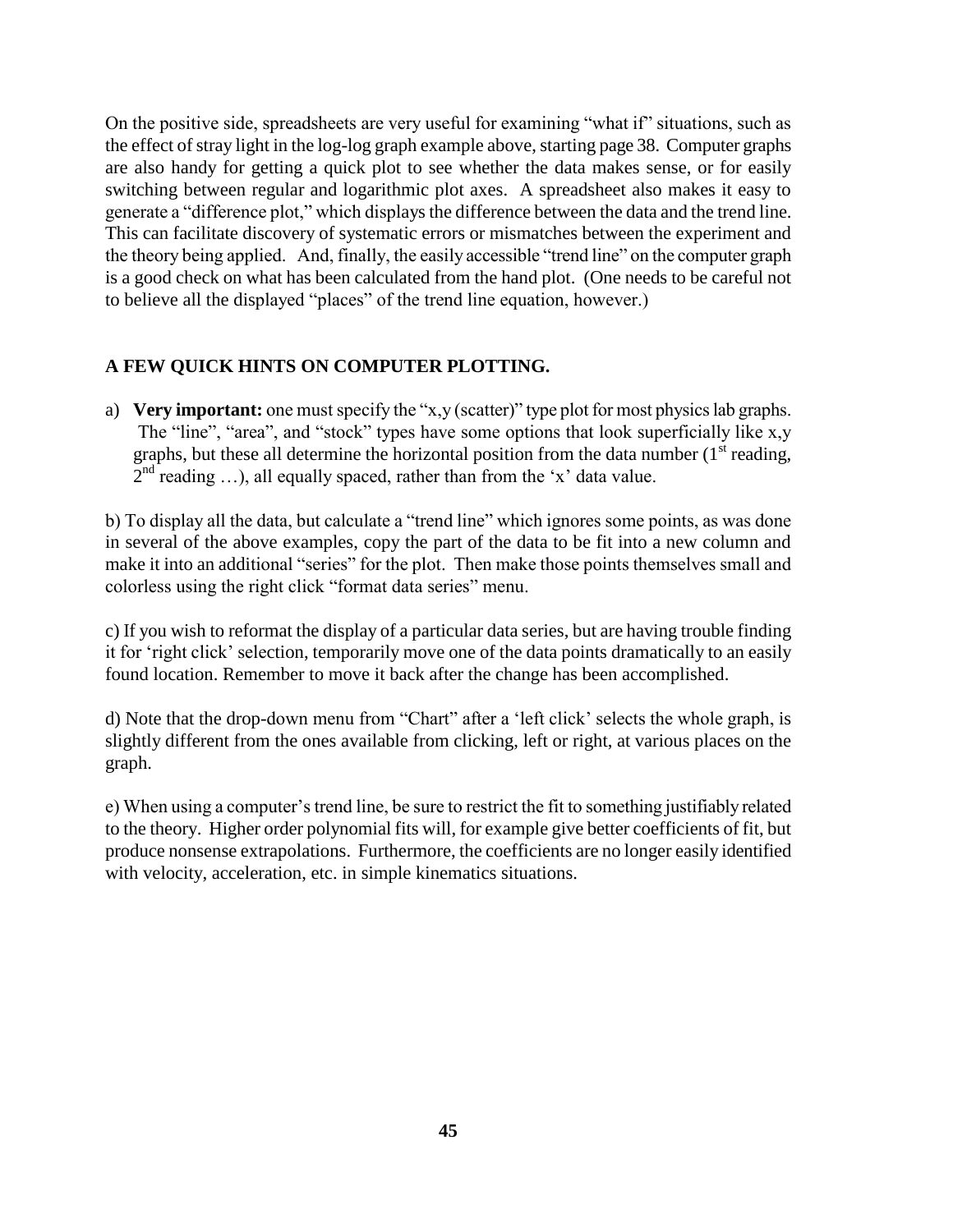On the positive side, spreadsheets are very useful for examining "what if" situations, such as the effect of stray light in the log-log graph example above, starting page 38. Computer graphs are also handy for getting a quick plot to see whether the data makes sense, or for easily switching between regular and logarithmic plot axes. A spreadsheet also makes it easy to generate a "difference plot," which displays the difference between the data and the trend line. This can facilitate discovery of systematic errors or mismatches between the experiment and the theory being applied. And, finally, the easily accessible "trend line" on the computer graph is a good check on what has been calculated from the hand plot. (One needs to be careful not to believe all the displayed "places" of the trend line equation, however.)

## A FEW QUICK HINTS ON COMPUTER PLOTTING.

a) **Very important:** one must specify the "x,y (scatter)" type plot for most physics lab graphs. The "line", "area", and "stock" types have some options that look superficially like x,y graphs, but these all determine the horizontal position from the data number (1st reading, 2nd reading …), all equally spaced, rather than from the 'x' data value.

b) To display all the data, but calculate a "trend line" which ignores some points, as was done in several of the above examples, copy the part of the data to be fit into a new column and make it into an additional "series" for the plot. Then make those points themselves small and colorless using the right click "format data series" menu.

c) If you wish to reformat the display of a particular data series, but are having trouble finding it for 'right click' selection, temporarily move one of the data points dramatically to an easily found location. Remember to move it back after the change has been accomplished.

d) Note that the drop-down menu from "Chart" after a 'left click' selects the whole graph, is slightly different from the ones available from clicking, left or right, at various places on the graph.

e) When using a computer's trend line, be sure to restrict the fit to something justifiably related to the theory. Higher order polynomial fits will, for example give better coefficients of fit, but produce nonsense extrapolations. Furthermore, the coefficients are no longer easily identified with velocity, acceleration, etc. in simple kinematics situations.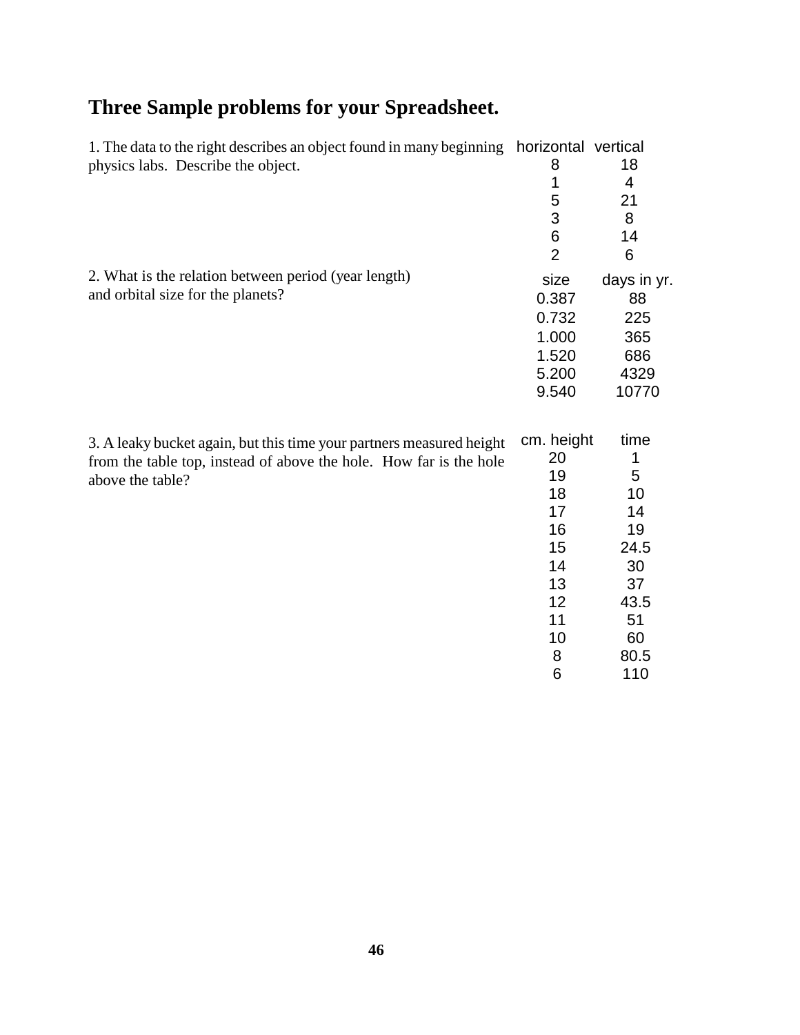# Three Sample problems for your Spreadsheet.

1. The data to the right describes an object found in many beginning physics labs. Describe the object.

| horizontal | vertical |
|---|---|
| 8 | 18 |
| 1 | 4 |
| 5 | 21 |
| 3 | 8 |
| 6 | 14 |
| 2 | 6 |

2. What is the relation between period (year length) and orbital size for the planets?

| size | days in yr. |
|---|---|
| 0.387 | 88 |
| 0.732 | 225 |
| 1.000 | 365 |
| 1.520 | 686 |
| 5.200 | 4329 |
| 9.540 | 10770 |

3. A leaky bucket again, but this time your partners measured height from the table top, instead of above the hole. How far is the hole above the table?

| cm. height | time |
|---|---|
| 20 | 1 |
| 19 | 5 |
| 18 | 10 |
| 17 | 14 |
| 16 | 19 |
| 15 | 24.5 |
| 14 | 30 |
| 13 | 37 |
| 12 | 43.5 |
| 11 | 51 |
| 10 | 60 |
| 8 | 80.5 |
| 6 | 110 |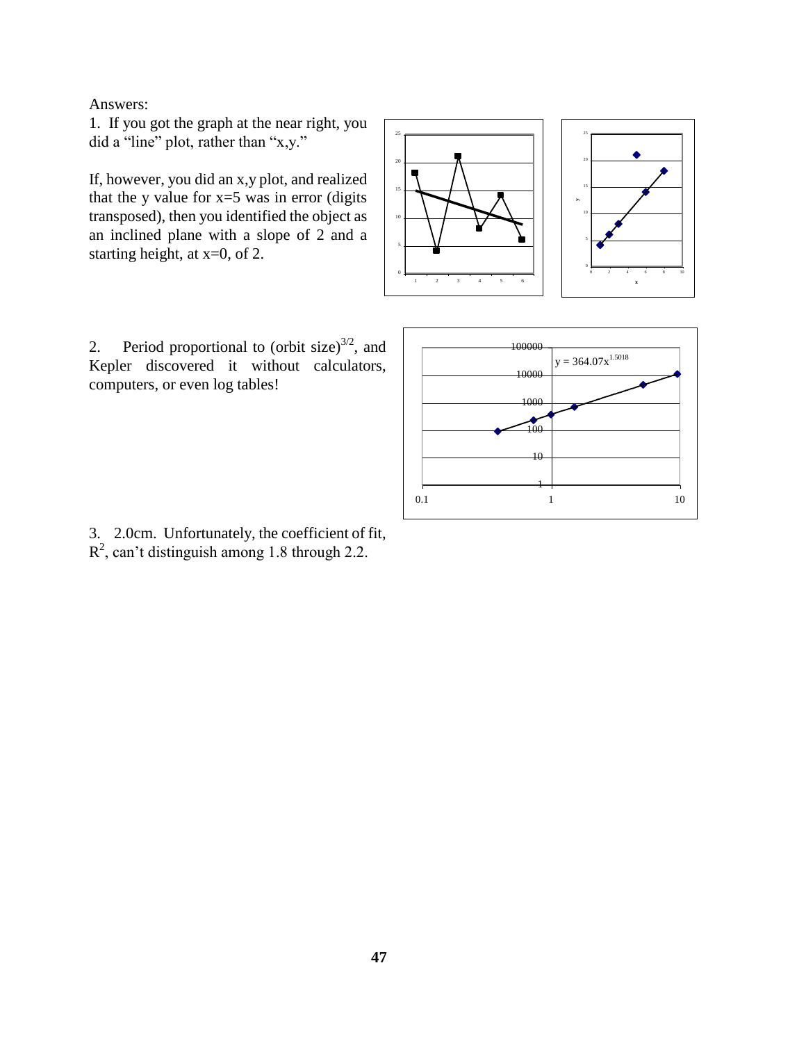Answers:

1. If you got the graph at the near right, you did a "line" plot, rather than "x,y."

If, however, you did an x,y plot, and realized that the y value for x=5 was in error (digits transposed), then you identified the object as an inclined plane with a slope of 2 and a starting height, at x=0, of 2.

2. Period proportional to (orbit size)$^{3/2}$, and Kepler discovered it without calculators, computers, or even log tables!

3. 2.0cm. Unfortunately, the coefficient of fit, $R^2$, can't distinguish among 1.8 through 2.2.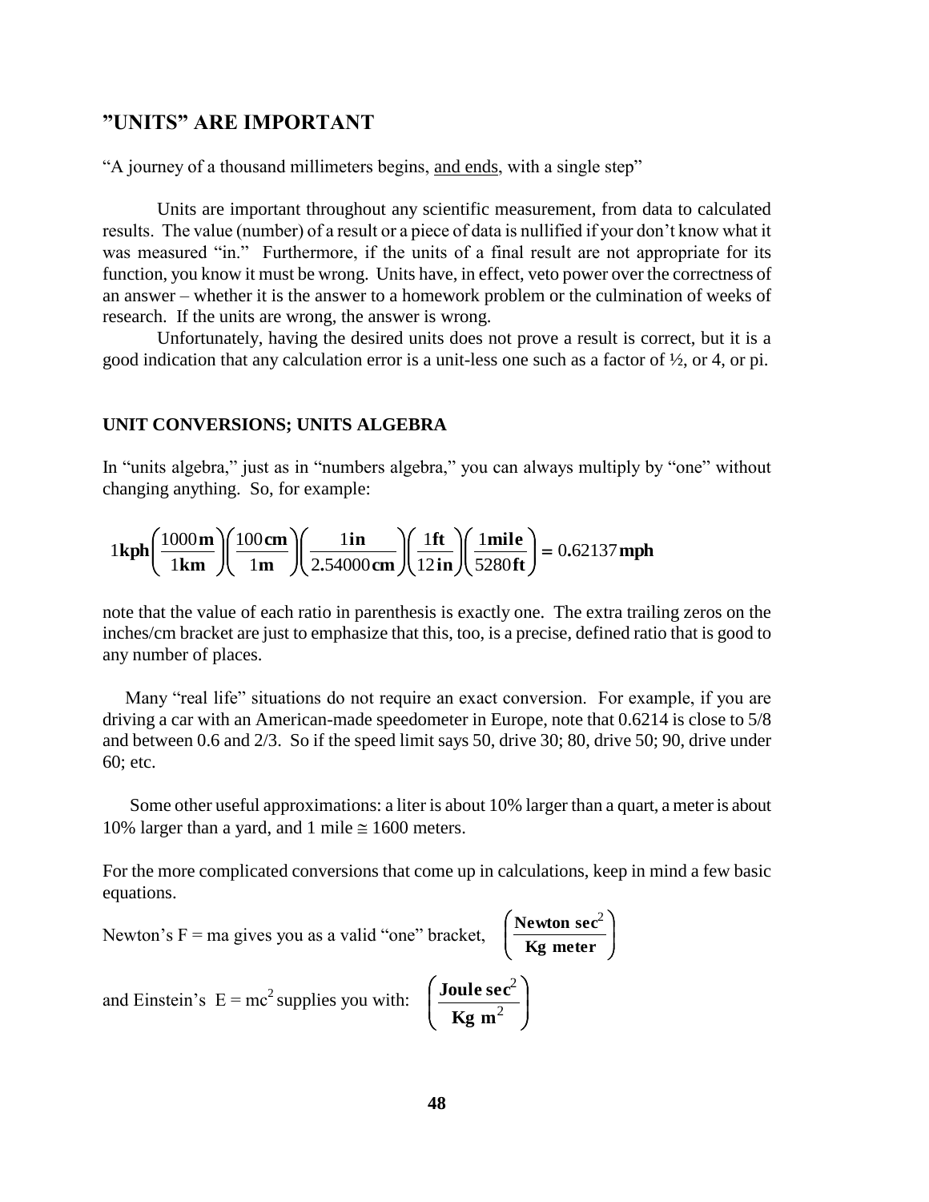## "UNITS" ARE IMPORTANT

"A journey of a thousand millimeters begins, <u>and ends</u>, with a single step"

Units are important throughout any scientific measurement, from data to calculated results. The value (number) of a result or a piece of data is nullified if your don't know what it was measured "in." Furthermore, if the units of a final result are not appropriate for its function, you know it must be wrong. Units have, in effect, veto power over the correctness of an answer – whether it is the answer to a homework problem or the culmination of weeks of research. If the units are wrong, the answer is wrong.

Unfortunately, having the desired units does not prove a result is correct, but it is a good indication that any calculation error is a unit-less one such as a factor of ½, or 4, or pi.

### UNIT CONVERSIONS; UNITS ALGEBRA

In "units algebra," just as in "numbers algebra," you can always multiply by "one" without changing anything. So, for example:

$$1\,\mathbf{kph}\left(\frac{1000\,\mathbf{m}}{1\,\mathbf{km}}\right)\left(\frac{100\,\mathbf{cm}}{1\,\mathbf{m}}\right)\left(\frac{1\,\mathbf{in}}{2.54000\,\mathbf{cm}}\right)\left(\frac{1\,\mathbf{ft}}{12\,\mathbf{in}}\right)\left(\frac{1\,\mathbf{mile}}{5280\,\mathbf{ft}}\right) = 0.62137\,\mathbf{mph}$$

note that the value of each ratio in parenthesis is exactly one. The extra trailing zeros on the inches/cm bracket are just to emphasize that this, too, is a precise, defined ratio that is good to any number of places.

Many "real life" situations do not require an exact conversion. For example, if you are driving a car with an American-made speedometer in Europe, note that 0.6214 is close to 5/8 and between 0.6 and 2/3. So if the speed limit says 50, drive 30; 80, drive 50; 90, drive under 60; etc.

Some other useful approximations: a liter is about 10% larger than a quart, a meter is about 10% larger than a yard, and 1 mile $\cong$ 1600 meters.

For the more complicated conversions that come up in calculations, keep in mind a few basic equations.

Newton's F = ma gives you as a valid "one" bracket, $\left(\frac{\mathbf{Newton\ sec^2}}{\mathbf{Kg\ meter}}\right)$

and Einstein's $E = mc^2$ supplies you with: $\left(\frac{\mathbf{Joule\ sec^2}}{\mathbf{Kg\ m^2}}\right)$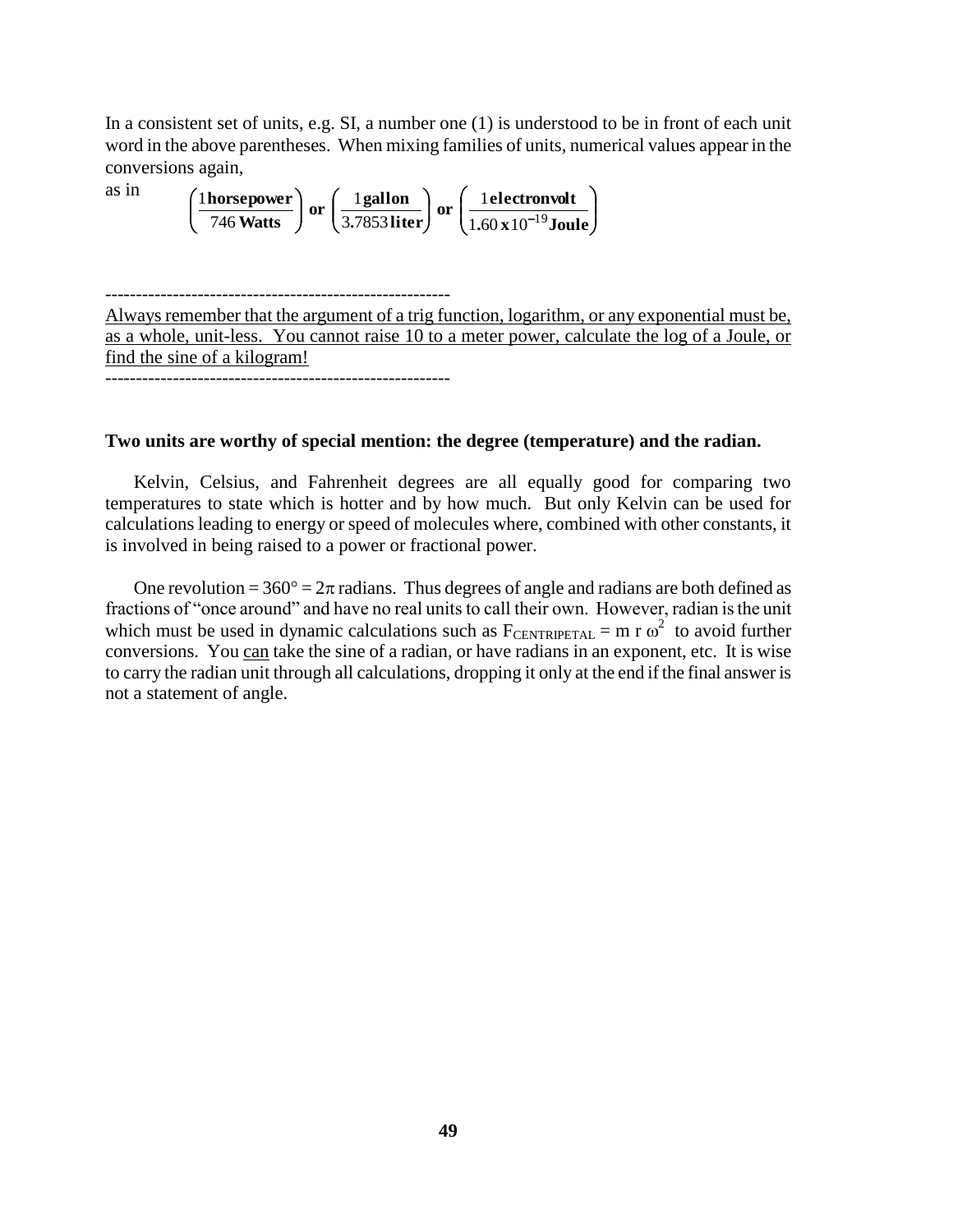In a consistent set of units, e.g. SI, a number one (1) is understood to be in front of each unit word in the above parentheses. When mixing families of units, numerical values appear in the conversions again,

as in $$\left(\frac{1\,\textbf{horsepower}}{746\,\textbf{Watts}}\right) \textbf{ or } \left(\frac{1\,\textbf{gallon}}{3.7853\,\textbf{liter}}\right) \textbf{ or } \left(\frac{1\,\textbf{electronvolt}}{1.60\,\textbf{x}\,10^{-19}\,\textbf{Joule}}\right)$$

---------------------------------------------------------

<u>Always remember that the argument of a trig function, logarithm, or any exponential must be, as a whole, unit-less. You cannot raise 10 to a meter power, calculate the log of a Joule, or find the sine of a kilogram!</u>

---------------------------------------------------------

**Two units are worthy of special mention: the degree (temperature) and the radian.**

Kelvin, Celsius, and Fahrenheit degrees are all equally good for comparing two temperatures to state which is hotter and by how much. But only Kelvin can be used for calculations leading to energy or speed of molecules where, combined with other constants, it is involved in being raised to a power or fractional power.

One revolution = 360° = 2π radians. Thus degrees of angle and radians are both defined as fractions of "once around" and have no real units to call their own. However, radian is the unit which must be used in dynamic calculations such as $F_{CENTRIPETAL} = m\, r\, \omega^2$ to avoid further conversions. You <u>can</u> take the sine of a radian, or have radians in an exponent, etc. It is wise to carry the radian unit through all calculations, dropping it only at the end if the final answer is not a statement of angle.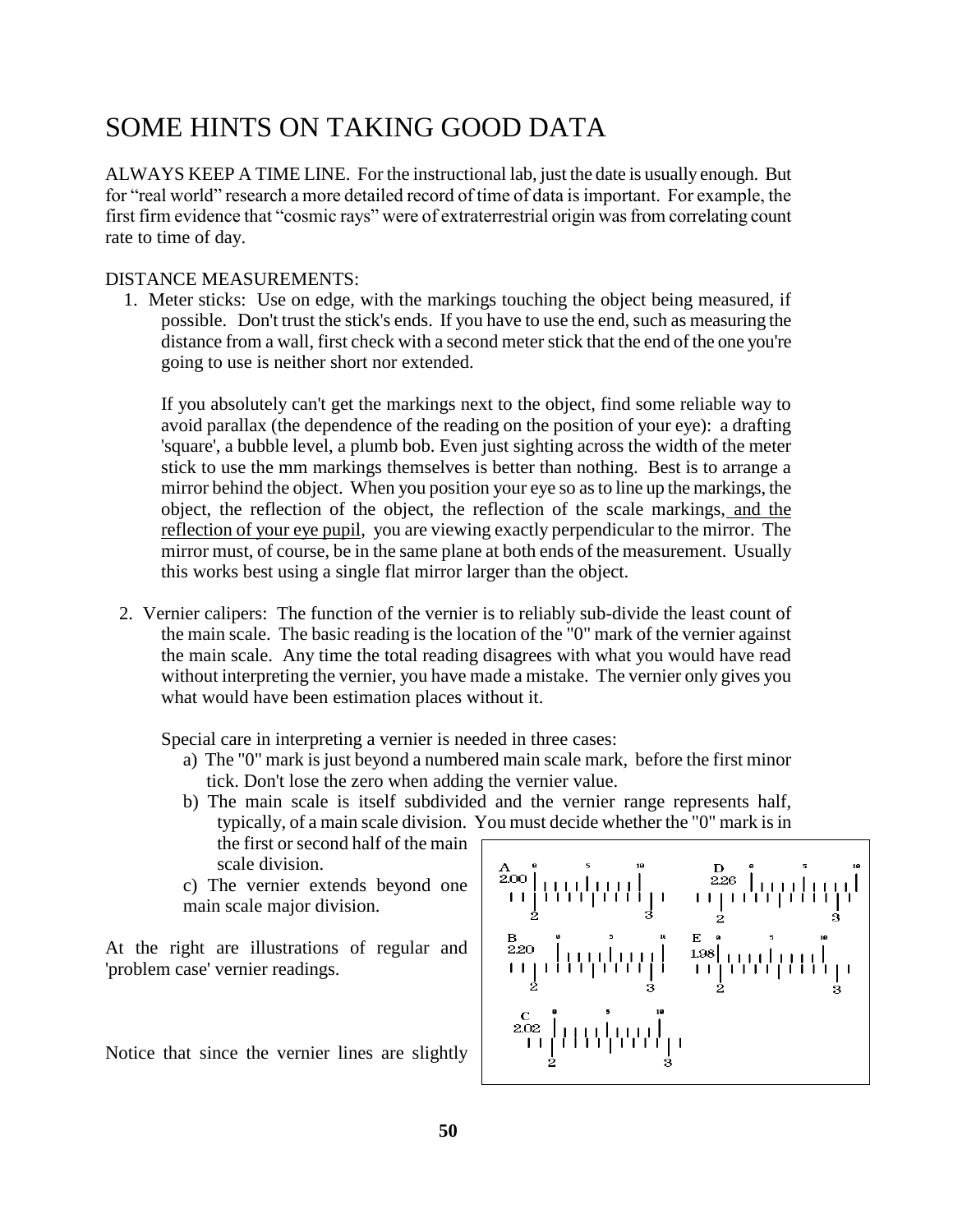# SOME HINTS ON TAKING GOOD DATA

ALWAYS KEEP A TIME LINE. For the instructional lab, just the date is usually enough. But for "real world" research a more detailed record of time of data is important. For example, the first firm evidence that "cosmic rays" were of extraterrestrial origin was from correlating count rate to time of day.

DISTANCE MEASUREMENTS:

1. Meter sticks: Use on edge, with the markings touching the object being measured, if possible. Don't trust the stick's ends. If you have to use the end, such as measuring the distance from a wall, first check with a second meter stick that the end of the one you're going to use is neither short nor extended.

   If you absolutely can't get the markings next to the object, find some reliable way to avoid parallax (the dependence of the reading on the position of your eye): a drafting 'square', a bubble level, a plumb bob. Even just sighting across the width of the meter stick to use the mm markings themselves is better than nothing. Best is to arrange a mirror behind the object. When you position your eye so as to line up the markings, the object, the reflection of the object, the reflection of the scale markings, <u>and the reflection of your eye pupil</u>, you are viewing exactly perpendicular to the mirror. The mirror must, of course, be in the same plane at both ends of the measurement. Usually this works best using a single flat mirror larger than the object.

2. Vernier calipers: The function of the vernier is to reliably sub-divide the least count of the main scale. The basic reading is the location of the "0" mark of the vernier against the main scale. Any time the total reading disagrees with what you would have read without interpreting the vernier, you have made a mistake. The vernier only gives you what would have been estimation places without it.

   Special care in interpreting a vernier is needed in three cases:
   a) The "0" mark is just beyond a numbered main scale mark, before the first minor tick. Don't lose the zero when adding the vernier value.
   b) The main scale is itself subdivided and the vernier range represents half, typically, of a main scale division. You must decide whether the "0" mark is in the first or second half of the main scale division.
   c) The vernier extends beyond one main scale major division.

At the right are illustrations of regular and 'problem case' vernier readings.

Notice that since the vernier lines are slightly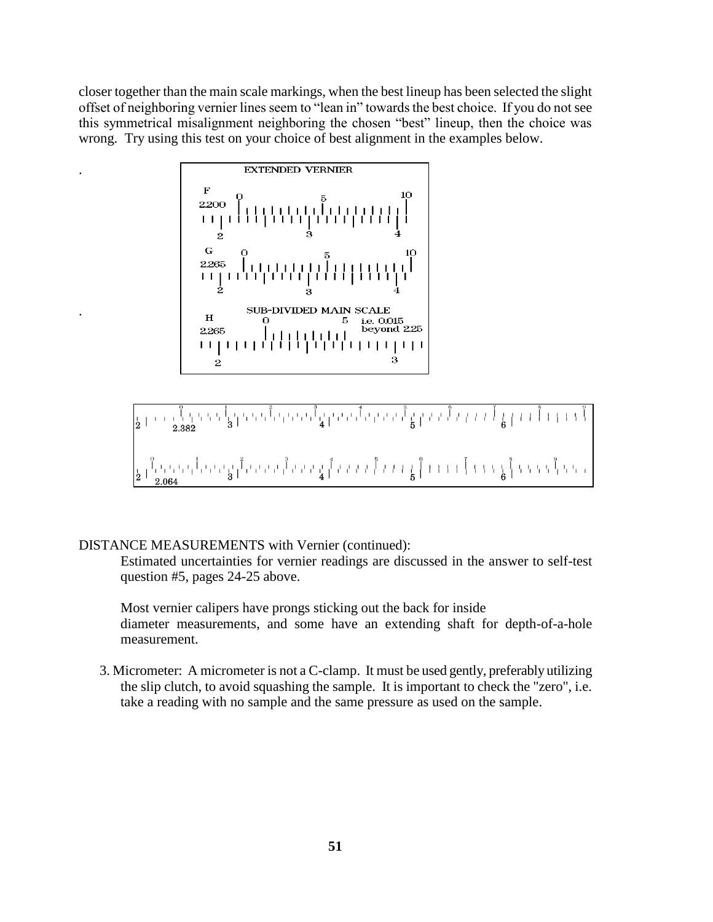closer together than the main scale markings, when the best lineup has been selected the slight offset of neighboring vernier lines seem to "lean in" towards the best choice. If you do not see this symmetrical misalignment neighboring the chosen "best" lineup, then the choice was wrong. Try using this test on your choice of best alignment in the examples below.

DISTANCE MEASUREMENTS with Vernier (continued):

Estimated uncertainties for vernier readings are discussed in the answer to self-test question #5, pages 24-25 above.

Most vernier calipers have prongs sticking out the back for inside diameter measurements, and some have an extending shaft for depth-of-a-hole measurement.

3. Micrometer: A micrometer is not a C-clamp. It must be used gently, preferably utilizing the slip clutch, to avoid squashing the sample. It is important to check the "zero", i.e. take a reading with no sample and the same pressure as used on the sample.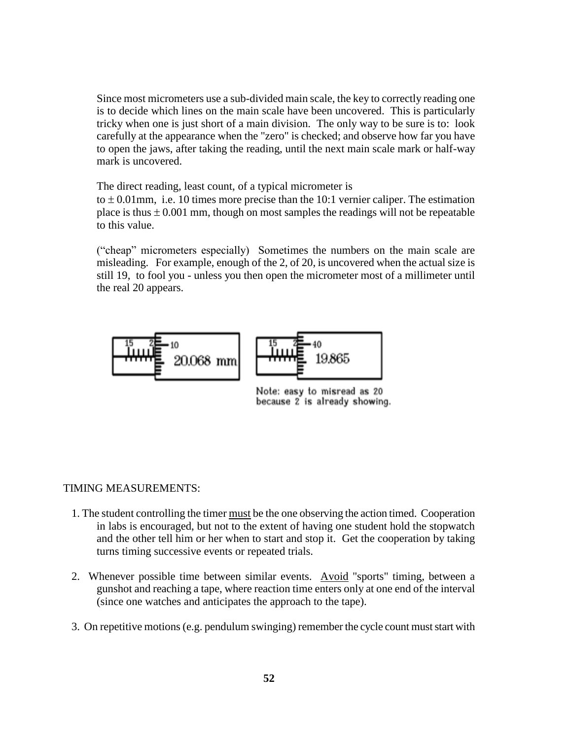Since most micrometers use a sub-divided main scale, the key to correctly reading one is to decide which lines on the main scale have been uncovered. This is particularly tricky when one is just short of a main division. The only way to be sure is to: look carefully at the appearance when the "zero" is checked; and observe how far you have to open the jaws, after taking the reading, until the next main scale mark or half-way mark is uncovered.

The direct reading, least count, of a typical micrometer is to $\pm$ 0.01mm, i.e. 10 times more precise than the 10:1 vernier caliper. The estimation place is thus $\pm$ 0.001 mm, though on most samples the readings will not be repeatable to this value.

("cheap" micrometers especially) Sometimes the numbers on the main scale are misleading. For example, enough of the 2, of 20, is uncovered when the actual size is still 19, to fool you - unless you then open the micrometer most of a millimeter until the real 20 appears.

15 2 10 20.068 mm

15 2 40 19.865

Note: easy to misread as 20 because 2 is already showing.

TIMING MEASUREMENTS:

1. The student controlling the timer <u>must</u> be the one observing the action timed. Cooperation in labs is encouraged, but not to the extent of having one student hold the stopwatch and the other tell him or her when to start and stop it. Get the cooperation by taking turns timing successive events or repeated trials.

2. Whenever possible time between similar events. <u>Avoid</u> "sports" timing, between a gunshot and reaching a tape, where reaction time enters only at one end of the interval (since one watches and anticipates the approach to the tape).

3. On repetitive motions (e.g. pendulum swinging) remember the cycle count must start with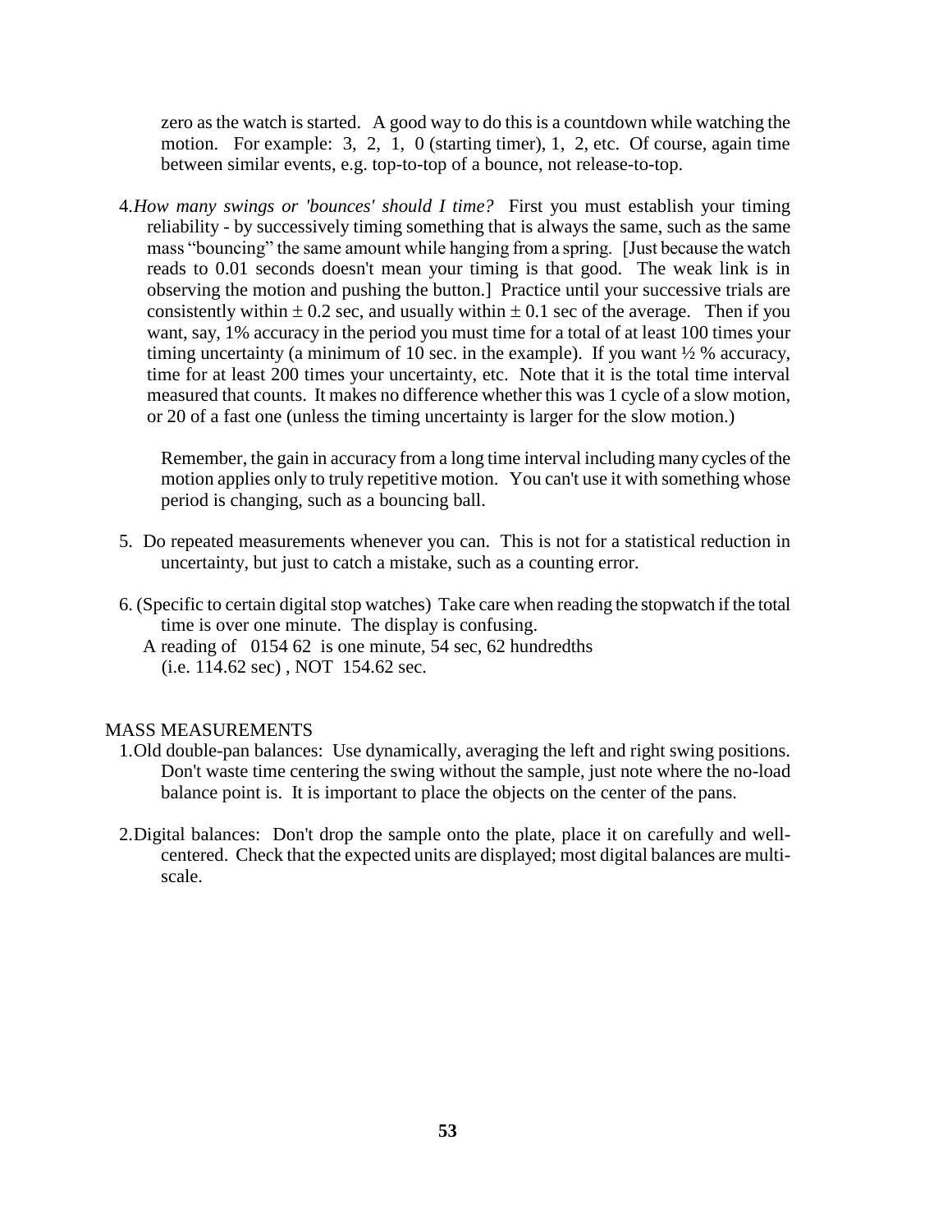zero as the watch is started. A good way to do this is a countdown while watching the motion. For example: 3, 2, 1, 0 (starting timer), 1, 2, etc. Of course, again time between similar events, e.g. top-to-top of a bounce, not release-to-top.

4. *How many swings or 'bounces' should I time?* First you must establish your timing reliability - by successively timing something that is always the same, such as the same mass "bouncing" the same amount while hanging from a spring. [Just because the watch reads to 0.01 seconds doesn't mean your timing is that good. The weak link is in observing the motion and pushing the button.] Practice until your successive trials are consistently within $\pm$ 0.2 sec, and usually within $\pm$ 0.1 sec of the average. Then if you want, say, 1% accuracy in the period you must time for a total of at least 100 times your timing uncertainty (a minimum of 10 sec. in the example). If you want ½ % accuracy, time for at least 200 times your uncertainty, etc. Note that it is the total time interval measured that counts. It makes no difference whether this was 1 cycle of a slow motion, or 20 of a fast one (unless the timing uncertainty is larger for the slow motion.)

   Remember, the gain in accuracy from a long time interval including many cycles of the motion applies only to truly repetitive motion. You can't use it with something whose period is changing, such as a bouncing ball.

5. Do repeated measurements whenever you can. This is not for a statistical reduction in uncertainty, but just to catch a mistake, such as a counting error.

6. (Specific to certain digital stop watches) Take care when reading the stopwatch if the total time is over one minute. The display is confusing.
   A reading of 0154 62 is one minute, 54 sec, 62 hundredths
   (i.e. 114.62 sec), NOT 154.62 sec.

MASS MEASUREMENTS

1. Old double-pan balances: Use dynamically, averaging the left and right swing positions. Don't waste time centering the swing without the sample, just note where the no-load balance point is. It is important to place the objects on the center of the pans.

2. Digital balances: Don't drop the sample onto the plate, place it on carefully and well-centered. Check that the expected units are displayed; most digital balances are multi-scale.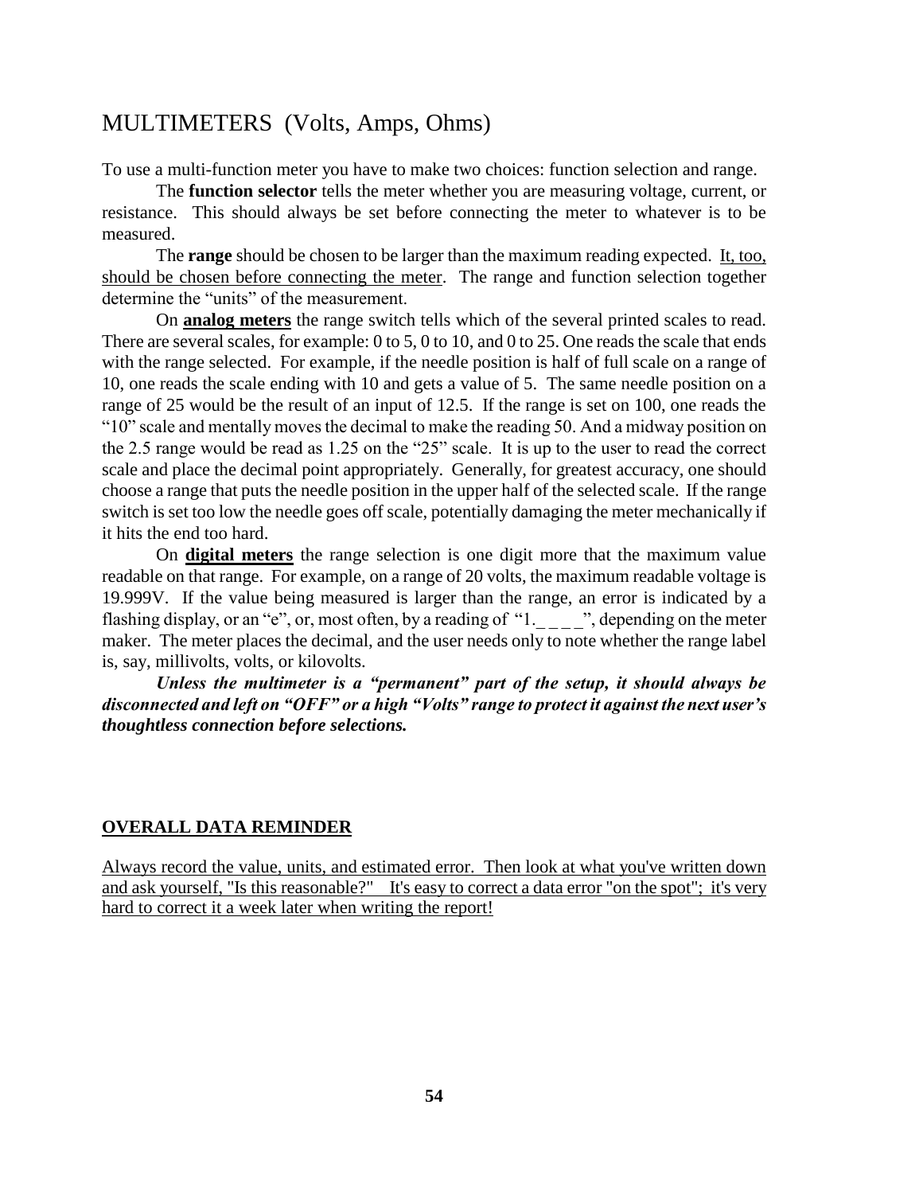# MULTIMETERS (Volts, Amps, Ohms)

To use a multi-function meter you have to make two choices: function selection and range.

The **function selector** tells the meter whether you are measuring voltage, current, or resistance. This should always be set before connecting the meter to whatever is to be measured.

The **range** should be chosen to be larger than the maximum reading expected. <u>It, too, should be chosen before connecting the meter</u>. The range and function selection together determine the "units" of the measurement.

On **<u>analog meters</u>** the range switch tells which of the several printed scales to read. There are several scales, for example: 0 to 5, 0 to 10, and 0 to 25. One reads the scale that ends with the range selected. For example, if the needle position is half of full scale on a range of 10, one reads the scale ending with 10 and gets a value of 5. The same needle position on a range of 25 would be the result of an input of 12.5. If the range is set on 100, one reads the "10" scale and mentally moves the decimal to make the reading 50. And a midway position on the 2.5 range would be read as 1.25 on the "25" scale. It is up to the user to read the correct scale and place the decimal point appropriately. Generally, for greatest accuracy, one should choose a range that puts the needle position in the upper half of the selected scale. If the range switch is set too low the needle goes off scale, potentially damaging the meter mechanically if it hits the end too hard.

On **<u>digital meters</u>** the range selection is one digit more that the maximum value readable on that range. For example, on a range of 20 volts, the maximum readable voltage is 19.999V. If the value being measured is larger than the range, an error is indicated by a flashing display, or an "e", or, most often, by a reading of "1._ _ _ _", depending on the meter maker. The meter places the decimal, and the user needs only to note whether the range label is, say, millivolts, volts, or kilovolts.

***Unless the multimeter is a "permanent" part of the setup, it should always be disconnected and left on "OFF" or a high "Volts" range to protect it against the next user's thoughtless connection before selections.***

## <u>OVERALL DATA REMINDER</u>

<u>Always record the value, units, and estimated error. Then look at what you've written down and ask yourself, "Is this reasonable?" It's easy to correct a data error "on the spot"; it's very hard to correct it a week later when writing the report!</u>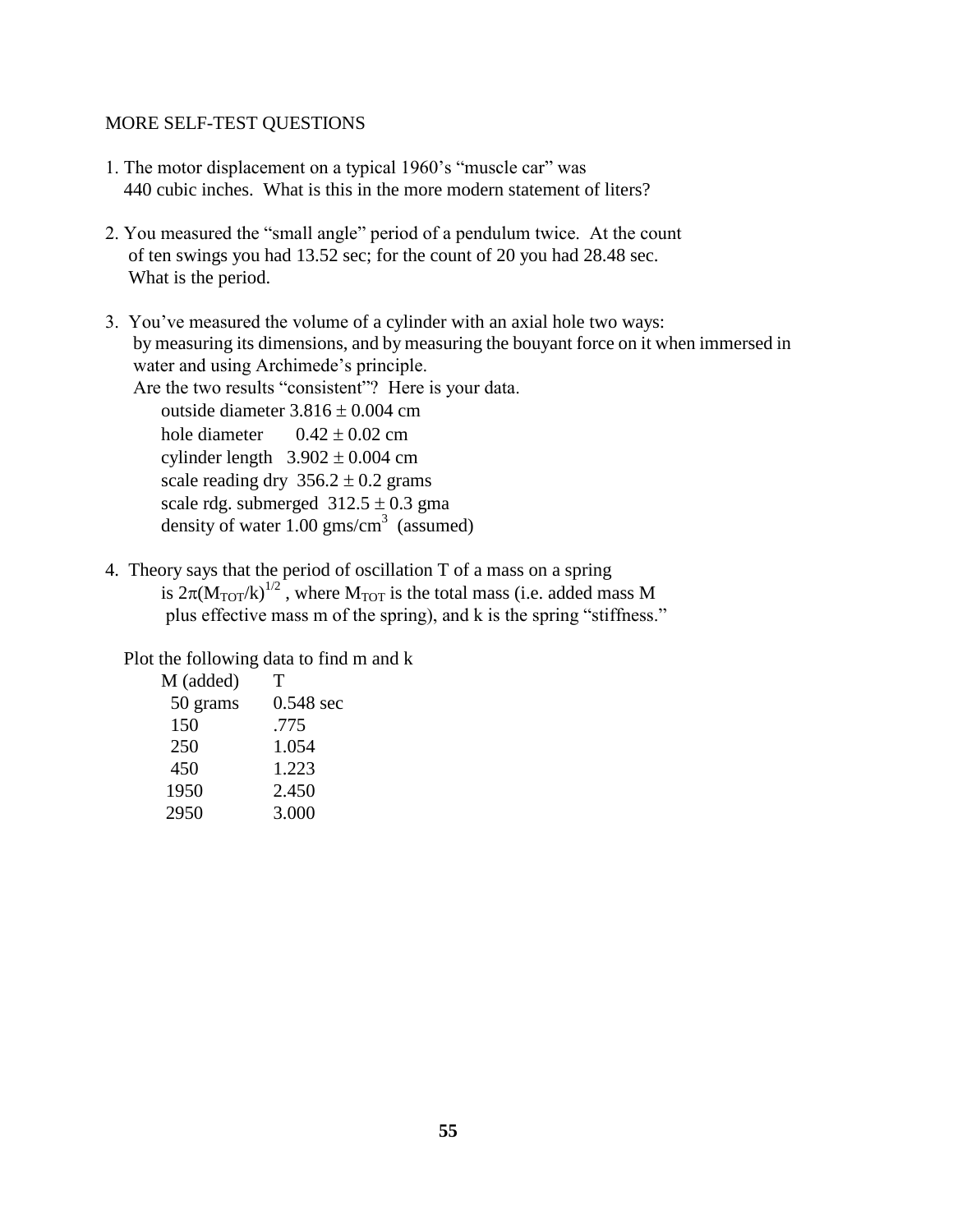MORE SELF-TEST QUESTIONS

1. The motor displacement on a typical 1960's "muscle car" was 440 cubic inches. What is this in the more modern statement of liters?

2. You measured the "small angle" period of a pendulum twice. At the count of ten swings you had 13.52 sec; for the count of 20 you had 28.48 sec. What is the period.

3. You've measured the volume of a cylinder with an axial hole two ways: by measuring its dimensions, and by measuring the bouyant force on it when immersed in water and using Archimede's principle.
   Are the two results "consistent"? Here is your data.
   - outside diameter 3.816 ± 0.004 cm
   - hole diameter 0.42 ± 0.02 cm
   - cylinder length 3.902 ± 0.004 cm
   - scale reading dry 356.2 ± 0.2 grams
   - scale rdg. submerged 312.5 ± 0.3 gma
   - density of water 1.00 gms/cm$^3$ (assumed)

4. Theory says that the period of oscillation T of a mass on a spring is $2\pi(M_{TOT}/k)^{1/2}$, where $M_{TOT}$ is the total mass (i.e. added mass M plus effective mass m of the spring), and k is the spring "stiffness."

   Plot the following data to find m and k

| M (added) | T |
|---|---|
| 50 grams | 0.548 sec |
| 150 | .775 |
| 250 | 1.054 |
| 450 | 1.223 |
| 1950 | 2.450 |
| 2950 | 3.000 |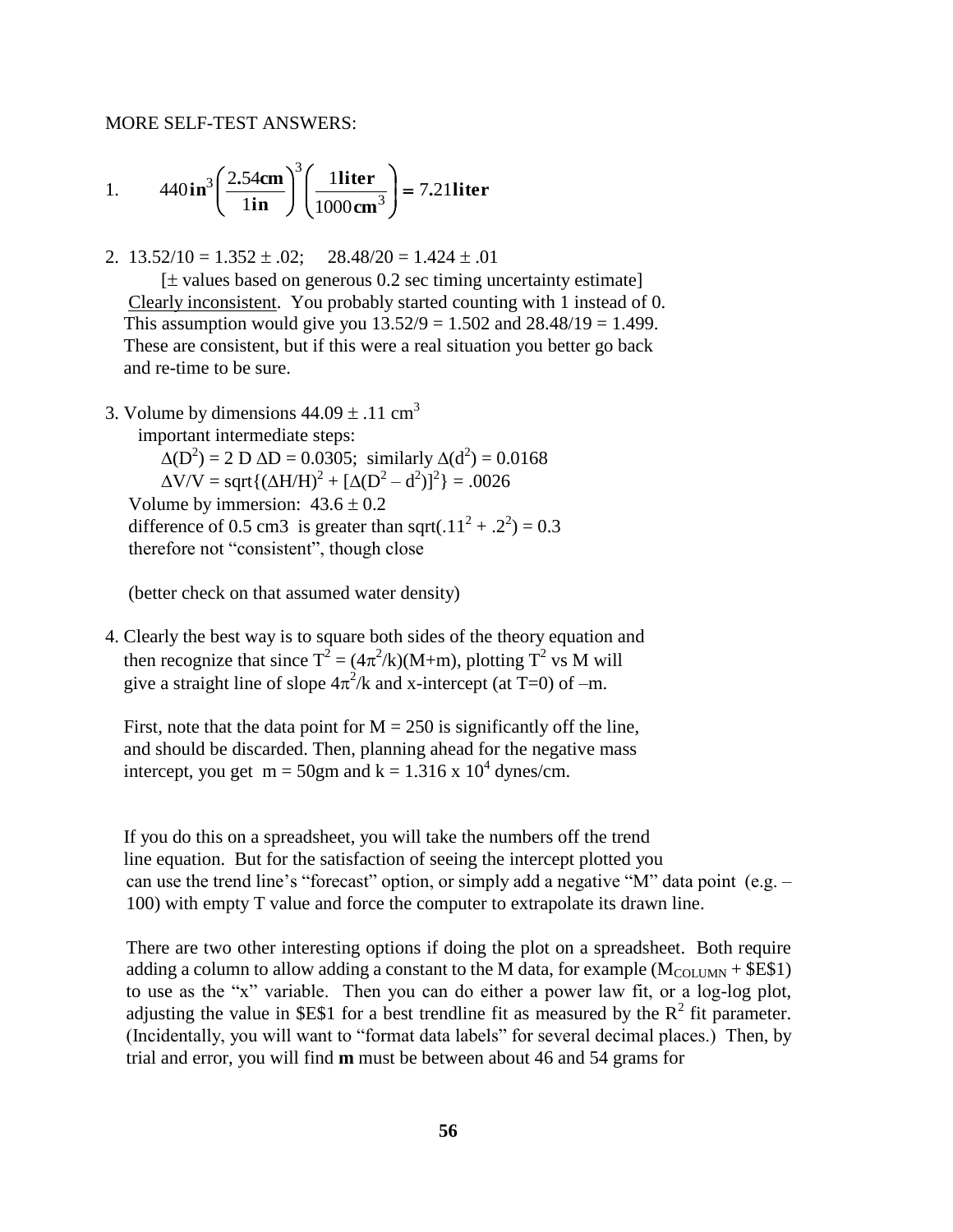MORE SELF-TEST ANSWERS:

1. $$440\,\mathbf{in}^3\left(\frac{2.54\mathbf{cm}}{1\mathbf{in}}\right)^3\left(\frac{1\mathbf{liter}}{1000\,\mathbf{cm}^3}\right) = 7.21\mathbf{liter}$$

2. $13.52/10 = 1.352 \pm .02$; $28.48/20 = 1.424 \pm .01$

   [$\pm$ values based on generous 0.2 sec timing uncertainty estimate]

   Clearly inconsistent. You probably started counting with 1 instead of 0. This assumption would give you $13.52/9 = 1.502$ and $28.48/19 = 1.499$. These are consistent, but if this were a real situation you better go back and re-time to be sure.

3. Volume by dimensions $44.09 \pm .11$ cm$^3$

   important intermediate steps:

   $\Delta(D^2) = 2\,D\,\Delta D = 0.0305$; similarly $\Delta(d^2) = 0.0168$

   $\Delta V/V = \text{sqrt}\{(\Delta H/H)^2 + [\Delta(D^2 - d^2)]^2\} = .0026$

   Volume by immersion: $43.6 \pm 0.2$

   difference of 0.5 cm3 is greater than $\text{sqrt}(.11^2 + .2^2) = 0.3$

   therefore not "consistent", though close

   (better check on that assumed water density)

4. Clearly the best way is to square both sides of the theory equation and then recognize that since $T^2 = (4\pi^2/k)(M+m)$, plotting $T^2$ vs M will give a straight line of slope $4\pi^2/k$ and x-intercept (at T=0) of –m.

   First, note that the data point for M = 250 is significantly off the line, and should be discarded. Then, planning ahead for the negative mass intercept, you get m = 50gm and k = 1.316 x $10^4$ dynes/cm.

   If you do this on a spreadsheet, you will take the numbers off the trend line equation. But for the satisfaction of seeing the intercept plotted you can use the trend line's "forecast" option, or simply add a negative "M" data point (e.g. – 100) with empty T value and force the computer to extrapolate its drawn line.

   There are two other interesting options if doing the plot on a spreadsheet. Both require adding a column to allow adding a constant to the M data, for example ($M_{COLUMN}$ + $E$1) to use as the "x" variable. Then you can do either a power law fit, or a log-log plot, adjusting the value in $E$1 for a best trendline fit as measured by the $R^2$ fit parameter. (Incidentally, you will want to "format data labels" for several decimal places.) Then, by trial and error, you will find **m** must be between about 46 and 54 grams for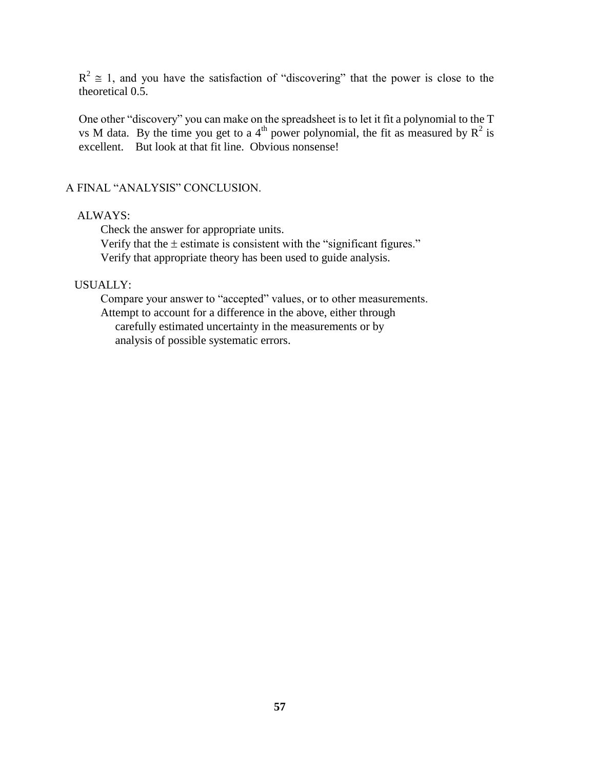$R^2 \cong 1$, and you have the satisfaction of "discovering" that the power is close to the theoretical 0.5.

One other "discovery" you can make on the spreadsheet is to let it fit a polynomial to the T vs M data. By the time you get to a $4^{th}$ power polynomial, the fit as measured by $R^2$ is excellent. But look at that fit line. Obvious nonsense!

## A FINAL "ANALYSIS" CONCLUSION.

ALWAYS:

- Check the answer for appropriate units.
- Verify that the ± estimate is consistent with the "significant figures."
- Verify that appropriate theory has been used to guide analysis.

USUALLY:

- Compare your answer to "accepted" values, or to other measurements.
- Attempt to account for a difference in the above, either through carefully estimated uncertainty in the measurements or by analysis of possible systematic errors.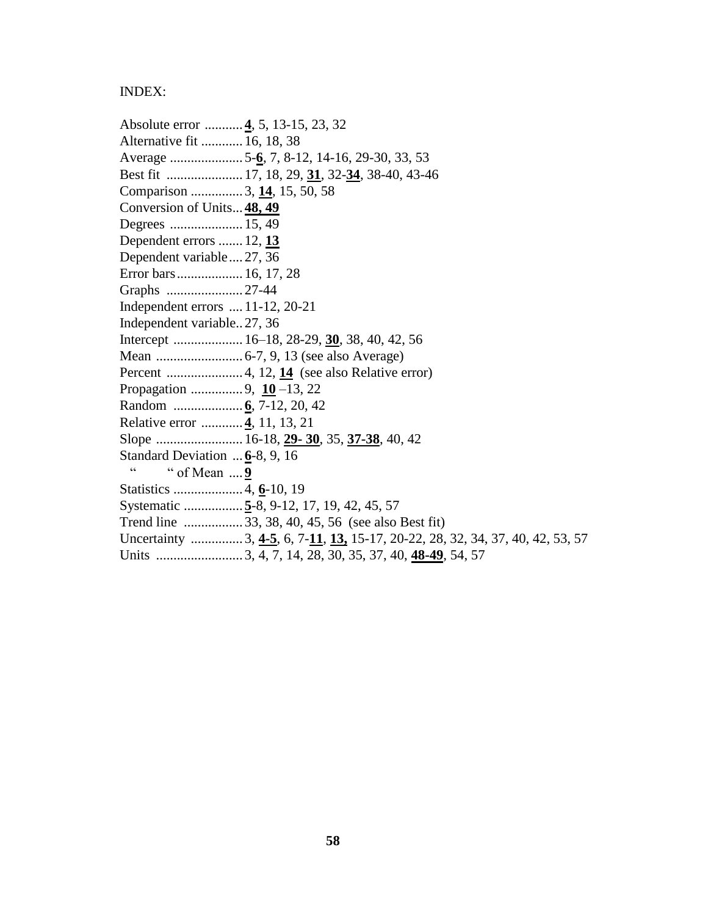INDEX:

Absolute error ........... **<u>4</u>**, 5, 13-15, 23, 32
Alternative fit ............ 16, 18, 38
Average ..................... 5-**<u>6</u>**, 7, 8-12, 14-16, 29-30, 33, 53
Best fit ...................... 17, 18, 29, **<u>31</u>**, 32-**<u>34</u>**, 38-40, 43-46
Comparison ............... 3, **<u>14</u>**, 15, 50, 58
Conversion of Units... **<u>48, 49</u>**
Degrees ..................... 15, 49
Dependent errors ....... 12, **<u>13</u>**
Dependent variable.... 27, 36
Error bars................... 16, 17, 28
Graphs ...................... 27-44
Independent errors .... 11-12, 20-21
Independent variable.. 27, 36
Intercept .................... 16–18, 28-29, **<u>30</u>**, 38, 40, 42, 56
Mean ......................... 6-7, 9, 13 (see also Average)
Percent ...................... 4, 12, **<u>14</u>** (see also Relative error)
Propagation ............... 9, **<u>10</u>** –13, 22
Random .................... **<u>6</u>**, 7-12, 20, 42
Relative error ............ **<u>4</u>**, 11, 13, 21
Slope ......................... 16-18, **<u>29- 30</u>**, 35, **<u>37-38</u>**, 40, 42
Standard Deviation ... **<u>6</u>**-8, 9, 16
" " of Mean .... **<u>9</u>**
Statistics .................... 4, **<u>6</u>**-10, 19
Systematic ................. **<u>5</u>**-8, 9-12, 17, 19, 42, 45, 57
Trend line ................. 33, 38, 40, 45, 56 (see also Best fit)
Uncertainty ............... 3, **<u>4-5</u>**, 6, 7-**<u>11</u>**, **<u>13,</u>** 15-17, 20-22, 28, 32, 34, 37, 40, 42, 53, 57
Units ......................... 3, 4, 7, 14, 28, 30, 35, 37, 40, **<u>48-49</u>**, 54, 57